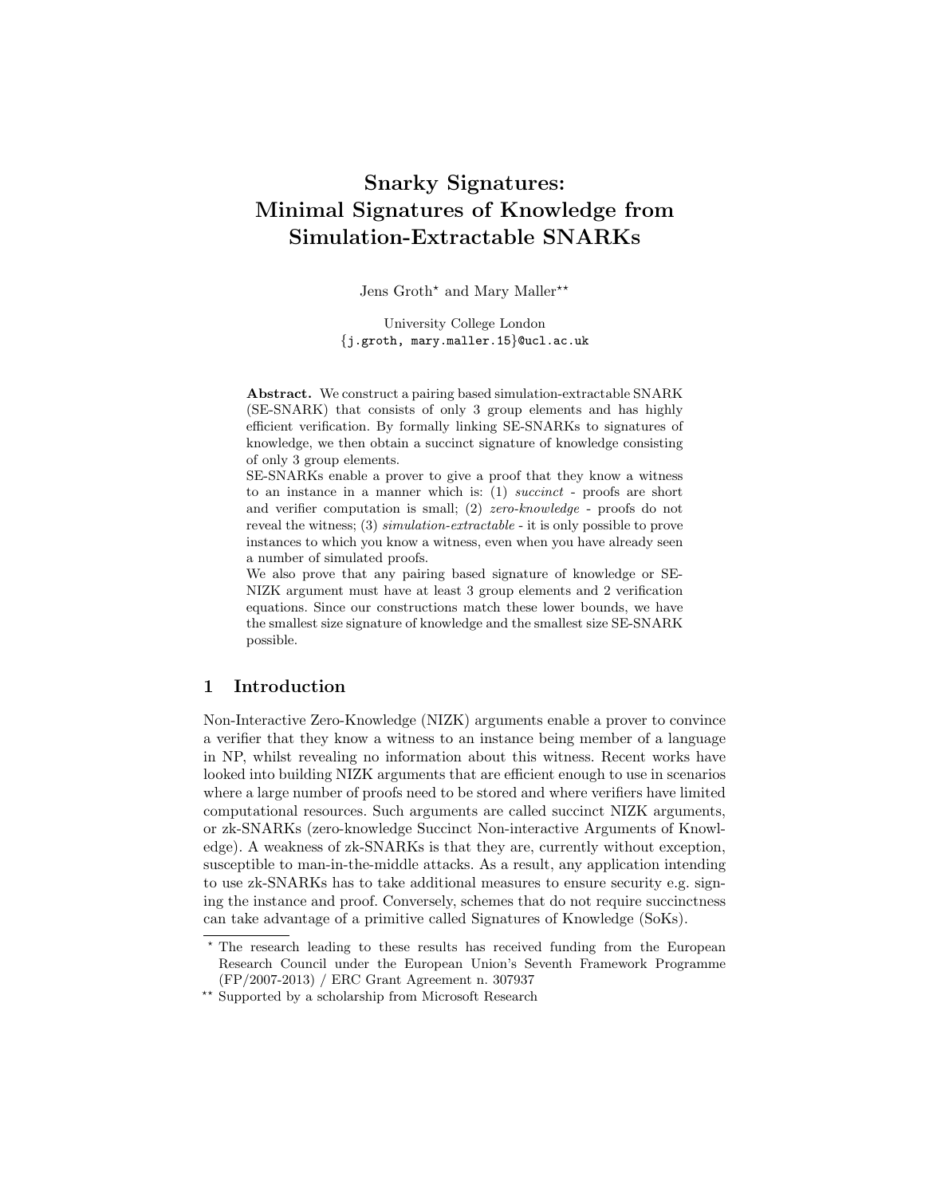# Snarky Signatures: Minimal Signatures of Knowledge from Simulation-Extractable SNARKs

Jens Groth* and Mary Maller**

University College London
{j.groth, mary.maller.15}@ucl.ac.uk

**Abstract.** We construct a pairing based simulation-extractable SNARK (SE-SNARK) that consists of only 3 group elements and has highly efficient verification. By formally linking SE-SNARKs to signatures of knowledge, we then obtain a succinct signature of knowledge consisting of only 3 group elements.

SE-SNARKs enable a prover to give a proof that they know a witness to an instance in a manner which is: (1) *succinct* - proofs are short and verifier computation is small; (2) *zero-knowledge* - proofs do not reveal the witness; (3) *simulation-extractable* - it is only possible to prove instances to which you know a witness, even when you have already seen a number of simulated proofs.

We also prove that any pairing based signature of knowledge or SE-NIZK argument must have at least 3 group elements and 2 verification equations. Since our constructions match these lower bounds, we have the smallest size signature of knowledge and the smallest size SE-SNARK possible.

## 1 Introduction

Non-Interactive Zero-Knowledge (NIZK) arguments enable a prover to convince a verifier that they know a witness to an instance being member of a language in NP, whilst revealing no information about this witness. Recent works have looked into building NIZK arguments that are efficient enough to use in scenarios where a large number of proofs need to be stored and where verifiers have limited computational resources. Such arguments are called succinct NIZK arguments, or zk-SNARKs (zero-knowledge Succinct Non-interactive Arguments of Knowledge). A weakness of zk-SNARKs is that they are, currently without exception, susceptible to man-in-the-middle attacks. As a result, any application intending to use zk-SNARKs has to take additional measures to ensure security e.g. signing the instance and proof. Conversely, schemes that do not require succinctness can take advantage of a primitive called Signatures of Knowledge (SoKs).

---

* The research leading to these results has received funding from the European Research Council under the European Union's Seventh Framework Programme (FP/2007-2013) / ERC Grant Agreement n. 307937

** Supported by a scholarship from Microsoft Research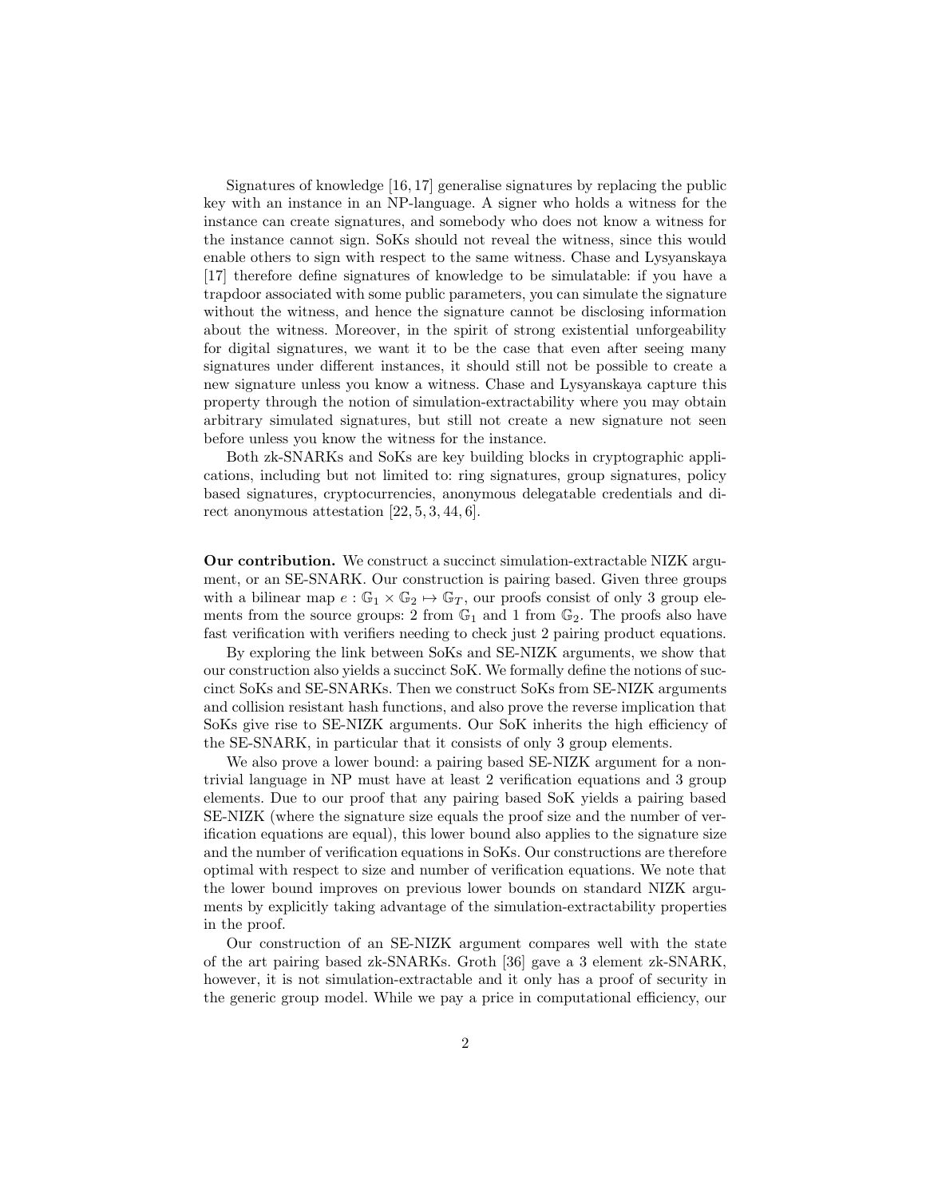Signatures of knowledge [16, 17] generalise signatures by replacing the public key with an instance in an NP-language. A signer who holds a witness for the instance can create signatures, and somebody who does not know a witness for the instance cannot sign. SoKs should not reveal the witness, since this would enable others to sign with respect to the same witness. Chase and Lysyanskaya [17] therefore define signatures of knowledge to be simulatable: if you have a trapdoor associated with some public parameters, you can simulate the signature without the witness, and hence the signature cannot be disclosing information about the witness. Moreover, in the spirit of strong existential unforgeability for digital signatures, we want it to be the case that even after seeing many signatures under different instances, it should still not be possible to create a new signature unless you know a witness. Chase and Lysyanskaya capture this property through the notion of simulation-extractability where you may obtain arbitrary simulated signatures, but still not create a new signature not seen before unless you know the witness for the instance.

Both zk-SNARKs and SoKs are key building blocks in cryptographic applications, including but not limited to: ring signatures, group signatures, policy based signatures, cryptocurrencies, anonymous delegatable credentials and direct anonymous attestation [22, 5, 3, 44, 6].

**Our contribution.** We construct a succinct simulation-extractable NIZK argument, or an SE-SNARK. Our construction is pairing based. Given three groups with a bilinear map $e : \mathbb{G}_1 \times \mathbb{G}_2 \mapsto \mathbb{G}_T$, our proofs consist of only 3 group elements from the source groups: 2 from $\mathbb{G}_1$ and 1 from $\mathbb{G}_2$. The proofs also have fast verification with verifiers needing to check just 2 pairing product equations.

By exploring the link between SoKs and SE-NIZK arguments, we show that our construction also yields a succinct SoK. We formally define the notions of succinct SoKs and SE-SNARKs. Then we construct SoKs from SE-NIZK arguments and collision resistant hash functions, and also prove the reverse implication that SoKs give rise to SE-NIZK arguments. Our SoK inherits the high efficiency of the SE-SNARK, in particular that it consists of only 3 group elements.

We also prove a lower bound: a pairing based SE-NIZK argument for a nontrivial language in NP must have at least 2 verification equations and 3 group elements. Due to our proof that any pairing based SoK yields a pairing based SE-NIZK (where the signature size equals the proof size and the number of verification equations are equal), this lower bound also applies to the signature size and the number of verification equations in SoKs. Our constructions are therefore optimal with respect to size and number of verification equations. We note that the lower bound improves on previous lower bounds on standard NIZK arguments by explicitly taking advantage of the simulation-extractability properties in the proof.

Our construction of an SE-NIZK argument compares well with the state of the art pairing based zk-SNARKs. Groth [36] gave a 3 element zk-SNARK, however, it is not simulation-extractable and it only has a proof of security in the generic group model. While we pay a price in computational efficiency, our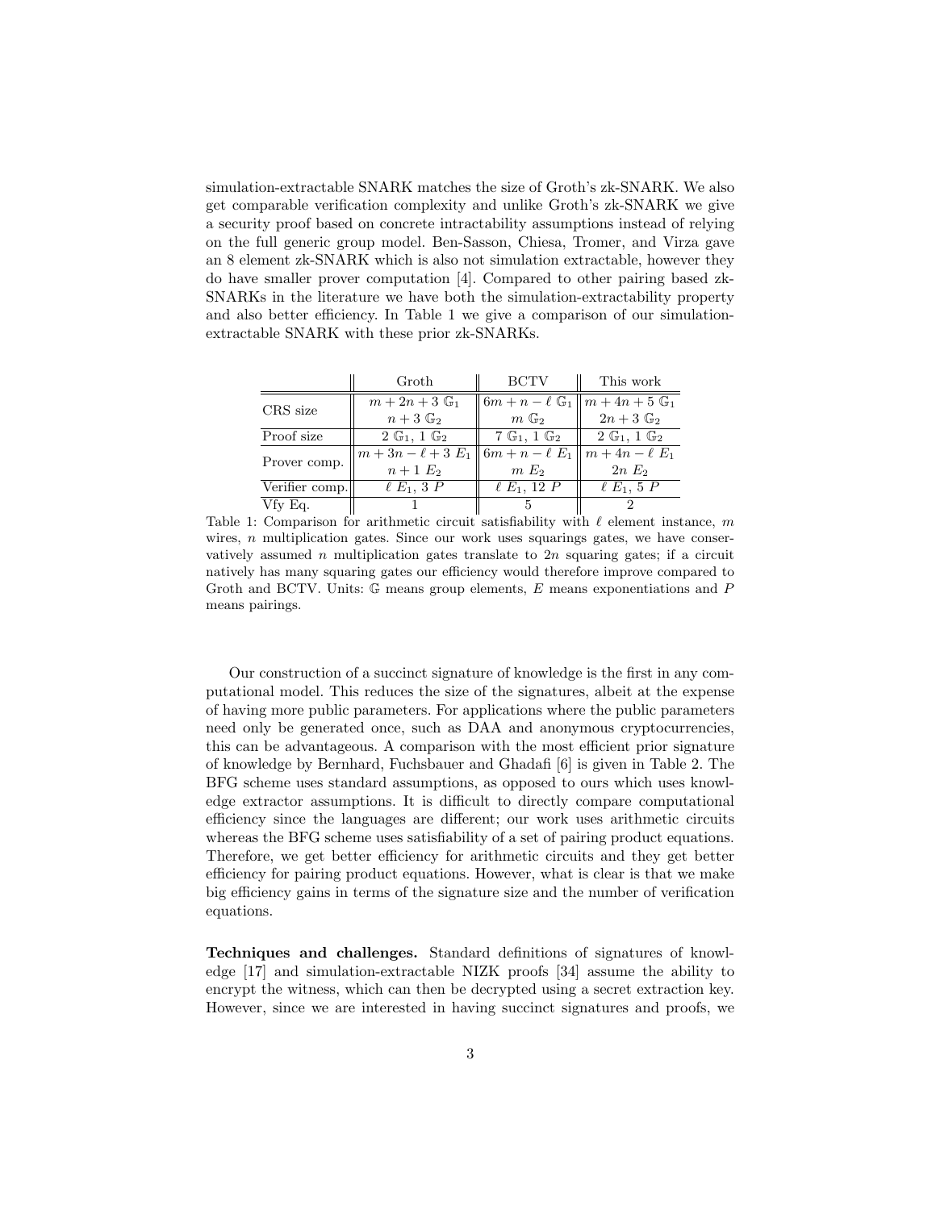simulation-extractable SNARK matches the size of Groth's zk-SNARK. We also get comparable verification complexity and unlike Groth's zk-SNARK we give a security proof based on concrete intractability assumptions instead of relying on the full generic group model. Ben-Sasson, Chiesa, Tromer, and Virza gave an 8 element zk-SNARK which is also not simulation extractable, however they do have smaller prover computation [4]. Compared to other pairing based zk-SNARKs in the literature we have both the simulation-extractability property and also better efficiency. In Table 1 we give a comparison of our simulation-extractable SNARK with these prior zk-SNARKs.

| | Groth | BCTV | This work |
|---|---|---|---|
| CRS size | $m+2n+3\ \mathbb{G}_1$ | $6m+n-\ell\ \mathbb{G}_1$ | $m+4n+5\ \mathbb{G}_1$ |
| | $n+3\ \mathbb{G}_2$ | $m\ \mathbb{G}_2$ | $2n+3\ \mathbb{G}_2$ |
| Proof size | $2\ \mathbb{G}_1,\ 1\ \mathbb{G}_2$ | $7\ \mathbb{G}_1,\ 1\ \mathbb{G}_2$ | $2\ \mathbb{G}_1,\ 1\ \mathbb{G}_2$ |
| Prover comp. | $m+3n-\ell+3\ E_1$ | $6m+n-\ell\ E_1$ | $m+4n-\ell\ E_1$ |
| | $n+1\ E_2$ | $m\ E_2$ | $2n\ E_2$ |
| Verifier comp. | $\ell\ E_1,\ 3\ P$ | $\ell\ E_1,\ 12\ P$ | $\ell\ E_1,\ 5\ P$ |
| Vfy Eq. | 1 | 5 | 2 |

Table 1: Comparison for arithmetic circuit satisfiability with $\ell$ element instance, $m$ wires, $n$ multiplication gates. Since our work uses squarings gates, we have conservatively assumed $n$ multiplication gates translate to $2n$ squaring gates; if a circuit natively has many squaring gates our efficiency would therefore improve compared to Groth and BCTV. Units: $\mathbb{G}$ means group elements, $E$ means exponentiations and $P$ means pairings.

Our construction of a succinct signature of knowledge is the first in any computational model. This reduces the size of the signatures, albeit at the expense of having more public parameters. For applications where the public parameters need only be generated once, such as DAA and anonymous cryptocurrencies, this can be advantageous. A comparison with the most efficient prior signature of knowledge by Bernhard, Fuchsbauer and Ghadafi [6] is given in Table 2. The BFG scheme uses standard assumptions, as opposed to ours which uses knowledge extractor assumptions. It is difficult to directly compare computational efficiency since the languages are different; our work uses arithmetic circuits whereas the BFG scheme uses satisfiability of a set of pairing product equations. Therefore, we get better efficiency for arithmetic circuits and they get better efficiency for pairing product equations. However, what is clear is that we make big efficiency gains in terms of the signature size and the number of verification equations.

**Techniques and challenges.** Standard definitions of signatures of knowledge [17] and simulation-extractable NIZK proofs [34] assume the ability to encrypt the witness, which can then be decrypted using a secret extraction key. However, since we are interested in having succinct signatures and proofs, we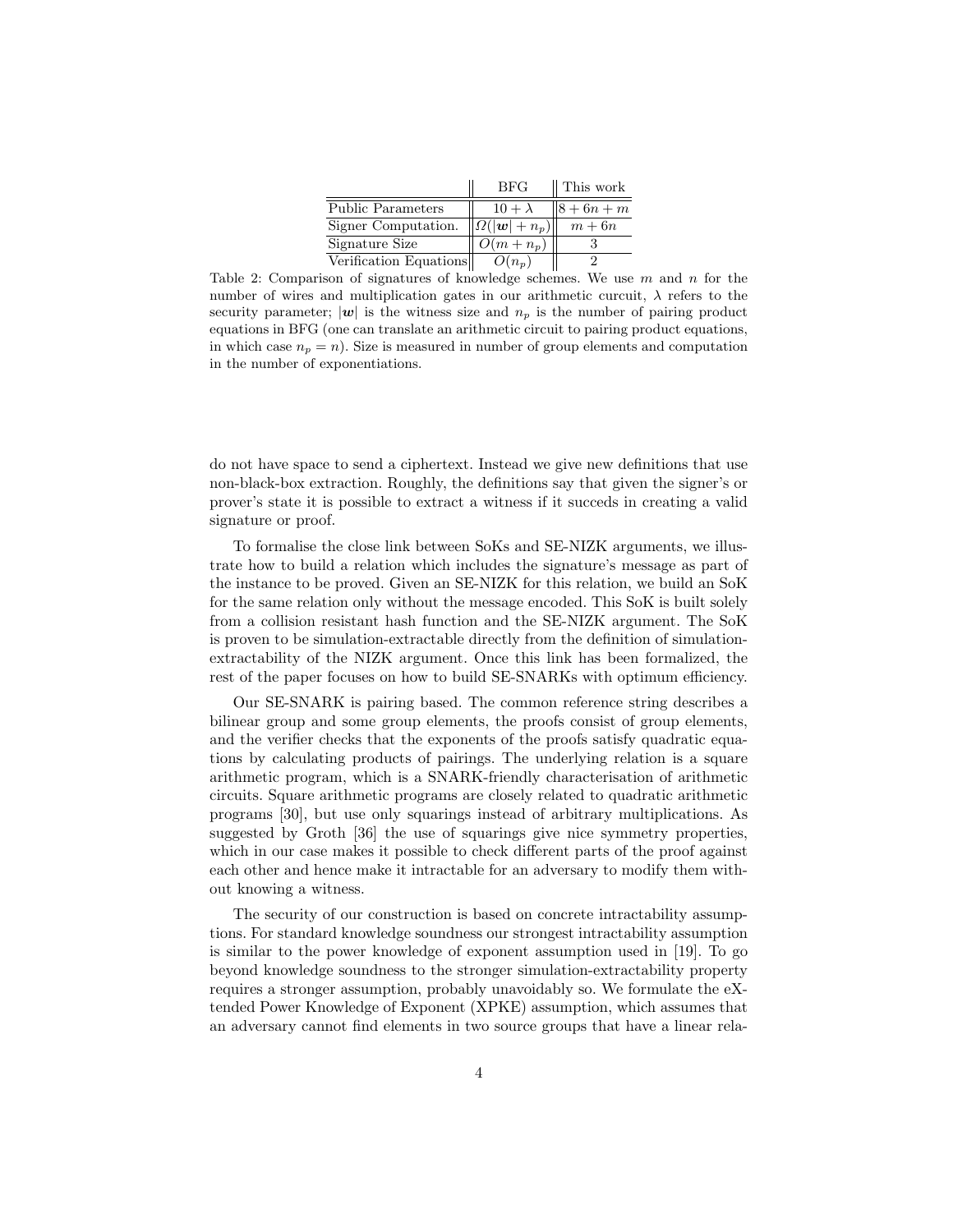| | BFG | This work |
|---|---|---|
| Public Parameters | $10 + \lambda$ | $8 + 6n + m$ |
| Signer Computation. | $\Omega(\|\boldsymbol{w}\| + n_p)$ | $m + 6n$ |
| Signature Size | $O(m + n_p)$ | 3 |
| Verification Equations | $O(n_p)$ | 2 |

Table 2: Comparison of signatures of knowledge schemes. We use $m$ and $n$ for the number of wires and multiplication gates in our arithmetic curcuit, $\lambda$ refers to the security parameter; $|\boldsymbol{w}|$ is the witness size and $n_p$ is the number of pairing product equations in BFG (one can translate an arithmetic circuit to pairing product equations, in which case $n_p = n$). Size is measured in number of group elements and computation in the number of exponentiations.

do not have space to send a ciphertext. Instead we give new definitions that use non-black-box extraction. Roughly, the definitions say that given the signer's or prover's state it is possible to extract a witness if it succeds in creating a valid signature or proof.

To formalise the close link between SoKs and SE-NIZK arguments, we illustrate how to build a relation which includes the signature's message as part of the instance to be proved. Given an SE-NIZK for this relation, we build an SoK for the same relation only without the message encoded. This SoK is built solely from a collision resistant hash function and the SE-NIZK argument. The SoK is proven to be simulation-extractable directly from the definition of simulation-extractability of the NIZK argument. Once this link has been formalized, the rest of the paper focuses on how to build SE-SNARKs with optimum efficiency.

Our SE-SNARK is pairing based. The common reference string describes a bilinear group and some group elements, the proofs consist of group elements, and the verifier checks that the exponents of the proofs satisfy quadratic equations by calculating products of pairings. The underlying relation is a square arithmetic program, which is a SNARK-friendly characterisation of arithmetic circuits. Square arithmetic programs are closely related to quadratic arithmetic programs [30], but use only squarings instead of arbitrary multiplications. As suggested by Groth [36] the use of squarings give nice symmetry properties, which in our case makes it possible to check different parts of the proof against each other and hence make it intractable for an adversary to modify them without knowing a witness.

The security of our construction is based on concrete intractability assumptions. For standard knowledge soundness our strongest intractability assumption is similar to the power knowledge of exponent assumption used in [19]. To go beyond knowledge soundness to the stronger simulation-extractability property requires a stronger assumption, probably unavoidably so. We formulate the eXtended Power Knowledge of Exponent (XPKE) assumption, which assumes that an adversary cannot find elements in two source groups that have a linear rela-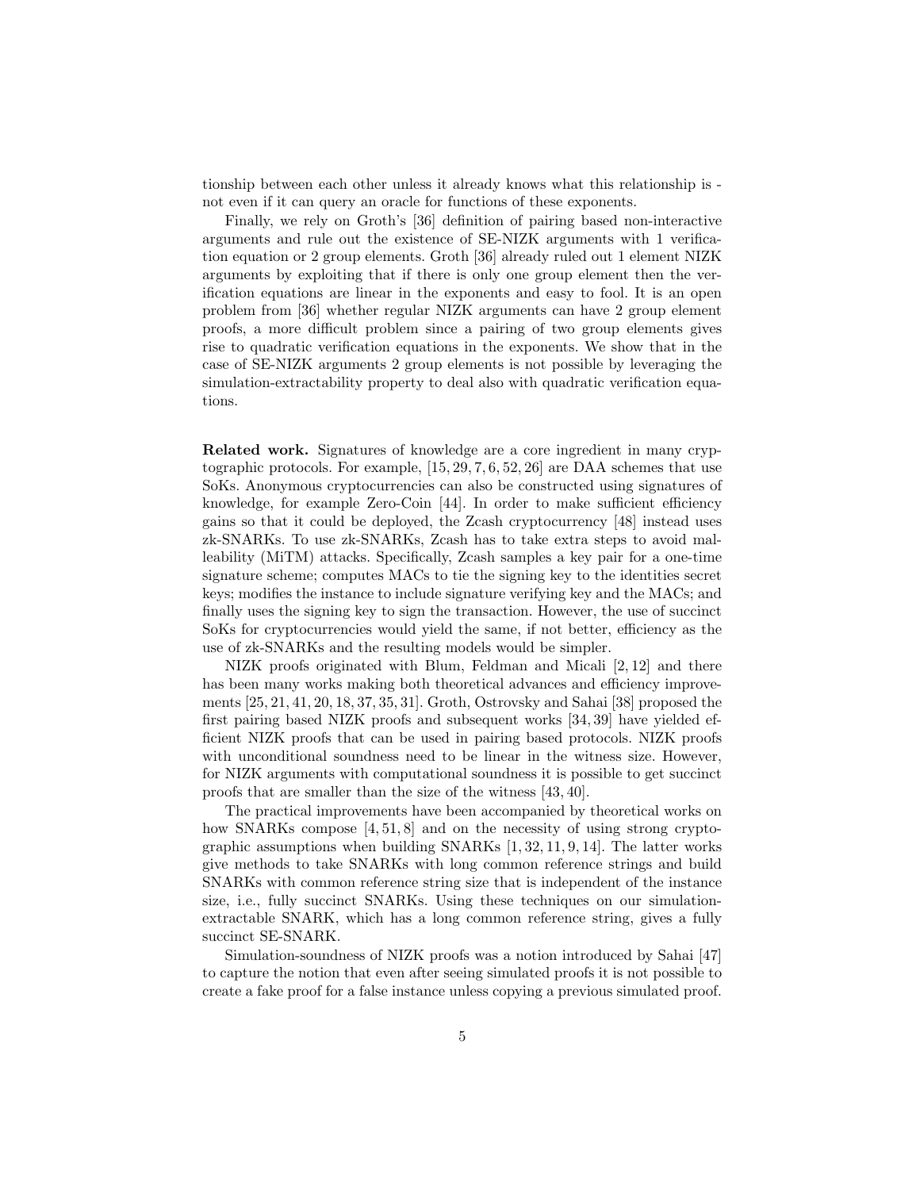tionship between each other unless it already knows what this relationship is - not even if it can query an oracle for functions of these exponents.

Finally, we rely on Groth's [36] definition of pairing based non-interactive arguments and rule out the existence of SE-NIZK arguments with 1 verification equation or 2 group elements. Groth [36] already ruled out 1 element NIZK arguments by exploiting that if there is only one group element then the verification equations are linear in the exponents and easy to fool. It is an open problem from [36] whether regular NIZK arguments can have 2 group element proofs, a more difficult problem since a pairing of two group elements gives rise to quadratic verification equations in the exponents. We show that in the case of SE-NIZK arguments 2 group elements is not possible by leveraging the simulation-extractability property to deal also with quadratic verification equations.

**Related work.** Signatures of knowledge are a core ingredient in many cryptographic protocols. For example, [15, 29, 7, 6, 52, 26] are DAA schemes that use SoKs. Anonymous cryptocurrencies can also be constructed using signatures of knowledge, for example Zero-Coin [44]. In order to make sufficient efficiency gains so that it could be deployed, the Zcash cryptocurrency [48] instead uses zk-SNARKs. To use zk-SNARKs, Zcash has to take extra steps to avoid malleability (MiTM) attacks. Specifically, Zcash samples a key pair for a one-time signature scheme; computes MACs to tie the signing key to the identities secret keys; modifies the instance to include signature verifying key and the MACs; and finally uses the signing key to sign the transaction. However, the use of succinct SoKs for cryptocurrencies would yield the same, if not better, efficiency as the use of zk-SNARKs and the resulting models would be simpler.

NIZK proofs originated with Blum, Feldman and Micali [2, 12] and there has been many works making both theoretical advances and efficiency improvements [25, 21, 41, 20, 18, 37, 35, 31]. Groth, Ostrovsky and Sahai [38] proposed the first pairing based NIZK proofs and subsequent works [34, 39] have yielded efficient NIZK proofs that can be used in pairing based protocols. NIZK proofs with unconditional soundness need to be linear in the witness size. However, for NIZK arguments with computational soundness it is possible to get succinct proofs that are smaller than the size of the witness [43, 40].

The practical improvements have been accompanied by theoretical works on how SNARKs compose [4, 51, 8] and on the necessity of using strong cryptographic assumptions when building SNARKs [1, 32, 11, 9, 14]. The latter works give methods to take SNARKs with long common reference strings and build SNARKs with common reference string size that is independent of the instance size, i.e., fully succinct SNARKs. Using these techniques on our simulation-extractable SNARK, which has a long common reference string, gives a fully succinct SE-SNARK.

Simulation-soundness of NIZK proofs was a notion introduced by Sahai [47] to capture the notion that even after seeing simulated proofs it is not possible to create a fake proof for a false instance unless copying a previous simulated proof.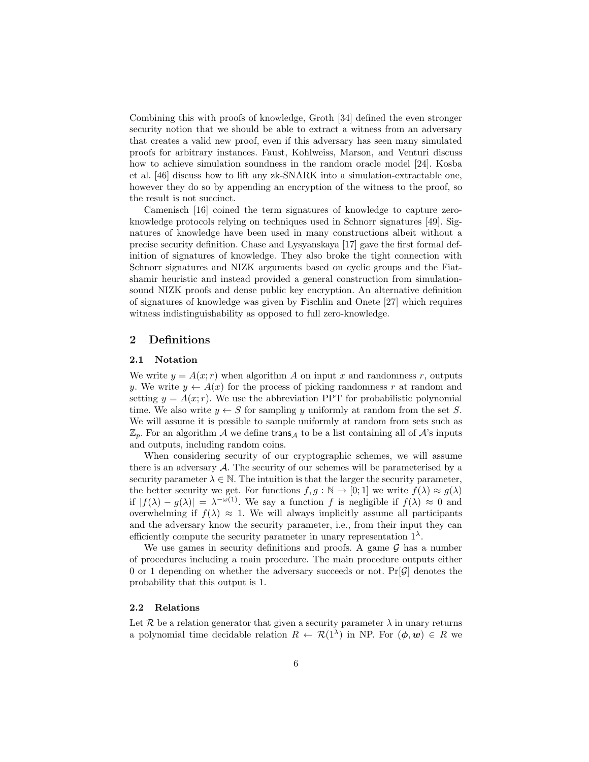Combining this with proofs of knowledge, Groth [34] defined the even stronger security notion that we should be able to extract a witness from an adversary that creates a valid new proof, even if this adversary has seen many simulated proofs for arbitrary instances. Faust, Kohlweiss, Marson, and Venturi discuss how to achieve simulation soundness in the random oracle model [24]. Kosba et al. [46] discuss how to lift any zk-SNARK into a simulation-extractable one, however they do so by appending an encryption of the witness to the proof, so the result is not succinct.

Camenisch [16] coined the term signatures of knowledge to capture zero-knowledge protocols relying on techniques used in Schnorr signatures [49]. Signatures of knowledge have been used in many constructions albeit without a precise security definition. Chase and Lysyanskaya [17] gave the first formal definition of signatures of knowledge. They also broke the tight connection with Schnorr signatures and NIZK arguments based on cyclic groups and the Fiat-shamir heuristic and instead provided a general construction from simulation-sound NIZK proofs and dense public key encryption. An alternative definition of signatures of knowledge was given by Fischlin and Onete [27] which requires witness indistinguishability as opposed to full zero-knowledge.

## 2 Definitions

### 2.1 Notation

We write $y = A(x; r)$ when algorithm $A$ on input $x$ and randomness $r$, outputs $y$. We write $y \leftarrow A(x)$ for the process of picking randomness $r$ at random and setting $y = A(x; r)$. We use the abbreviation PPT for probabilistic polynomial time. We also write $y \leftarrow S$ for sampling $y$ uniformly at random from the set $S$. We will assume it is possible to sample uniformly at random from sets such as $\mathbb{Z}_p$. For an algorithm $\mathcal{A}$ we define $\mathsf{trans}_{\mathcal{A}}$ to be a list containing all of $\mathcal{A}$'s inputs and outputs, including random coins.

When considering security of our cryptographic schemes, we will assume there is an adversary $\mathcal{A}$. The security of our schemes will be parameterised by a security parameter $\lambda \in \mathbb{N}$. The intuition is that the larger the security parameter, the better security we get. For functions $f, g : \mathbb{N} \to [0; 1]$ we write $f(\lambda) \approx g(\lambda)$ if $|f(\lambda) - g(\lambda)| = \lambda^{-\omega(1)}$. We say a function $f$ is negligible if $f(\lambda) \approx 0$ and overwhelming if $f(\lambda) \approx 1$. We will always implicitly assume all participants and the adversary know the security parameter, i.e., from their input they can efficiently compute the security parameter in unary representation $1^\lambda$.

We use games in security definitions and proofs. A game $\mathcal{G}$ has a number of procedures including a main procedure. The main procedure outputs either 0 or 1 depending on whether the adversary succeeds or not. $\Pr[\mathcal{G}]$ denotes the probability that this output is 1.

### 2.2 Relations

Let $\mathcal{R}$ be a relation generator that given a security parameter $\lambda$ in unary returns a polynomial time decidable relation $R \leftarrow \mathcal{R}(1^\lambda)$ in NP. For $(\boldsymbol{\phi}, \boldsymbol{w}) \in R$ we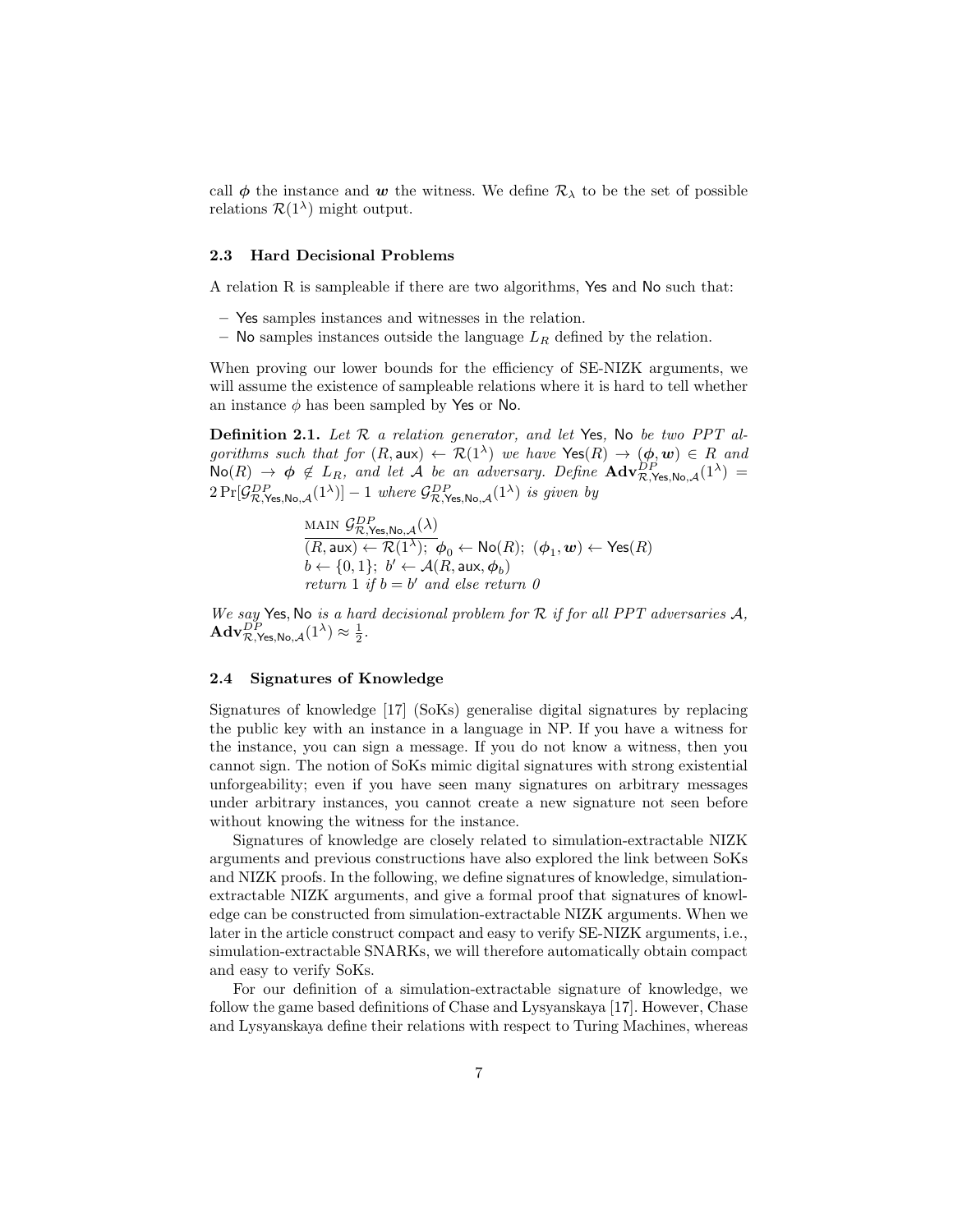call $\boldsymbol{\phi}$ the instance and $\boldsymbol{w}$ the witness. We define $\mathcal{R}_\lambda$ to be the set of possible relations $\mathcal{R}(1^\lambda)$ might output.

### 2.3 Hard Decisional Problems

A relation R is sampleable if there are two algorithms, $\mathsf{Yes}$ and $\mathsf{No}$ such that:

- $\mathsf{Yes}$ samples instances and witnesses in the relation.
- $\mathsf{No}$ samples instances outside the language $L_R$ defined by the relation.

When proving our lower bounds for the efficiency of SE-NIZK arguments, we will assume the existence of sampleable relations where it is hard to tell whether an instance $\phi$ has been sampled by $\mathsf{Yes}$ or $\mathsf{No}$.

**Definition 2.1.** *Let $\mathcal{R}$ a relation generator, and let $\mathsf{Yes}$, $\mathsf{No}$ be two PPT algorithms such that for $(R, \mathsf{aux}) \leftarrow \mathcal{R}(1^\lambda)$ we have $\mathsf{Yes}(R) \to (\boldsymbol{\phi}, \boldsymbol{w}) \in R$ and $\mathsf{No}(R) \to \boldsymbol{\phi} \notin L_R$, and let $\mathcal{A}$ be an adversary. Define $\mathbf{Adv}^{DP}_{\mathcal{R},\mathsf{Yes},\mathsf{No},\mathcal{A}}(1^\lambda) = 2\Pr[\mathcal{G}^{DP}_{\mathcal{R},\mathsf{Yes},\mathsf{No},\mathcal{A}}(1^\lambda)] - 1$ where $\mathcal{G}^{DP}_{\mathcal{R},\mathsf{Yes},\mathsf{No},\mathcal{A}}(1^\lambda)$ is given by*

$$
\begin{array}{l}
\underline{\text{MAIN } \mathcal{G}^{DP}_{\mathcal{R},\mathsf{Yes},\mathsf{No},\mathcal{A}}(\lambda)} \\
(R, \mathsf{aux}) \leftarrow \mathcal{R}(1^\lambda);\ \boldsymbol{\phi}_0 \leftarrow \mathsf{No}(R);\ (\boldsymbol{\phi}_1, \boldsymbol{w}) \leftarrow \mathsf{Yes}(R) \\
b \leftarrow \{0,1\};\ b' \leftarrow \mathcal{A}(R, \mathsf{aux}, \boldsymbol{\phi}_b) \\
\textit{return } 1 \textit{ if } b = b' \textit{ and else return } 0
\end{array}
$$

*We say $\mathsf{Yes}, \mathsf{No}$ is a hard decisional problem for $\mathcal{R}$ if for all PPT adversaries $\mathcal{A}$, $\mathbf{Adv}^{DP}_{\mathcal{R},\mathsf{Yes},\mathsf{No},\mathcal{A}}(1^\lambda) \approx \frac{1}{2}$.*

### 2.4 Signatures of Knowledge

Signatures of knowledge [17] (SoKs) generalise digital signatures by replacing the public key with an instance in a language in NP. If you have a witness for the instance, you can sign a message. If you do not know a witness, then you cannot sign. The notion of SoKs mimic digital signatures with strong existential unforgeability; even if you have seen many signatures on arbitrary messages under arbitrary instances, you cannot create a new signature not seen before without knowing the witness for the instance.

Signatures of knowledge are closely related to simulation-extractable NIZK arguments and previous constructions have also explored the link between SoKs and NIZK proofs. In the following, we define signatures of knowledge, simulation-extractable NIZK arguments, and give a formal proof that signatures of knowledge can be constructed from simulation-extractable NIZK arguments. When we later in the article construct compact and easy to verify SE-NIZK arguments, i.e., simulation-extractable SNARKs, we will therefore automatically obtain compact and easy to verify SoKs.

For our definition of a simulation-extractable signature of knowledge, we follow the game based definitions of Chase and Lysyanskaya [17]. However, Chase and Lysyanskaya define their relations with respect to Turing Machines, whereas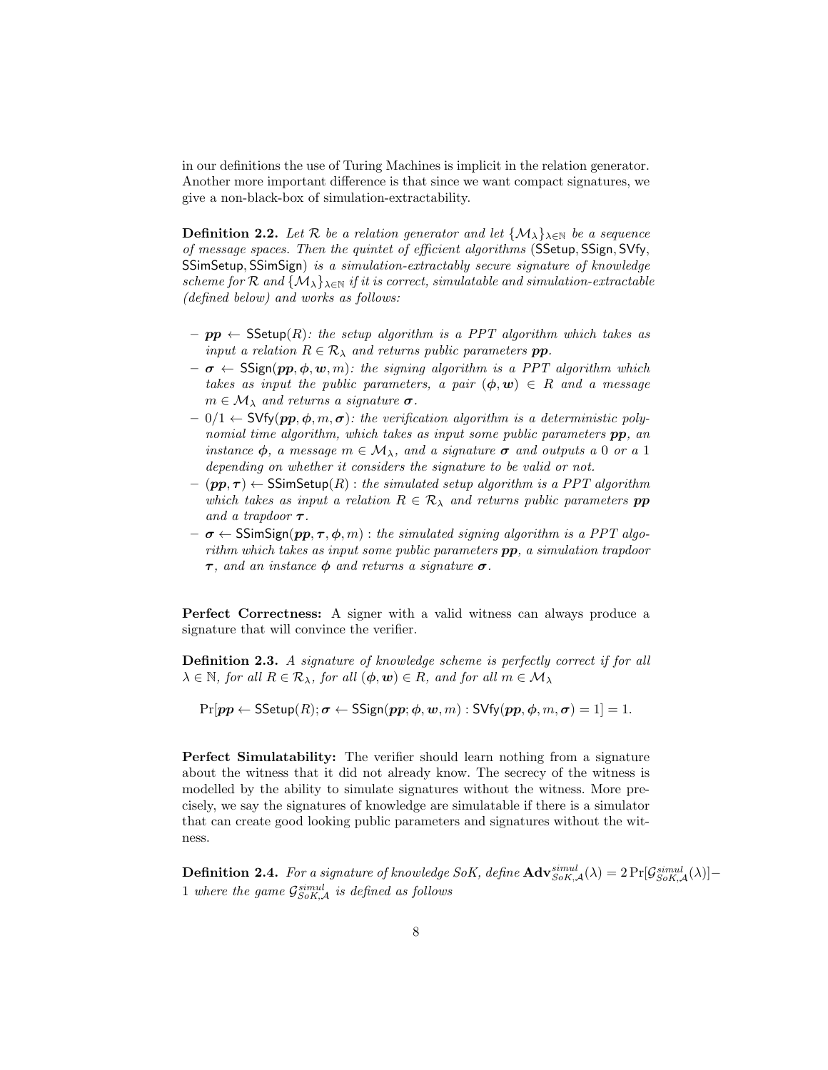in our definitions the use of Turing Machines is implicit in the relation generator. Another more important difference is that since we want compact signatures, we give a non-black-box of simulation-extractability.

**Definition 2.2.** *Let $\mathcal{R}$ be a relation generator and let $\{\mathcal{M}_\lambda\}_{\lambda\in\mathbb{N}}$ be a sequence of message spaces. Then the quintet of efficient algorithms* ($\mathsf{SSetup}, \mathsf{SSign}, \mathsf{SVfy}, \mathsf{SSimSetup}, \mathsf{SSimSign}$) *is a simulation-extractably secure signature of knowledge scheme for $\mathcal{R}$ and $\{\mathcal{M}_\lambda\}_{\lambda\in\mathbb{N}}$ if it is correct, simulatable and simulation-extractable (defined below) and works as follows:*

- $\boldsymbol{pp} \leftarrow \mathsf{SSetup}(R)$*: the setup algorithm is a PPT algorithm which takes as input a relation $R \in \mathcal{R}_\lambda$ and returns public parameters $\boldsymbol{pp}$.*
- $\boldsymbol{\sigma} \leftarrow \mathsf{SSign}(\boldsymbol{pp}, \boldsymbol{\phi}, \boldsymbol{w}, m)$*: the signing algorithm is a PPT algorithm which takes as input the public parameters, a pair $(\boldsymbol{\phi}, \boldsymbol{w}) \in R$ and a message $m \in \mathcal{M}_\lambda$ and returns a signature $\boldsymbol{\sigma}$.*
- $0/1 \leftarrow \mathsf{SVfy}(\boldsymbol{pp}, \boldsymbol{\phi}, m, \boldsymbol{\sigma})$*: the verification algorithm is a deterministic polynomial time algorithm, which takes as input some public parameters $\boldsymbol{pp}$, an instance $\boldsymbol{\phi}$, a message $m \in \mathcal{M}_\lambda$, and a signature $\boldsymbol{\sigma}$ and outputs a 0 or a 1 depending on whether it considers the signature to be valid or not.*
- $(\boldsymbol{pp}, \boldsymbol{\tau}) \leftarrow \mathsf{SSimSetup}(R)$ *: the simulated setup algorithm is a PPT algorithm which takes as input a relation $R \in \mathcal{R}_\lambda$ and returns public parameters $\boldsymbol{pp}$ and a trapdoor $\boldsymbol{\tau}$.*
- $\boldsymbol{\sigma} \leftarrow \mathsf{SSimSign}(\boldsymbol{pp}, \boldsymbol{\tau}, \boldsymbol{\phi}, m)$ *: the simulated signing algorithm is a PPT algorithm which takes as input some public parameters $\boldsymbol{pp}$, a simulation trapdoor $\boldsymbol{\tau}$, and an instance $\boldsymbol{\phi}$ and returns a signature $\boldsymbol{\sigma}$.*

**Perfect Correctness:** A signer with a valid witness can always produce a signature that will convince the verifier.

**Definition 2.3.** *A signature of knowledge scheme is perfectly correct if for all $\lambda \in \mathbb{N}$, for all $R \in \mathcal{R}_\lambda$, for all $(\boldsymbol{\phi}, \boldsymbol{w}) \in R$, and for all $m \in \mathcal{M}_\lambda$*

$$\Pr[\boldsymbol{pp} \leftarrow \mathsf{SSetup}(R); \boldsymbol{\sigma} \leftarrow \mathsf{SSign}(\boldsymbol{pp}; \boldsymbol{\phi}, \boldsymbol{w}, m) : \mathsf{SVfy}(\boldsymbol{pp}, \boldsymbol{\phi}, m, \boldsymbol{\sigma}) = 1] = 1.$$

**Perfect Simulatability:** The verifier should learn nothing from a signature about the witness that it did not already know. The secrecy of the witness is modelled by the ability to simulate signatures without the witness. More precisely, we say the signatures of knowledge are simulatable if there is a simulator that can create good looking public parameters and signatures without the witness.

**Definition 2.4.** *For a signature of knowledge SoK, define $\mathbf{Adv}^{simul}_{SoK,\mathcal{A}}(\lambda) = 2\Pr[\mathcal{G}^{simul}_{SoK,\mathcal{A}}(\lambda)] - 1$ where the game $\mathcal{G}^{simul}_{SoK,\mathcal{A}}$ is defined as follows*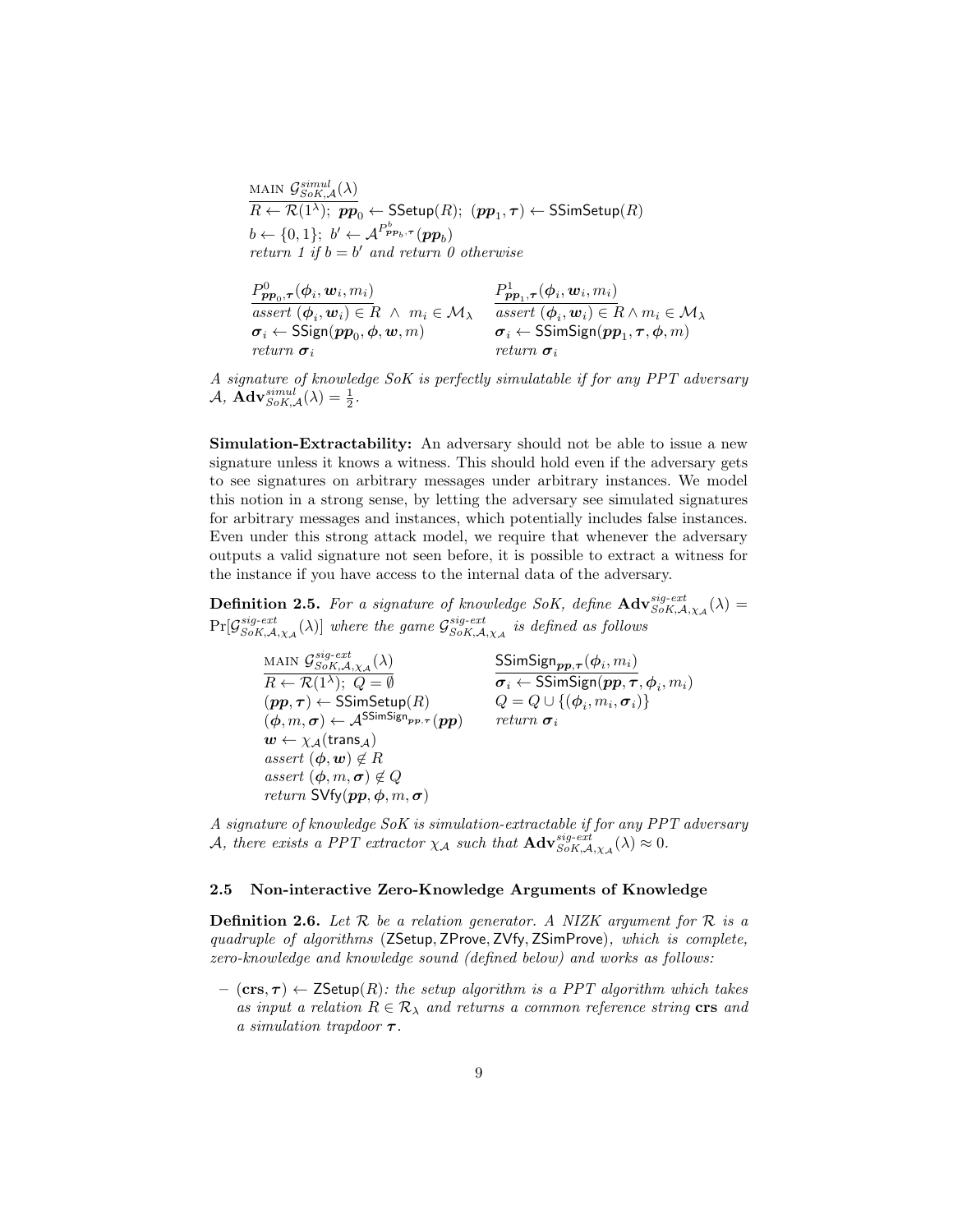$$
\begin{array}{l}
\underline{\text{MAIN } \mathcal{G}^{simul}_{SoK,\mathcal{A}}(\lambda)} \\
R \leftarrow \mathcal{R}(1^\lambda);\ \boldsymbol{pp}_0 \leftarrow \mathsf{SSetup}(R);\ (\boldsymbol{pp}_1, \boldsymbol{\tau}) \leftarrow \mathsf{SSimSetup}(R) \\
b \leftarrow \{0,1\};\ b' \leftarrow \mathcal{A}^{P^b_{\boldsymbol{pp}_b,\boldsymbol{\tau}}}(\boldsymbol{pp}_b) \\
\textit{return 1 if } b = b' \textit{ and return 0 otherwise}
\end{array}
$$

$$
\begin{array}{ll}
\underline{P^0_{\boldsymbol{pp}_0,\boldsymbol{\tau}}(\boldsymbol{\phi}_i, \boldsymbol{w}_i, m_i)} & \underline{P^1_{\boldsymbol{pp}_1,\boldsymbol{\tau}}(\boldsymbol{\phi}_i, \boldsymbol{w}_i, m_i)} \\
\textit{assert } (\boldsymbol{\phi}_i, \boldsymbol{w}_i) \in R \ \wedge\ m_i \in \mathcal{M}_\lambda & \textit{assert } (\boldsymbol{\phi}_i, \boldsymbol{w}_i) \in R \wedge m_i \in \mathcal{M}_\lambda \\
\boldsymbol{\sigma}_i \leftarrow \mathsf{SSign}(\boldsymbol{pp}_0, \boldsymbol{\phi}, \boldsymbol{w}, m) & \boldsymbol{\sigma}_i \leftarrow \mathsf{SSimSign}(\boldsymbol{pp}_1, \boldsymbol{\tau}, \boldsymbol{\phi}, m) \\
\textit{return } \boldsymbol{\sigma}_i & \textit{return } \boldsymbol{\sigma}_i
\end{array}
$$

*A signature of knowledge SoK is perfectly simulatable if for any PPT adversary $\mathcal{A}$, $\mathbf{Adv}^{simul}_{SoK,\mathcal{A}}(\lambda) = \frac{1}{2}$.*

**Simulation-Extractability:** An adversary should not be able to issue a new signature unless it knows a witness. This should hold even if the adversary gets to see signatures on arbitrary messages under arbitrary instances. We model this notion in a strong sense, by letting the adversary see simulated signatures for arbitrary messages and instances, which potentially includes false instances. Even under this strong attack model, we require that whenever the adversary outputs a valid signature not seen before, it is possible to extract a witness for the instance if you have access to the internal data of the adversary.

**Definition 2.5.** *For a signature of knowledge SoK, define $\mathbf{Adv}^{sig\text{-}ext}_{SoK,\mathcal{A},\chi_\mathcal{A}}(\lambda) = \Pr[\mathcal{G}^{sig\text{-}ext}_{SoK,\mathcal{A},\chi_\mathcal{A}}(\lambda)]$ where the game $\mathcal{G}^{sig\text{-}ext}_{SoK,\mathcal{A},\chi_\mathcal{A}}$ is defined as follows*

$$
\begin{array}{ll}
\underline{\text{MAIN } \mathcal{G}^{sig\text{-}ext}_{SoK,\mathcal{A},\chi_\mathcal{A}}(\lambda)} & \underline{\mathsf{SSimSign}_{\boldsymbol{pp},\boldsymbol{\tau}}(\boldsymbol{\phi}_i, m_i)} \\
R \leftarrow \mathcal{R}(1^\lambda);\ Q = \emptyset & \boldsymbol{\sigma}_i \leftarrow \mathsf{SSimSign}(\boldsymbol{pp}, \boldsymbol{\tau}, \boldsymbol{\phi}_i, m_i) \\
(\boldsymbol{pp}, \boldsymbol{\tau}) \leftarrow \mathsf{SSimSetup}(R) & Q = Q \cup \{(\boldsymbol{\phi}_i, m_i, \boldsymbol{\sigma}_i)\} \\
(\boldsymbol{\phi}, m, \boldsymbol{\sigma}) \leftarrow \mathcal{A}^{\mathsf{SSimSign}_{\boldsymbol{pp},\boldsymbol{\tau}}}(\boldsymbol{pp}) & \textit{return } \boldsymbol{\sigma}_i \\
\boldsymbol{w} \leftarrow \chi_\mathcal{A}(\mathsf{trans}_\mathcal{A}) & \\
\textit{assert } (\boldsymbol{\phi}, \boldsymbol{w}) \notin R & \\
\textit{assert } (\boldsymbol{\phi}, m, \boldsymbol{\sigma}) \notin Q & \\
\textit{return } \mathsf{SVfy}(\boldsymbol{pp}, \boldsymbol{\phi}, m, \boldsymbol{\sigma}) &
\end{array}
$$

*A signature of knowledge SoK is simulation-extractable if for any PPT adversary $\mathcal{A}$, there exists a PPT extractor $\chi_\mathcal{A}$ such that $\mathbf{Adv}^{sig\text{-}ext}_{SoK,\mathcal{A},\chi_\mathcal{A}}(\lambda) \approx 0$.*

### 2.5 Non-interactive Zero-Knowledge Arguments of Knowledge

**Definition 2.6.** *Let $\mathcal{R}$ be a relation generator. A NIZK argument for $\mathcal{R}$ is a quadruple of algorithms ($\mathsf{ZSetup}, \mathsf{ZProve}, \mathsf{ZVfy}, \mathsf{ZSimProve}$), which is complete, zero-knowledge and knowledge sound (defined below) and works as follows:*

- $(\mathbf{crs}, \boldsymbol{\tau}) \leftarrow \mathsf{ZSetup}(R)$*: the setup algorithm is a PPT algorithm which takes as input a relation $R \in \mathcal{R}_\lambda$ and returns a common reference string $\mathbf{crs}$ and a simulation trapdoor $\boldsymbol{\tau}$.*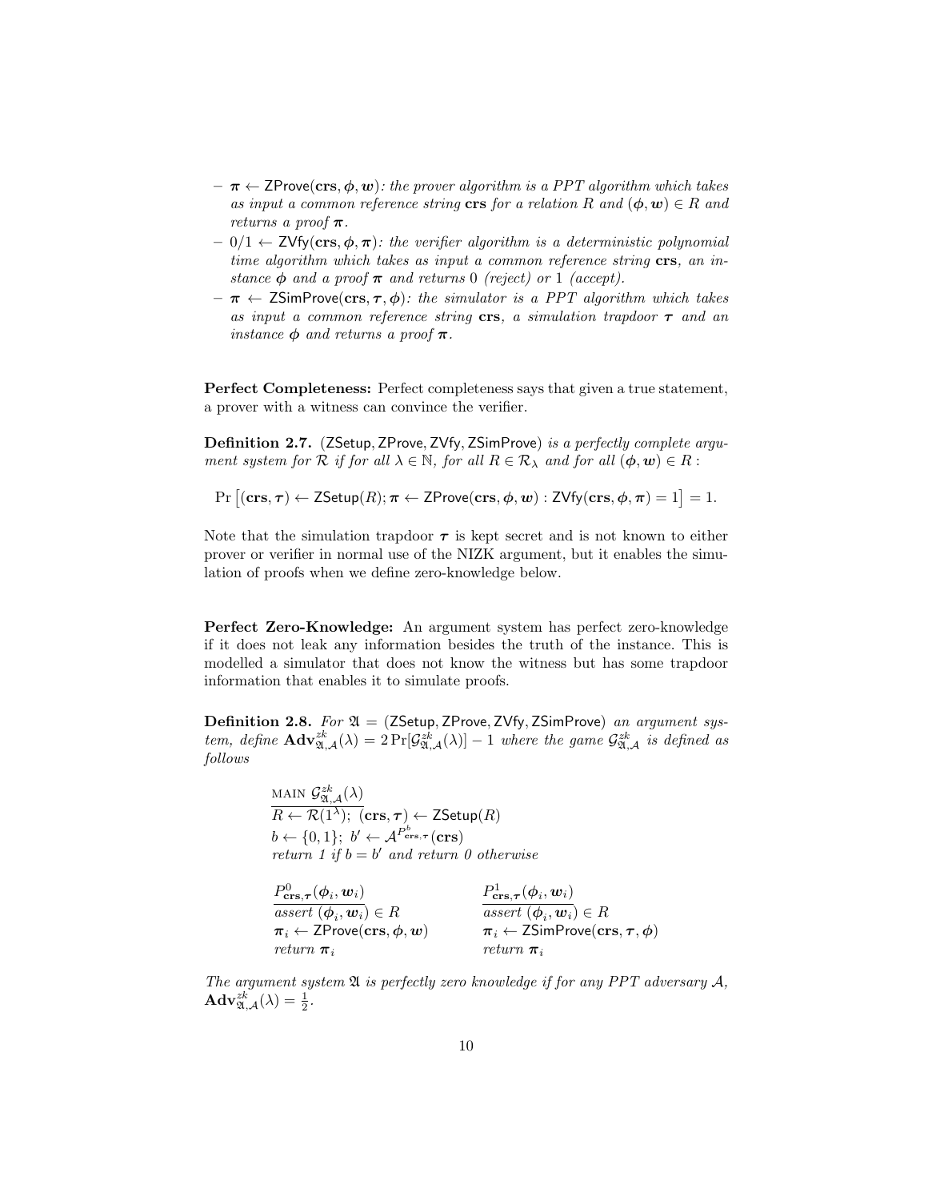- $\boldsymbol{\pi} \leftarrow \mathsf{ZProve}(\mathbf{crs}, \boldsymbol{\phi}, \boldsymbol{w})$*: the prover algorithm is a PPT algorithm which takes as input a common reference string* $\mathbf{crs}$ *for a relation* $R$ *and* $(\boldsymbol{\phi}, \boldsymbol{w}) \in R$ *and returns a proof* $\boldsymbol{\pi}$.
- $0/1 \leftarrow \mathsf{ZVfy}(\mathbf{crs}, \boldsymbol{\phi}, \boldsymbol{\pi})$*: the verifier algorithm is a deterministic polynomial time algorithm which takes as input a common reference string* $\mathbf{crs}$*, an instance* $\boldsymbol{\phi}$ *and a proof* $\boldsymbol{\pi}$ *and returns* 0 *(reject) or* 1 *(accept).*
- $\boldsymbol{\pi} \leftarrow \mathsf{ZSimProve}(\mathbf{crs}, \boldsymbol{\tau}, \boldsymbol{\phi})$*: the simulator is a PPT algorithm which takes as input a common reference string* $\mathbf{crs}$*, a simulation trapdoor* $\boldsymbol{\tau}$ *and an instance* $\boldsymbol{\phi}$ *and returns a proof* $\boldsymbol{\pi}$.

**Perfect Completeness:** Perfect completeness says that given a true statement, a prover with a witness can convince the verifier.

**Definition 2.7.** $(\mathsf{ZSetup}, \mathsf{ZProve}, \mathsf{ZVfy}, \mathsf{ZSimProve})$ *is a perfectly complete argument system for* $\mathcal{R}$ *if for all* $\lambda \in \mathbb{N}$*, for all* $R \in \mathcal{R}_\lambda$ *and for all* $(\boldsymbol{\phi}, \boldsymbol{w}) \in R$ *:*

$$\Pr\left[(\mathbf{crs}, \boldsymbol{\tau}) \leftarrow \mathsf{ZSetup}(R); \boldsymbol{\pi} \leftarrow \mathsf{ZProve}(\mathbf{crs}, \boldsymbol{\phi}, \boldsymbol{w}) : \mathsf{ZVfy}(\mathbf{crs}, \boldsymbol{\phi}, \boldsymbol{\pi}) = 1\right] = 1.$$

Note that the simulation trapdoor $\boldsymbol{\tau}$ is kept secret and is not known to either prover or verifier in normal use of the NIZK argument, but it enables the simulation of proofs when we define zero-knowledge below.

**Perfect Zero-Knowledge:** An argument system has perfect zero-knowledge if it does not leak any information besides the truth of the instance. This is modelled a simulator that does not know the witness but has some trapdoor information that enables it to simulate proofs.

**Definition 2.8.** *For* $\mathfrak{A} = (\mathsf{ZSetup}, \mathsf{ZProve}, \mathsf{ZVfy}, \mathsf{ZSimProve})$ *an argument system, define* $\mathbf{Adv}^{zk}_{\mathfrak{A},\mathcal{A}}(\lambda) = 2\Pr[\mathcal{G}^{zk}_{\mathfrak{A},\mathcal{A}}(\lambda)] - 1$ *where the game* $\mathcal{G}^{zk}_{\mathfrak{A},\mathcal{A}}$ *is defined as follows*

$\underline{\text{MAIN } \mathcal{G}^{zk}_{\mathfrak{A},\mathcal{A}}(\lambda)}$
$R \leftarrow \mathcal{R}(1^\lambda);\ (\mathbf{crs}, \boldsymbol{\tau}) \leftarrow \mathsf{ZSetup}(R)$
$b \leftarrow \{0,1\};\ b' \leftarrow \mathcal{A}^{P^b_{\mathbf{crs},\boldsymbol{\tau}}}(\mathbf{crs})$
*return 1 if* $b = b'$ *and return 0 otherwise*

| $P^0_{\mathbf{crs},\boldsymbol{\tau}}(\boldsymbol{\phi}_i, \boldsymbol{w}_i)$ | $P^1_{\mathbf{crs},\boldsymbol{\tau}}(\boldsymbol{\phi}_i, \boldsymbol{w}_i)$ |
|---|---|
| *assert* $(\boldsymbol{\phi}_i, \boldsymbol{w}_i) \in R$ | *assert* $(\boldsymbol{\phi}_i, \boldsymbol{w}_i) \in R$ |
| $\boldsymbol{\pi}_i \leftarrow \mathsf{ZProve}(\mathbf{crs}, \boldsymbol{\phi}, \boldsymbol{w})$ | $\boldsymbol{\pi}_i \leftarrow \mathsf{ZSimProve}(\mathbf{crs}, \boldsymbol{\tau}, \boldsymbol{\phi})$ |
| *return* $\boldsymbol{\pi}_i$ | *return* $\boldsymbol{\pi}_i$ |

*The argument system* $\mathfrak{A}$ *is perfectly zero knowledge if for any PPT adversary* $\mathcal{A}$*,* $\mathbf{Adv}^{zk}_{\mathfrak{A},\mathcal{A}}(\lambda) = \frac{1}{2}$.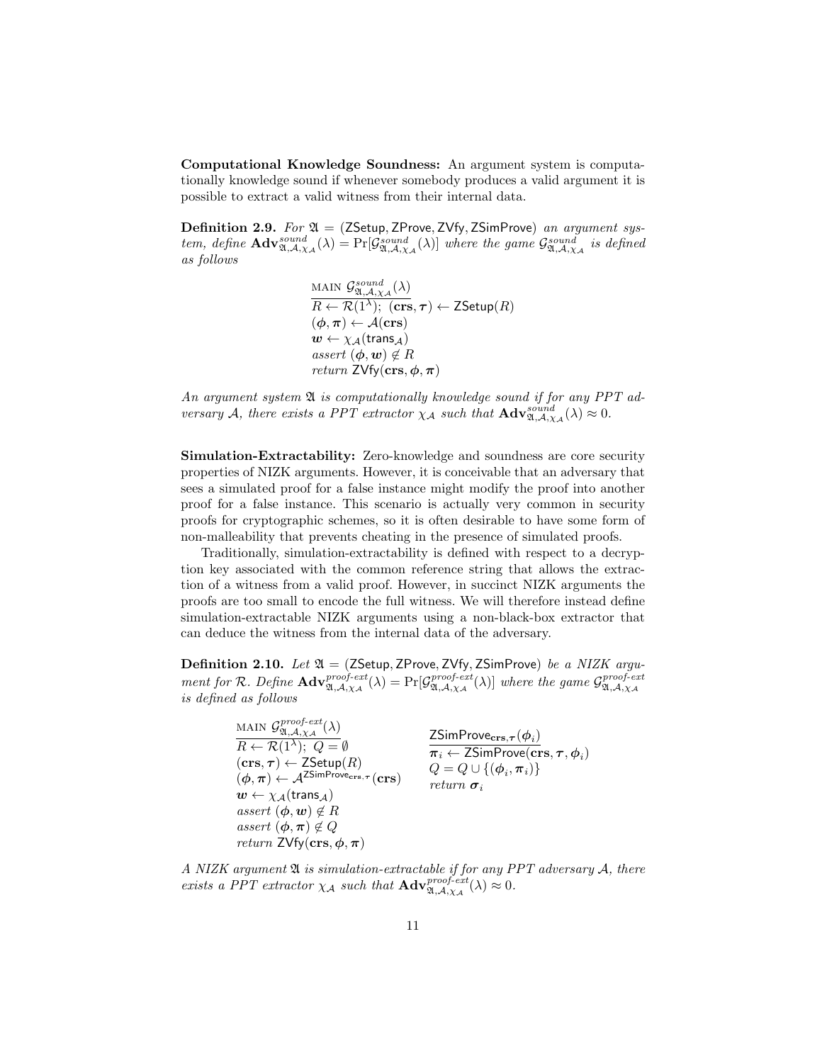**Computational Knowledge Soundness:** An argument system is computationally knowledge sound if whenever somebody produces a valid argument it is possible to extract a valid witness from their internal data.

**Definition 2.9.** *For* $\mathfrak{A} = (\mathsf{ZSetup}, \mathsf{ZProve}, \mathsf{ZVfy}, \mathsf{ZSimProve})$ *an argument system, define* $\mathbf{Adv}^{sound}_{\mathfrak{A},\mathcal{A},\chi_\mathcal{A}}(\lambda) = \Pr[\mathcal{G}^{sound}_{\mathfrak{A},\mathcal{A},\chi_\mathcal{A}}(\lambda)]$ *where the game* $\mathcal{G}^{sound}_{\mathfrak{A},\mathcal{A},\chi_\mathcal{A}}$ *is defined as follows*

$$
\begin{array}{l}
\underline{\text{MAIN } \mathcal{G}^{sound}_{\mathfrak{A},\mathcal{A},\chi_\mathcal{A}}(\lambda)} \\
R \leftarrow \mathcal{R}(1^\lambda);\ (\mathbf{crs}, \boldsymbol{\tau}) \leftarrow \mathsf{ZSetup}(R) \\
(\boldsymbol{\phi}, \boldsymbol{\pi}) \leftarrow \mathcal{A}(\mathbf{crs}) \\
\boldsymbol{w} \leftarrow \chi_\mathcal{A}(\mathsf{trans}_\mathcal{A}) \\
\textit{assert } (\boldsymbol{\phi}, \boldsymbol{w}) \notin R \\
\textit{return } \mathsf{ZVfy}(\mathbf{crs}, \boldsymbol{\phi}, \boldsymbol{\pi})
\end{array}
$$

*An argument system* $\mathfrak{A}$ *is computationally knowledge sound if for any PPT adversary* $\mathcal{A}$*, there exists a PPT extractor* $\chi_\mathcal{A}$ *such that* $\mathbf{Adv}^{sound}_{\mathfrak{A},\mathcal{A},\chi_\mathcal{A}}(\lambda) \approx 0$.

**Simulation-Extractability:** Zero-knowledge and soundness are core security properties of NIZK arguments. However, it is conceivable that an adversary that sees a simulated proof for a false instance might modify the proof into another proof for a false instance. This scenario is actually very common in security proofs for cryptographic schemes, so it is often desirable to have some form of non-malleability that prevents cheating in the presence of simulated proofs.

Traditionally, simulation-extractability is defined with respect to a decryption key associated with the common reference string that allows the extraction of a witness from a valid proof. However, in succinct NIZK arguments the proofs are too small to encode the full witness. We will therefore instead define simulation-extractable NIZK arguments using a non-black-box extractor that can deduce the witness from the internal data of the adversary.

**Definition 2.10.** *Let* $\mathfrak{A} = (\mathsf{ZSetup}, \mathsf{ZProve}, \mathsf{ZVfy}, \mathsf{ZSimProve})$ *be a NIZK argument for* $\mathcal{R}$*. Define* $\mathbf{Adv}^{proof\text{-}ext}_{\mathfrak{A},\mathcal{A},\chi_\mathcal{A}}(\lambda) = \Pr[\mathcal{G}^{proof\text{-}ext}_{\mathfrak{A},\mathcal{A},\chi_\mathcal{A}}(\lambda)]$ *where the game* $\mathcal{G}^{proof\text{-}ext}_{\mathfrak{A},\mathcal{A},\chi_\mathcal{A}}$ *is defined as follows*

$$
\begin{array}{ll}
\underline{\text{MAIN } \mathcal{G}^{proof\text{-}ext}_{\mathfrak{A},\mathcal{A},\chi_\mathcal{A}}(\lambda)} & \underline{\mathsf{ZSimProve}_{\mathbf{crs},\boldsymbol{\tau}}(\boldsymbol{\phi}_i)} \\
R \leftarrow \mathcal{R}(1^\lambda);\ Q = \emptyset & \boldsymbol{\pi}_i \leftarrow \mathsf{ZSimProve}(\mathbf{crs}, \boldsymbol{\tau}, \boldsymbol{\phi}_i) \\
(\mathbf{crs}, \boldsymbol{\tau}) \leftarrow \mathsf{ZSetup}(R) & Q = Q \cup \{(\boldsymbol{\phi}_i, \boldsymbol{\pi}_i)\} \\
(\boldsymbol{\phi}, \boldsymbol{\pi}) \leftarrow \mathcal{A}^{\mathsf{ZSimProve}_{\mathbf{crs},\boldsymbol{\tau}}}(\mathbf{crs}) & \textit{return } \boldsymbol{\sigma}_i \\
\boldsymbol{w} \leftarrow \chi_\mathcal{A}(\mathsf{trans}_\mathcal{A}) & \\
\textit{assert } (\boldsymbol{\phi}, \boldsymbol{w}) \notin R & \\
\textit{assert } (\boldsymbol{\phi}, \boldsymbol{\pi}) \notin Q & \\
\textit{return } \mathsf{ZVfy}(\mathbf{crs}, \boldsymbol{\phi}, \boldsymbol{\pi}) &
\end{array}
$$

*A NIZK argument* $\mathfrak{A}$ *is simulation-extractable if for any PPT adversary* $\mathcal{A}$*, there exists a PPT extractor* $\chi_\mathcal{A}$ *such that* $\mathbf{Adv}^{proof\text{-}ext}_{\mathfrak{A},\mathcal{A},\chi_\mathcal{A}}(\lambda) \approx 0$.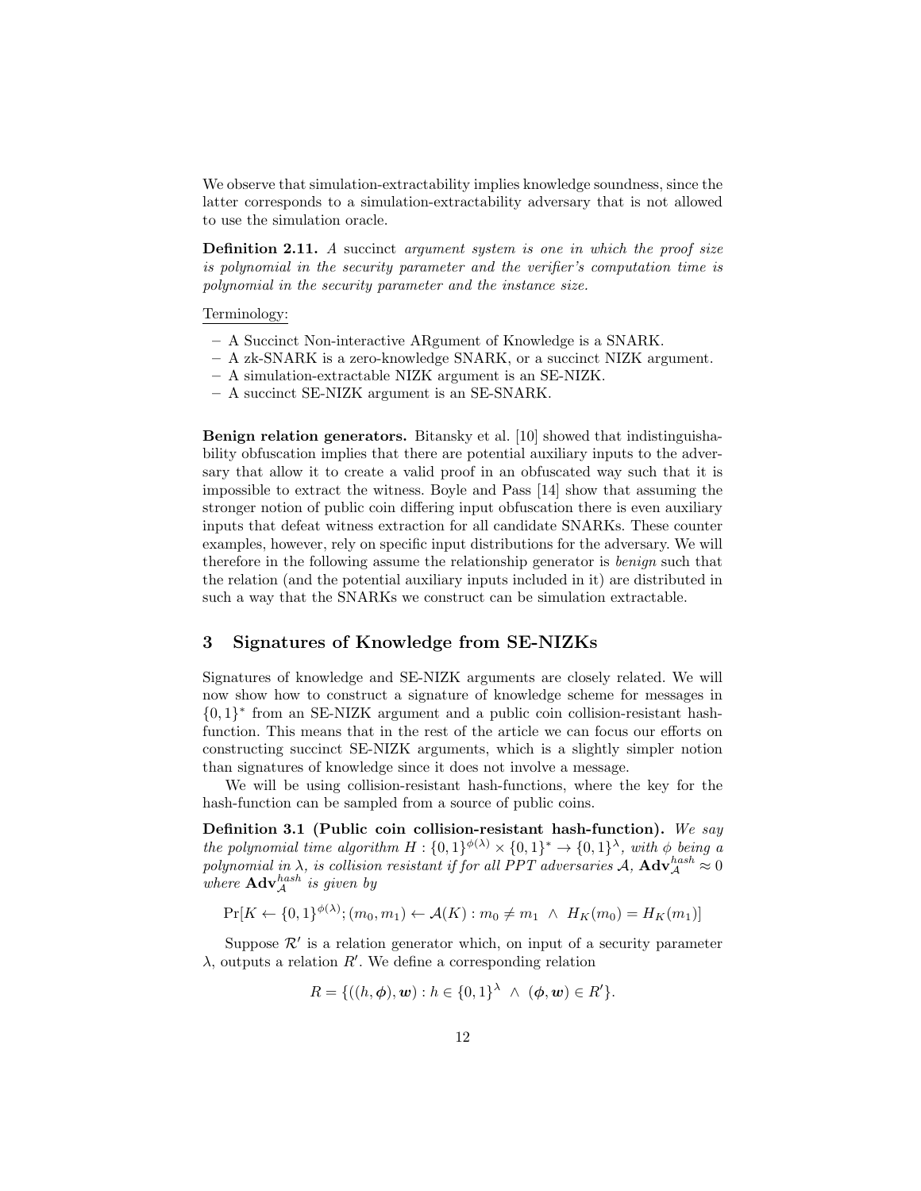We observe that simulation-extractability implies knowledge soundness, since the latter corresponds to a simulation-extractability adversary that is not allowed to use the simulation oracle.

**Definition 2.11.** *A succinct argument system is one in which the proof size is polynomial in the security parameter and the verifier's computation time is polynomial in the security parameter and the instance size.*

Terminology:

- A Succinct Non-interactive ARgument of Knowledge is a SNARK.
- A zk-SNARK is a zero-knowledge SNARK, or a succinct NIZK argument.
- A simulation-extractable NIZK argument is an SE-NIZK.
- A succinct SE-NIZK argument is an SE-SNARK.

**Benign relation generators.** Bitansky et al. [10] showed that indistinguishability obfuscation implies that there are potential auxiliary inputs to the adversary that allow it to create a valid proof in an obfuscated way such that it is impossible to extract the witness. Boyle and Pass [14] show that assuming the stronger notion of public coin differing input obfuscation there is even auxiliary inputs that defeat witness extraction for all candidate SNARKs. These counter examples, however, rely on specific input distributions for the adversary. We will therefore in the following assume the relationship generator is *benign* such that the relation (and the potential auxiliary inputs included in it) are distributed in such a way that the SNARKs we construct can be simulation extractable.

## 3 Signatures of Knowledge from SE-NIZKs

Signatures of knowledge and SE-NIZK arguments are closely related. We will now show how to construct a signature of knowledge scheme for messages in $\{0,1\}^*$ from an SE-NIZK argument and a public coin collision-resistant hash-function. This means that in the rest of the article we can focus our efforts on constructing succinct SE-NIZK arguments, which is a slightly simpler notion than signatures of knowledge since it does not involve a message.

We will be using collision-resistant hash-functions, where the key for the hash-function can be sampled from a source of public coins.

**Definition 3.1 (Public coin collision-resistant hash-function).** *We say the polynomial time algorithm $H : \{0,1\}^{\phi(\lambda)} \times \{0,1\}^* \to \{0,1\}^\lambda$, with $\phi$ being a polynomial in $\lambda$, is collision resistant if for all PPT adversaries $\mathcal{A}$, $\mathbf{Adv}_{\mathcal{A}}^{hash} \approx 0$ where $\mathbf{Adv}_{\mathcal{A}}^{hash}$ is given by*

$$\Pr[K \leftarrow \{0,1\}^{\phi(\lambda)}; (m_0, m_1) \leftarrow \mathcal{A}(K) : m_0 \neq m_1 \ \wedge \ H_K(m_0) = H_K(m_1)]$$

Suppose $\mathcal{R}'$ is a relation generator which, on input of a security parameter $\lambda$, outputs a relation $R'$. We define a corresponding relation

$$R = \{((h, \boldsymbol{\phi}), \boldsymbol{w}) : h \in \{0,1\}^\lambda \ \wedge \ (\boldsymbol{\phi}, \boldsymbol{w}) \in R'\}.$$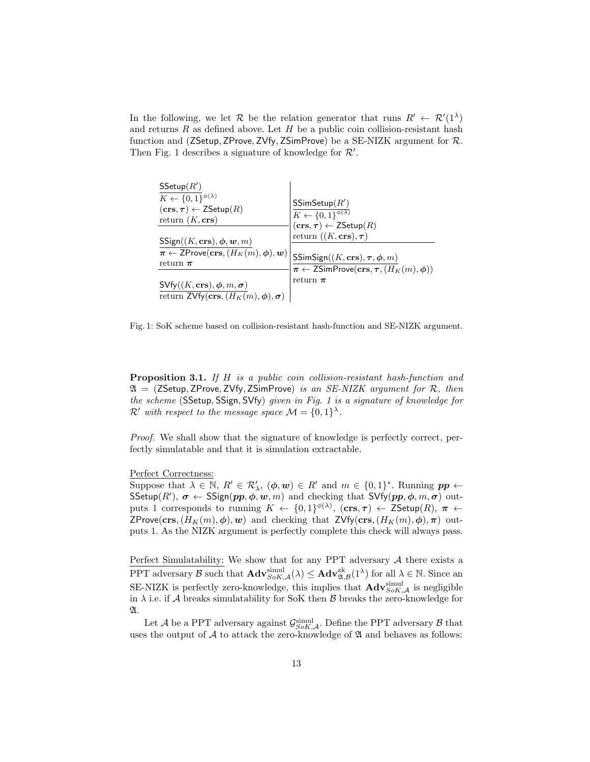In the following, we let $\mathcal{R}$ be the relation generator that runs $R' \leftarrow \mathcal{R}'(1^\lambda)$ and returns $R$ as defined above. Let $H$ be a public coin collision-resistant hash function and (ZSetup, ZProve, ZVfy, ZSimProve) be a SE-NIZK argument for $\mathcal{R}$. Then Fig. 1 describes a signature of knowledge for $\mathcal{R}'$.

```
SSetup(R')
K ← {0,1}^φ(λ)
(crs, τ) ← ZSetup(R)
return (K, crs)

SSign((K, crs), φ, w, m)
π ← ZProve(crs, (H_K(m), φ), w)
return π

SVfy((K, crs), φ, m, σ)
return ZVfy(crs, (H_K(m), φ), σ)
```

```
SSimSetup(R')
K ← {0,1}^φ(λ)
(crs, τ) ← ZSetup(R)
return ((K, crs), τ)

SSimSign((K, crs), τ, φ, m)
π ← ZSimProve(crs, τ, (H_K(m), φ))
return π
```

Fig. 1: SoK scheme based on collision-resistant hash-function and SE-NIZK argument.

**Proposition 3.1.** *If $H$ is a public coin collision-resistant hash-function and $\mathfrak{A}$ = (ZSetup, ZProve, ZVfy, ZSimProve) is an SE-NIZK argument for $\mathcal{R}$, then the scheme (SSetup, SSign, SVfy) given in Fig. 1 is a signature of knowledge for $\mathcal{R}'$ with respect to the message space $\mathcal{M} = \{0,1\}^\lambda$.*

*Proof.* We shall show that the signature of knowledge is perfectly correct, perfectly simulatable and that it is simulation extractable.

Perfect Correctness:
Suppose that $\lambda \in \mathbb{N}$, $R' \in \mathcal{R}'_\lambda$, $(\boldsymbol{\phi}, \boldsymbol{w}) \in R'$ and $m \in \{0,1\}^*$. Running $\boldsymbol{pp} \leftarrow \mathsf{SSetup}(R')$, $\boldsymbol{\sigma} \leftarrow \mathsf{SSign}(\boldsymbol{pp}, \boldsymbol{\phi}, \boldsymbol{w}, m)$ and checking that $\mathsf{SVfy}(\boldsymbol{pp}, \boldsymbol{\phi}, m, \boldsymbol{\sigma})$ outputs 1 corresponds to running $K \leftarrow \{0,1\}^{\phi(\lambda)}$, $(\mathbf{crs}, \boldsymbol{\tau}) \leftarrow \mathsf{ZSetup}(R)$, $\boldsymbol{\pi} \leftarrow \mathsf{ZProve}(\mathbf{crs}, (H_K(m), \boldsymbol{\phi}), \boldsymbol{w})$ and checking that $\mathsf{ZVfy}(\mathbf{crs}, (H_K(m), \boldsymbol{\phi}), \boldsymbol{\pi})$ outputs 1. As the NIZK argument is perfectly complete this check will always pass.

Perfect Simulatability: We show that for any PPT adversary $\mathcal{A}$ there exists a PPT adversary $\mathcal{B}$ such that $\mathbf{Adv}^{\mathrm{simul}}_{SoK,\mathcal{A}}(\lambda) \leq \mathbf{Adv}^{\mathrm{zk}}_{\mathfrak{A},\mathcal{B}}(1^\lambda)$ for all $\lambda \in \mathbb{N}$. Since an SE-NIZK is perfectly zero-knowledge, this implies that $\mathbf{Adv}^{\mathrm{simul}}_{SoK,\mathcal{A}}$ is negligible in $\lambda$ i.e. if $\mathcal{A}$ breaks simulatability for SoK then $\mathcal{B}$ breaks the zero-knowledge for $\mathfrak{A}$.

Let $\mathcal{A}$ be a PPT adversary against $\mathcal{G}^{\mathrm{simul}}_{SoK,\mathcal{A}}$. Define the PPT adversary $\mathcal{B}$ that uses the output of $\mathcal{A}$ to attack the zero-knowledge of $\mathfrak{A}$ and behaves as follows: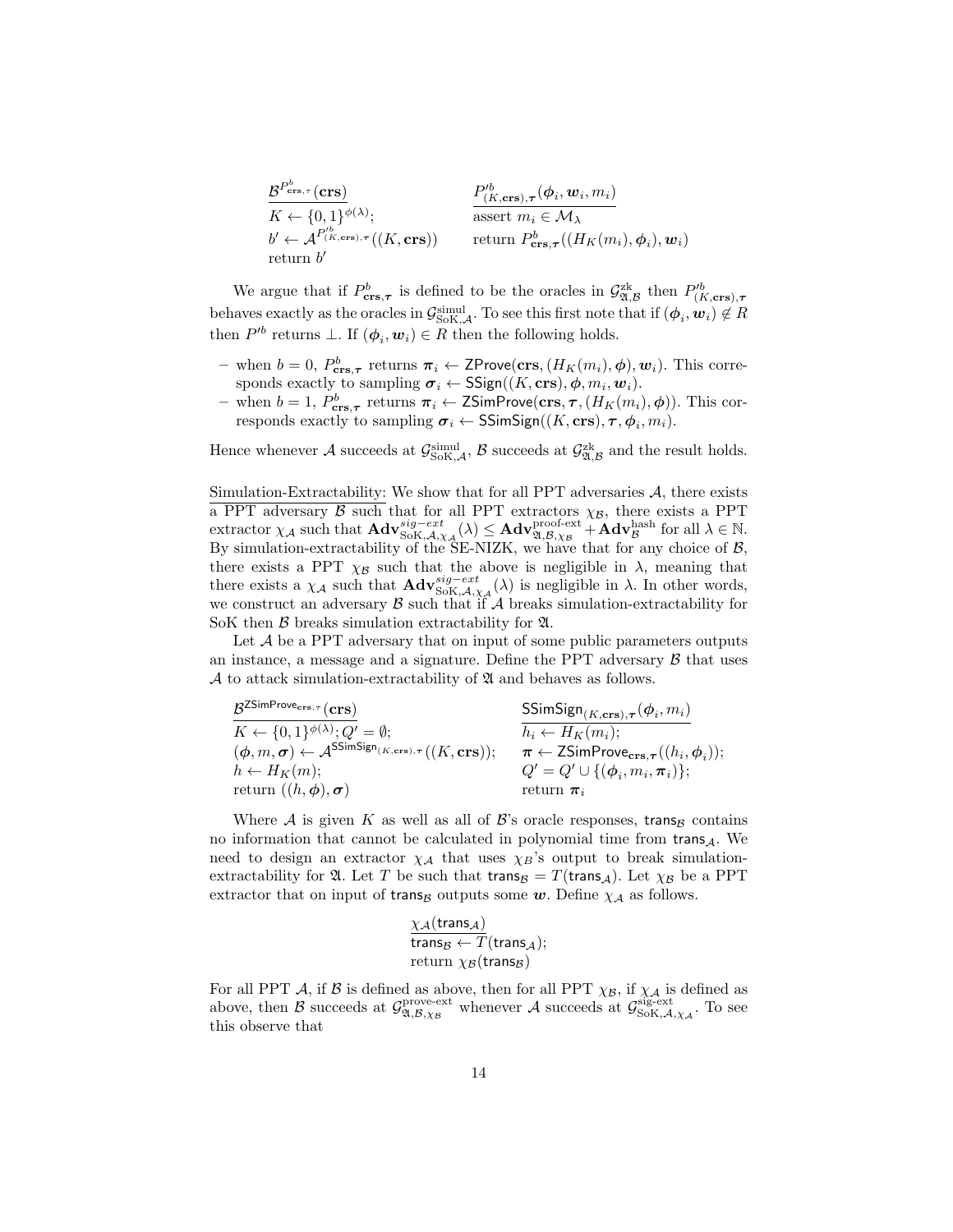$$
\begin{array}{ll}
\underline{\mathcal{B}^{P^b_{\mathbf{crs},\boldsymbol{\tau}}}(\mathbf{crs})} & \underline{P'^b_{(K,\mathbf{crs}),\boldsymbol{\tau}}(\boldsymbol{\phi}_i, \boldsymbol{w}_i, m_i)} \\
K \leftarrow \{0,1\}^{\phi(\lambda)}; & \text{assert } m_i \in \mathcal{M}_\lambda \\
b' \leftarrow \mathcal{A}^{P'^b_{(K,\mathbf{crs}),\boldsymbol{\tau}}}((K, \mathbf{crs})) & \text{return } P^b_{\mathbf{crs},\boldsymbol{\tau}}((H_K(m_i), \boldsymbol{\phi}_i), \boldsymbol{w}_i) \\
\text{return } b' &
\end{array}
$$

We argue that if $P^b_{\mathbf{crs},\boldsymbol{\tau}}$ is defined to be the oracles in $\mathcal{G}^{\text{zk}}_{\mathfrak{A},\mathcal{B}}$ then $P'^b_{(K,\mathbf{crs}),\boldsymbol{\tau}}$ behaves exactly as the oracles in $\mathcal{G}^{\text{simul}}_{\text{SoK},\mathcal{A}}$. To see this first note that if $(\boldsymbol{\phi}_i, \boldsymbol{w}_i) \notin R$ then $P'^b$ returns $\perp$. If $(\boldsymbol{\phi}_i, \boldsymbol{w}_i) \in R$ then the following holds.

- when $b = 0$, $P^b_{\mathbf{crs},\boldsymbol{\tau}}$ returns $\boldsymbol{\pi}_i \leftarrow \mathsf{ZProve}(\mathbf{crs}, (H_K(m_i), \boldsymbol{\phi}), \boldsymbol{w}_i)$. This corresponds exactly to sampling $\boldsymbol{\sigma}_i \leftarrow \mathsf{SSign}((K, \mathbf{crs}), \boldsymbol{\phi}, m_i, \boldsymbol{w}_i)$.
- when $b = 1$, $P^b_{\mathbf{crs},\boldsymbol{\tau}}$ returns $\boldsymbol{\pi}_i \leftarrow \mathsf{ZSimProve}(\mathbf{crs}, \boldsymbol{\tau}, (H_K(m_i), \boldsymbol{\phi}))$. This corresponds exactly to sampling $\boldsymbol{\sigma}_i \leftarrow \mathsf{SSimSign}((K, \mathbf{crs}), \boldsymbol{\tau}, \boldsymbol{\phi}_i, m_i)$.

Hence whenever $\mathcal{A}$ succeeds at $\mathcal{G}^{\text{simul}}_{\text{SoK},\mathcal{A}}$, $\mathcal{B}$ succeeds at $\mathcal{G}^{\text{zk}}_{\mathfrak{A},\mathcal{B}}$ and the result holds.

Simulation-Extractability: We show that for all PPT adversaries $\mathcal{A}$, there exists a PPT adversary $\mathcal{B}$ such that for all PPT extractors $\chi_{\mathcal{B}}$, there exists a PPT extractor $\chi_{\mathcal{A}}$ such that $\mathbf{Adv}^{sig-ext}_{\text{SoK},\mathcal{A},\chi_{\mathcal{A}}}(\lambda) \leq \mathbf{Adv}^{\text{proof-ext}}_{\mathfrak{A},\mathcal{B},\chi_{\mathcal{B}}} + \mathbf{Adv}^{\text{hash}}_{\mathcal{B}}$ for all $\lambda \in \mathbb{N}$. By simulation-extractability of the SE-NIZK, we have that for any choice of $\mathcal{B}$, there exists a PPT $\chi_{\mathcal{B}}$ such that the above is negligible in $\lambda$, meaning that there exists a $\chi_{\mathcal{A}}$ such that $\mathbf{Adv}^{sig-ext}_{\text{SoK},\mathcal{A},\chi_{\mathcal{A}}}(\lambda)$ is negligible in $\lambda$. In other words, we construct an adversary $\mathcal{B}$ such that if $\mathcal{A}$ breaks simulation-extractability for SoK then $\mathcal{B}$ breaks simulation extractability for $\mathfrak{A}$.

Let $\mathcal{A}$ be a PPT adversary that on input of some public parameters outputs an instance, a message and a signature. Define the PPT adversary $\mathcal{B}$ that uses $\mathcal{A}$ to attack simulation-extractability of $\mathfrak{A}$ and behaves as follows.

$$
\begin{array}{ll}
\underline{\mathcal{B}^{\mathsf{ZSimProve}_{\mathbf{crs},\boldsymbol{\tau}}}(\mathbf{crs})} & \underline{\mathsf{SSimSign}_{(K,\mathbf{crs}),\boldsymbol{\tau}}(\boldsymbol{\phi}_i, m_i)} \\
K \leftarrow \{0,1\}^{\phi(\lambda)}; Q' = \emptyset; & h_i \leftarrow H_K(m_i); \\
(\boldsymbol{\phi}, m, \boldsymbol{\sigma}) \leftarrow \mathcal{A}^{\mathsf{SSimSign}_{(K,\mathbf{crs}),\boldsymbol{\tau}}}((K, \mathbf{crs})); & \boldsymbol{\pi} \leftarrow \mathsf{ZSimProve}_{\mathbf{crs},\boldsymbol{\tau}}((h_i, \boldsymbol{\phi}_i)); \\
h \leftarrow H_K(m); & Q' = Q' \cup \{(\boldsymbol{\phi}_i, m_i, \boldsymbol{\pi}_i)\}; \\
\text{return } ((h, \boldsymbol{\phi}), \boldsymbol{\sigma}) & \text{return } \boldsymbol{\pi}_i
\end{array}
$$

Where $\mathcal{A}$ is given $K$ as well as all of $\mathcal{B}$'s oracle responses, $\mathsf{trans}_{\mathcal{B}}$ contains no information that cannot be calculated in polynomial time from $\mathsf{trans}_{\mathcal{A}}$. We need to design an extractor $\chi_{\mathcal{A}}$ that uses $\chi_B$'s output to break simulation-extractability for $\mathfrak{A}$. Let $T$ be such that $\mathsf{trans}_{\mathcal{B}} = T(\mathsf{trans}_{\mathcal{A}})$. Let $\chi_{\mathcal{B}}$ be a PPT extractor that on input of $\mathsf{trans}_{\mathcal{B}}$ outputs some $\boldsymbol{w}$. Define $\chi_{\mathcal{A}}$ as follows.

$$
\begin{array}{l}
\underline{\chi_{\mathcal{A}}(\mathsf{trans}_{\mathcal{A}})} \\
\mathsf{trans}_{\mathcal{B}} \leftarrow T(\mathsf{trans}_{\mathcal{A}}); \\
\text{return } \chi_{\mathcal{B}}(\mathsf{trans}_{\mathcal{B}})
\end{array}
$$

For all PPT $\mathcal{A}$, if $\mathcal{B}$ is defined as above, then for all PPT $\chi_{\mathcal{B}}$, if $\chi_{\mathcal{A}}$ is defined as above, then $\mathcal{B}$ succeeds at $\mathcal{G}^{\text{prove-ext}}_{\mathfrak{A},\mathcal{B},\chi_{\mathcal{B}}}$ whenever $\mathcal{A}$ succeeds at $\mathcal{G}^{\text{sig-ext}}_{\text{SoK},\mathcal{A},\chi_{\mathcal{A}}}$. To see this observe that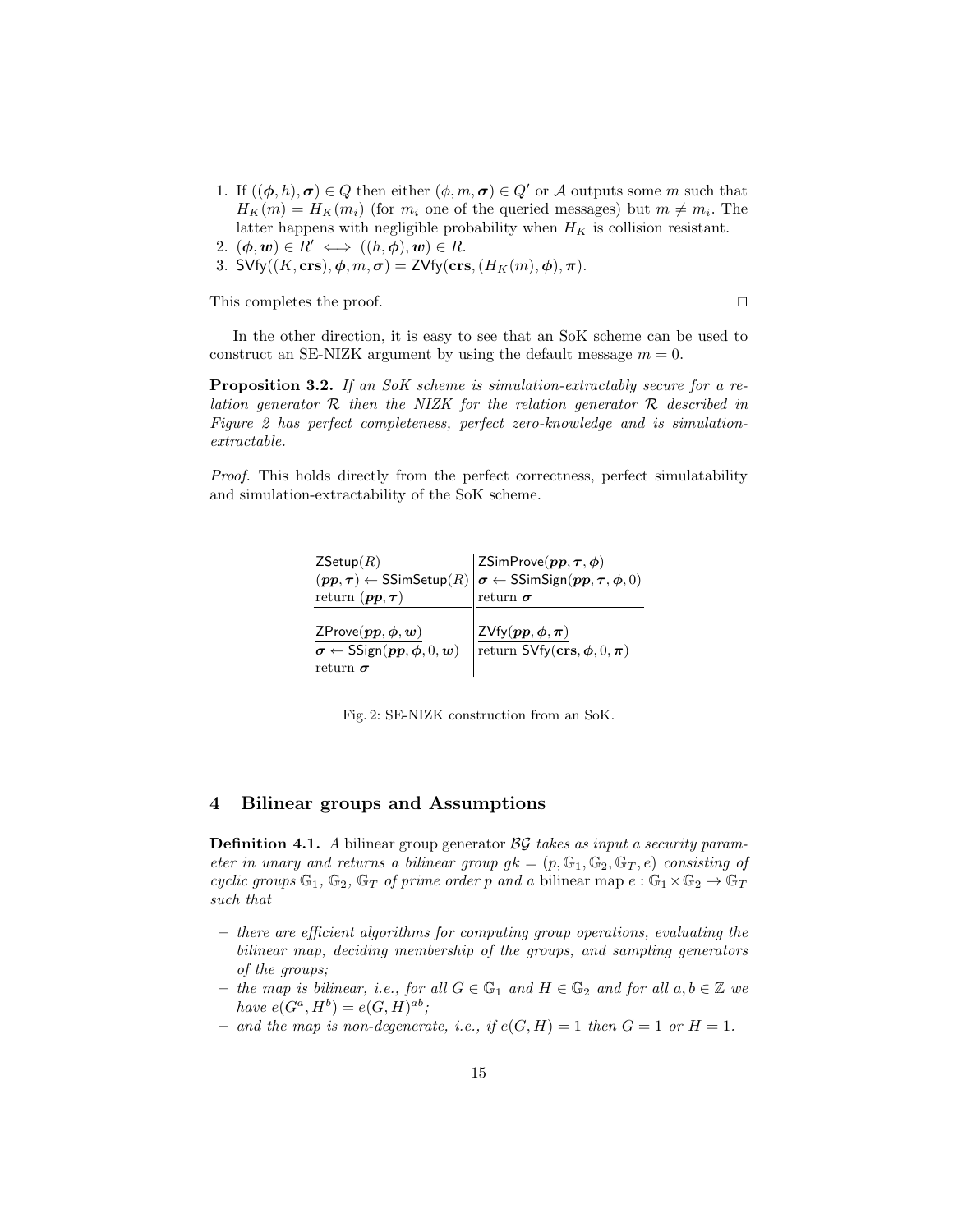1. If $((\boldsymbol{\phi}, h), \boldsymbol{\sigma}) \in Q$ then either $(\phi, m, \boldsymbol{\sigma}) \in Q'$ or $\mathcal{A}$ outputs some $m$ such that $H_K(m) = H_K(m_i)$ (for $m_i$ one of the queried messages) but $m \neq m_i$. The latter happens with negligible probability when $H_K$ is collision resistant.
2. $(\boldsymbol{\phi}, \boldsymbol{w}) \in R' \iff ((h, \boldsymbol{\phi}), \boldsymbol{w}) \in R$.
3. $\mathsf{SVfy}((K, \mathbf{crs}), \boldsymbol{\phi}, m, \boldsymbol{\sigma}) = \mathsf{ZVfy}(\mathbf{crs}, (H_K(m), \boldsymbol{\phi}), \boldsymbol{\pi})$.

This completes the proof. □

In the other direction, it is easy to see that an SoK scheme can be used to construct an SE-NIZK argument by using the default message $m = 0$.

**Proposition 3.2.** *If an SoK scheme is simulation-extractably secure for a relation generator $\mathcal{R}$ then the NIZK for the relation generator $\mathcal{R}$ described in Figure 2 has perfect completeness, perfect zero-knowledge and is simulation-extractable.*

*Proof.* This holds directly from the perfect correctness, perfect simulatability and simulation-extractability of the SoK scheme.

| $\underline{\mathsf{ZSetup}(R)}$ | $\underline{\mathsf{ZSimProve}(\boldsymbol{pp}, \boldsymbol{\tau}, \boldsymbol{\phi})}$ |
|---|---|
| $(\boldsymbol{pp}, \boldsymbol{\tau}) \leftarrow \mathsf{SSimSetup}(R)$ | $\boldsymbol{\sigma} \leftarrow \mathsf{SSimSign}(\boldsymbol{pp}, \boldsymbol{\tau}, \boldsymbol{\phi}, 0)$ |
| return $(\boldsymbol{pp}, \boldsymbol{\tau})$ | return $\boldsymbol{\sigma}$ |
| $\underline{\mathsf{ZProve}(\boldsymbol{pp}, \boldsymbol{\phi}, \boldsymbol{w})}$ | $\underline{\mathsf{ZVfy}(\boldsymbol{pp}, \boldsymbol{\phi}, \boldsymbol{\pi})}$ |
| $\boldsymbol{\sigma} \leftarrow \mathsf{SSign}(\boldsymbol{pp}, \boldsymbol{\phi}, 0, \boldsymbol{w})$ | return $\mathsf{SVfy}(\mathbf{crs}, \boldsymbol{\phi}, 0, \boldsymbol{\pi})$ |
| return $\boldsymbol{\sigma}$ | |

Fig. 2: SE-NIZK construction from an SoK.

## 4 Bilinear groups and Assumptions

**Definition 4.1.** *A* bilinear group generator $\mathcal{BG}$ *takes as input a security parameter in unary and returns a bilinear group $gk = (p, \mathbb{G}_1, \mathbb{G}_2, \mathbb{G}_T, e)$ consisting of cyclic groups $\mathbb{G}_1$, $\mathbb{G}_2$, $\mathbb{G}_T$ of prime order $p$ and a* bilinear map $e : \mathbb{G}_1 \times \mathbb{G}_2 \rightarrow \mathbb{G}_T$ *such that*

- *there are efficient algorithms for computing group operations, evaluating the bilinear map, deciding membership of the groups, and sampling generators of the groups;*
- *the map is bilinear, i.e., for all $G \in \mathbb{G}_1$ and $H \in \mathbb{G}_2$ and for all $a, b \in \mathbb{Z}$ we have $e(G^a, H^b) = e(G, H)^{ab}$;*
- *and the map is non-degenerate, i.e., if $e(G, H) = 1$ then $G = 1$ or $H = 1$.*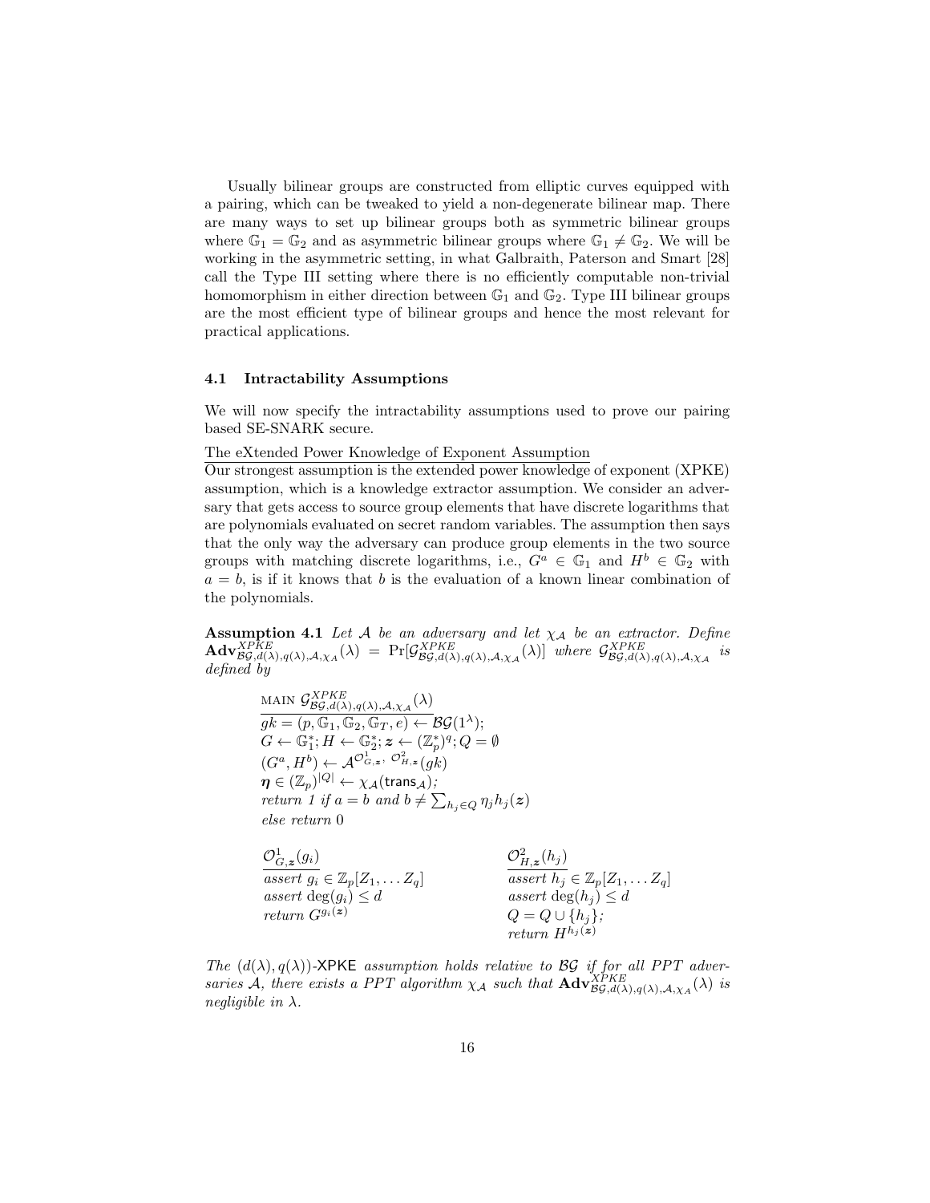Usually bilinear groups are constructed from elliptic curves equipped with a pairing, which can be tweaked to yield a non-degenerate bilinear map. There are many ways to set up bilinear groups both as symmetric bilinear groups where $\mathbb{G}_1 = \mathbb{G}_2$ and as asymmetric bilinear groups where $\mathbb{G}_1 \neq \mathbb{G}_2$. We will be working in the asymmetric setting, in what Galbraith, Paterson and Smart [28] call the Type III setting where there is no efficiently computable non-trivial homomorphism in either direction between $\mathbb{G}_1$ and $\mathbb{G}_2$. Type III bilinear groups are the most efficient type of bilinear groups and hence the most relevant for practical applications.

### 4.1 Intractability Assumptions

We will now specify the intractability assumptions used to prove our pairing based SE-SNARK secure.

The eXtended Power Knowledge of Exponent Assumption

Our strongest assumption is the extended power knowledge of exponent (XPKE) assumption, which is a knowledge extractor assumption. We consider an adversary that gets access to source group elements that have discrete logarithms that are polynomials evaluated on secret random variables. The assumption then says that the only way the adversary can produce group elements in the two source groups with matching discrete logarithms, i.e., $G^a \in \mathbb{G}_1$ and $H^b \in \mathbb{G}_2$ with $a = b$, is if it knows that $b$ is the evaluation of a known linear combination of the polynomials.

**Assumption 4.1** *Let $\mathcal{A}$ be an adversary and let $\chi_{\mathcal{A}}$ be an extractor. Define $\mathbf{Adv}^{XPKE}_{\mathcal{BG},d(\lambda),q(\lambda),\mathcal{A},\chi_{\mathcal{A}}}(\lambda) = \Pr[\mathcal{G}^{XPKE}_{\mathcal{BG},d(\lambda),q(\lambda),\mathcal{A},\chi_{\mathcal{A}}}(\lambda)]$ where $\mathcal{G}^{XPKE}_{\mathcal{BG},d(\lambda),q(\lambda),\mathcal{A},\chi_{\mathcal{A}}}$ is defined by*

MAIN $\mathcal{G}^{XPKE}_{\mathcal{BG},d(\lambda),q(\lambda),\mathcal{A},\chi_{\mathcal{A}}}(\lambda)$

$gk = (p, \mathbb{G}_1, \mathbb{G}_2, \mathbb{G}_T, e) \leftarrow \mathcal{BG}(1^\lambda)$;
$G \leftarrow \mathbb{G}_1^*; H \leftarrow \mathbb{G}_2^*; \boldsymbol{z} \leftarrow (\mathbb{Z}_p^*)^q; Q = \emptyset$
$(G^a, H^b) \leftarrow \mathcal{A}^{\mathcal{O}^1_{G,\boldsymbol{z}},\ \mathcal{O}^2_{H,\boldsymbol{z}}}(gk)$
$\boldsymbol{\eta} \in (\mathbb{Z}_p)^{|Q|} \leftarrow \chi_{\mathcal{A}}(\mathsf{trans}_{\mathcal{A}})$;
*return 1 if* $a = b$ *and* $b \neq \sum_{h_j \in Q} \eta_j h_j(\boldsymbol{z})$
*else return* 0

$\mathcal{O}^1_{G,\boldsymbol{z}}(g_i)$
*assert* $g_i \in \mathbb{Z}_p[Z_1, \ldots Z_q]$
*assert* $\deg(g_i) \leq d$
*return* $G^{g_i(\boldsymbol{z})}$

$\mathcal{O}^2_{H,\boldsymbol{z}}(h_j)$
*assert* $h_j \in \mathbb{Z}_p[Z_1, \ldots Z_q]$
*assert* $\deg(h_j) \leq d$
$Q = Q \cup \{h_j\}$;
*return* $H^{h_j(\boldsymbol{z})}$

*The $(d(\lambda), q(\lambda))$-*XPKE *assumption holds relative to $\mathcal{BG}$ if for all PPT adversaries $\mathcal{A}$, there exists a PPT algorithm $\chi_{\mathcal{A}}$ such that $\mathbf{Adv}^{XPKE}_{\mathcal{BG},d(\lambda),q(\lambda),\mathcal{A},\chi_{\mathcal{A}}}(\lambda)$ is negligible in $\lambda$.*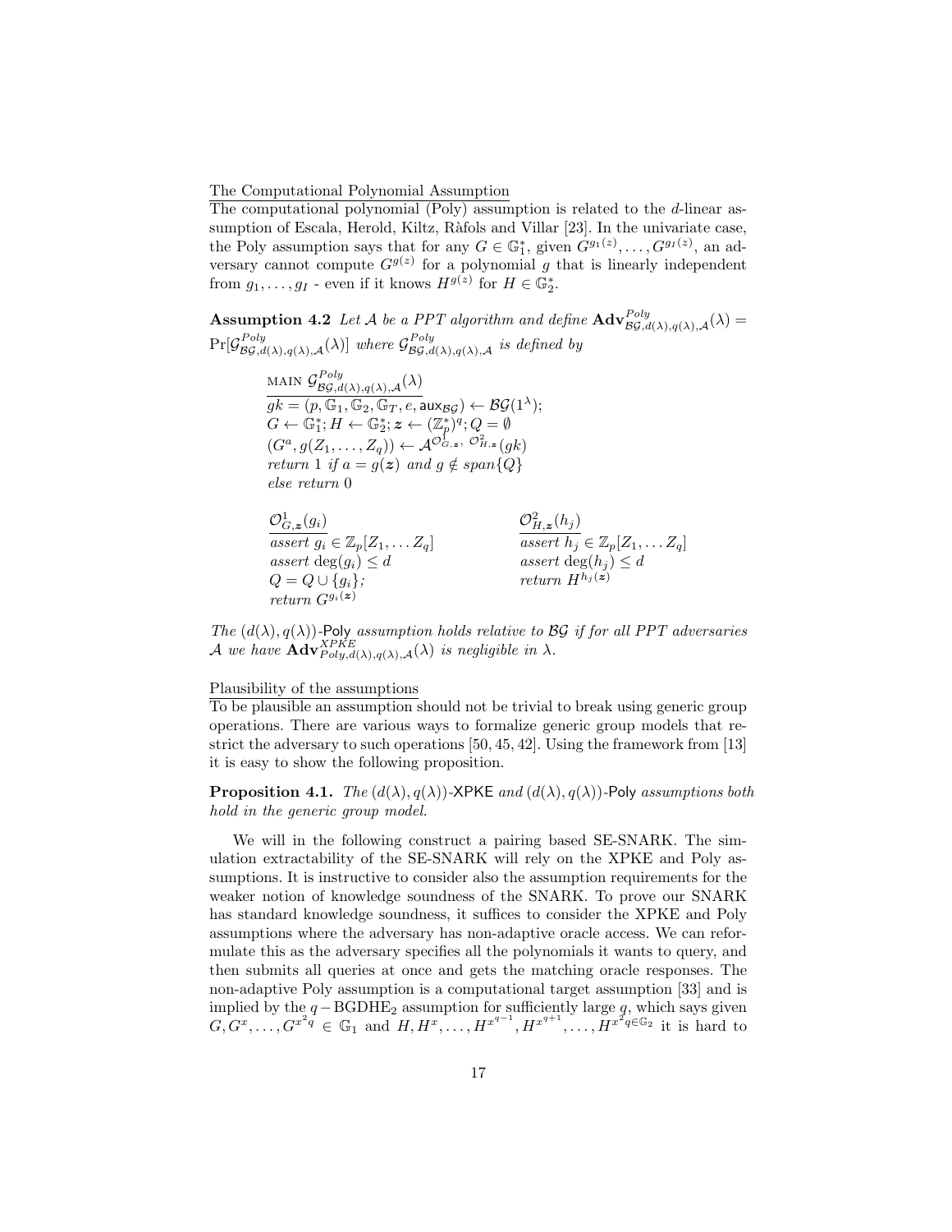The Computational Polynomial Assumption

The computational polynomial (Poly) assumption is related to the $d$-linear assumption of Escala, Herold, Kiltz, Ràfols and Villar [23]. In the univariate case, the Poly assumption says that for any $G \in \mathbb{G}_1^*$, given $G^{g_1(z)}, \ldots, G^{g_I(z)}$, an adversary cannot compute $G^{g(z)}$ for a polynomial $g$ that is linearly independent from $g_1, \ldots, g_I$ - even if it knows $H^{g(z)}$ for $H \in \mathbb{G}_2^*$.

**Assumption 4.2** *Let $\mathcal{A}$ be a PPT algorithm and define $\mathbf{Adv}^{Poly}_{\mathcal{BG},d(\lambda),q(\lambda),\mathcal{A}}(\lambda) = \Pr[\mathcal{G}^{Poly}_{\mathcal{BG},d(\lambda),q(\lambda),\mathcal{A}}(\lambda)]$ where $\mathcal{G}^{Poly}_{\mathcal{BG},d(\lambda),q(\lambda),\mathcal{A}}$ is defined by*

$$
\begin{array}{l}
\underline{\text{MAIN } \mathcal{G}^{Poly}_{\mathcal{BG},d(\lambda),q(\lambda),\mathcal{A}}(\lambda)} \\
gk = (p, \mathbb{G}_1, \mathbb{G}_2, \mathbb{G}_T, e, \mathsf{aux}_{\mathcal{BG}}) \leftarrow \mathcal{BG}(1^\lambda); \\
G \leftarrow \mathbb{G}_1^*; H \leftarrow \mathbb{G}_2^*; \boldsymbol{z} \leftarrow (\mathbb{Z}_p^*)^q; Q = \emptyset \\
(G^a, g(Z_1, \ldots, Z_q)) \leftarrow \mathcal{A}^{\mathcal{O}^1_{G,\boldsymbol{z}},\ \mathcal{O}^2_{H,\boldsymbol{z}}}(gk) \\
\textit{return } 1 \textit{ if } a = g(\boldsymbol{z}) \textit{ and } g \notin \textit{span}\{Q\} \\
\textit{else return } 0
\end{array}
$$

$$
\begin{array}{ll}
\underline{\mathcal{O}^1_{G,\boldsymbol{z}}(g_i)} & \underline{\mathcal{O}^2_{H,\boldsymbol{z}}(h_j)} \\
\textit{assert } g_i \in \mathbb{Z}_p[Z_1, \ldots Z_q] & \textit{assert } h_j \in \mathbb{Z}_p[Z_1, \ldots Z_q] \\
\textit{assert } \deg(g_i) \le d & \textit{assert } \deg(h_j) \le d \\
Q = Q \cup \{g_i\}; & \textit{return } H^{h_j(\boldsymbol{z})} \\
\textit{return } G^{g_i(\boldsymbol{z})} &
\end{array}
$$

*The $(d(\lambda), q(\lambda))$-Poly assumption holds relative to $\mathcal{BG}$ if for all PPT adversaries $\mathcal{A}$ we have $\mathbf{Adv}^{XPKE}_{Poly,d(\lambda),q(\lambda),\mathcal{A}}(\lambda)$ is negligible in $\lambda$.*

Plausibility of the assumptions

To be plausible an assumption should not be trivial to break using generic group operations. There are various ways to formalize generic group models that restrict the adversary to such operations [50, 45, 42]. Using the framework from [13] it is easy to show the following proposition.

**Proposition 4.1.** *The $(d(\lambda), q(\lambda))$-XPKE and $(d(\lambda), q(\lambda))$-Poly assumptions both hold in the generic group model.*

We will in the following construct a pairing based SE-SNARK. The simulation extractability of the SE-SNARK will rely on the XPKE and Poly assumptions. It is instructive to consider also the assumption requirements for the weaker notion of knowledge soundness of the SNARK. To prove our SNARK has standard knowledge soundness, it suffices to consider the XPKE and Poly assumptions where the adversary has non-adaptive oracle access. We can reformulate this as the adversary specifies all the polynomials it wants to query, and then submits all queries at once and gets the matching oracle responses. The non-adaptive Poly assumption is a computational target assumption [33] and is implied by the $q-\mathrm{BGDHE}_2$ assumption for sufficiently large $q$, which says given $G, G^x, \ldots, G^{x^{2q}} \in \mathbb{G}_1$ and $H, H^x, \ldots, H^{x^{q-1}}, H^{x^{q+1}}, \ldots, H^{x^{2q}} \in \mathbb{G}_2$ it is hard to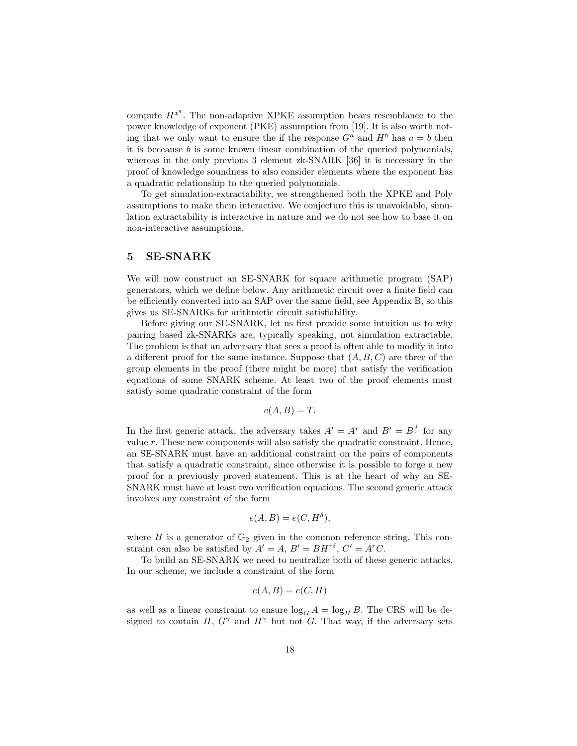compute $H^{x^q}$. The non-adaptive XPKE assumption bears resemblance to the power knowledge of exponent (PKE) assumption from [19]. It is also worth noting that we only want to ensure the if the response $G^a$ and $H^b$ has $a = b$ then it is beceause $b$ is some known linear combination of the queried polynomials, whereas in the only previous 3 element zk-SNARK [36] it is necessary in the proof of knowledge soundness to also consider elements where the exponent has a quadratic relationship to the queried polynomials.

To get simulation-extractability, we strengthened both the XPKE and Poly assumptions to make them interactive. We conjecture this is unavoidable, simulation extractability is interactive in nature and we do not see how to base it on non-interactive assumptions.

## 5 SE-SNARK

We will now construct an SE-SNARK for square arithmetic program (SAP) generators, which we define below. Any arithmetic circuit over a finite field can be efficiently converted into an SAP over the same field, see Appendix B, so this gives us SE-SNARKs for arithmetic circuit satisfiability.

Before giving our SE-SNARK, let us first provide some intuition as to why pairing based zk-SNARKs are, typically speaking, not simulation extractable. The problem is that an adversary that sees a proof is often able to modify it into a different proof for the same instance. Suppose that $(A, B, C)$ are three of the group elements in the proof (there might be more) that satisfy the verification equations of some SNARK scheme. At least two of the proof elements must satisfy some quadratic constraint of the form

$$e(A, B) = T.$$

In the first generic attack, the adversary takes $A' = A^r$ and $B' = B^{\frac{1}{r}}$ for any value $r$. These new components will also satisfy the quadratic constraint. Hence, an SE-SNARK must have an additional constraint on the pairs of components that satisfy a quadratic constraint, since otherwise it is possible to forge a new proof for a previously proved statement. This is at the heart of why an SE-SNARK must have at least two verification equations. The second generic attack involves any constraint of the form

$$e(A, B) = e(C, H^\delta),$$

where $H$ is a generator of $\mathbb{G}_2$ given in the common reference string. This constraint can also be satisfied by $A' = A$, $B' = BH^{r\delta}$, $C' = A^r C$.

To build an SE-SNARK we need to neutralize both of these generic attacks. In our scheme, we include a constraint of the form

$$e(A, B) = e(C, H)$$

as well as a linear constraint to ensure $\log_G A = \log_H B$. The CRS will be designed to contain $H$, $G^\gamma$ and $H^\gamma$ but not $G$. That way, if the adversary sets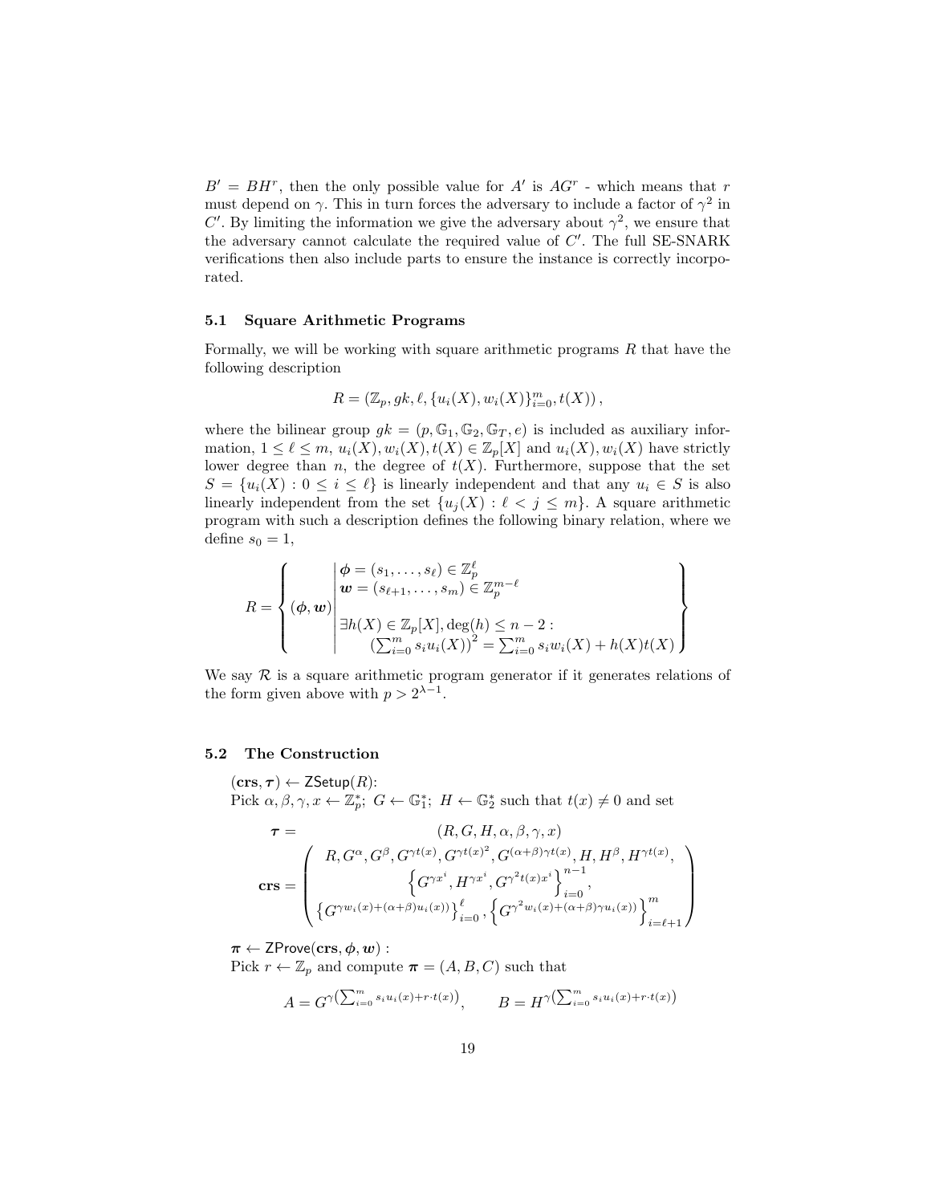$B' = BH^r$, then the only possible value for $A'$ is $AG^r$ - which means that $r$ must depend on $\gamma$. This in turn forces the adversary to include a factor of $\gamma^2$ in $C'$. By limiting the information we give the adversary about $\gamma^2$, we ensure that the adversary cannot calculate the required value of $C'$. The full SE-SNARK verifications then also include parts to ensure the instance is correctly incorporated.

### 5.1 Square Arithmetic Programs

Formally, we will be working with square arithmetic programs $R$ that have the following description

$$R = \left(\mathbb{Z}_p, gk, \ell, \{u_i(X), w_i(X)\}_{i=0}^{m}, t(X)\right),$$

where the bilinear group $gk = (p, \mathbb{G}_1, \mathbb{G}_2, \mathbb{G}_T, e)$ is included as auxiliary information, $1 \leq \ell \leq m$, $u_i(X), w_i(X), t(X) \in \mathbb{Z}_p[X]$ and $u_i(X), w_i(X)$ have strictly lower degree than $n$, the degree of $t(X)$. Furthermore, suppose that the set $S = \{u_i(X) : 0 \leq i \leq \ell\}$ is linearly independent and that any $u_i \in S$ is also linearly independent from the set $\{u_j(X) : \ell < j \leq m\}$. A square arithmetic program with such a description defines the following binary relation, where we define $s_0 = 1$,

$$R = \left\{ (\boldsymbol{\phi}, \boldsymbol{w}) \middle| \begin{array}{l} \boldsymbol{\phi} = (s_1, \ldots, s_\ell) \in \mathbb{Z}_p^\ell \\ \boldsymbol{w} = (s_{\ell+1}, \ldots, s_m) \in \mathbb{Z}_p^{m-\ell} \\ \\ \exists h(X) \in \mathbb{Z}_p[X], \deg(h) \leq n-2 : \\ \quad \left(\sum_{i=0}^m s_i u_i(X)\right)^2 = \sum_{i=0}^m s_i w_i(X) + h(X)t(X) \end{array} \right\}$$

We say $\mathcal{R}$ is a square arithmetic program generator if it generates relations of the form given above with $p > 2^{\lambda-1}$.

### 5.2 The Construction

$(\mathbf{crs}, \boldsymbol{\tau}) \leftarrow \mathsf{ZSetup}(R)$:
Pick $\alpha, \beta, \gamma, x \leftarrow \mathbb{Z}_p^*$; $G \leftarrow \mathbb{G}_1^*$; $H \leftarrow \mathbb{G}_2^*$ such that $t(x) \neq 0$ and set

$$\boldsymbol{\tau} = (R, G, H, \alpha, \beta, \gamma, x)$$

$$\mathbf{crs} = \left( \begin{array}{c} R, G^\alpha, G^\beta, G^{\gamma t(x)}, G^{\gamma t(x)^2}, G^{(\alpha+\beta)\gamma t(x)}, H, H^\beta, H^{\gamma t(x)}, \\ \left\{ G^{\gamma x^i}, H^{\gamma x^i}, G^{\gamma^2 t(x) x^i} \right\}_{i=0}^{n-1}, \\ \left\{ G^{\gamma w_i(x) + (\alpha+\beta) u_i(x)} \right\}_{i=0}^{\ell}, \left\{ G^{\gamma^2 w_i(x) + (\alpha+\beta)\gamma u_i(x)} \right\}_{i=\ell+1}^{m} \end{array} \right)$$

$\boldsymbol{\pi} \leftarrow \mathsf{ZProve}(\mathbf{crs}, \boldsymbol{\phi}, \boldsymbol{w})$ :
Pick $r \leftarrow \mathbb{Z}_p$ and compute $\boldsymbol{\pi} = (A, B, C)$ such that

$$A = G^{\gamma\left(\sum_{i=0}^m s_i u_i(x) + r \cdot t(x)\right)}, \qquad B = H^{\gamma\left(\sum_{i=0}^m s_i u_i(x) + r \cdot t(x)\right)}$$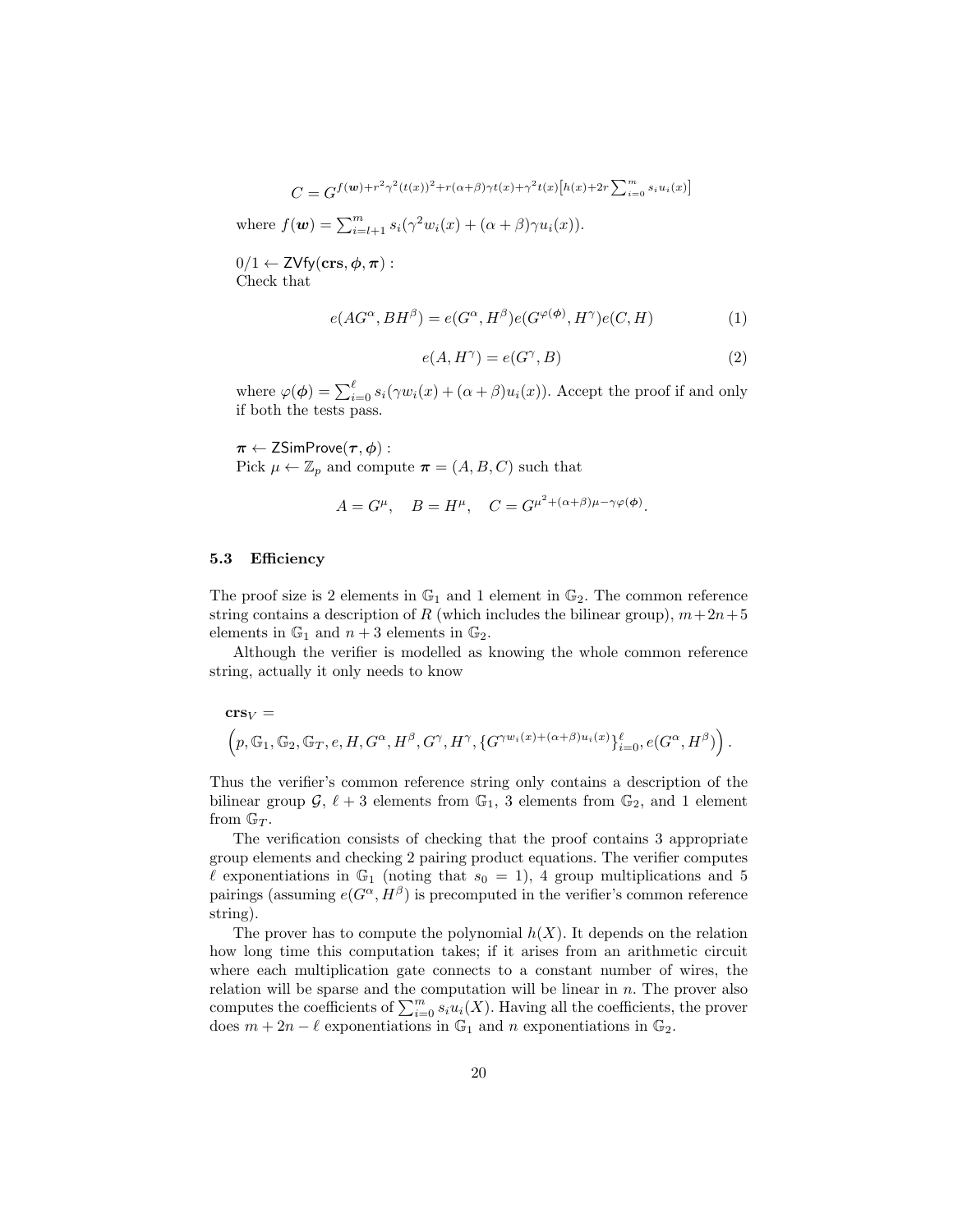$$C = G^{f(\boldsymbol{w})+r^2\gamma^2(t(x))^2+r(\alpha+\beta)\gamma t(x)+\gamma^2 t(x)\left[h(x)+2r\sum_{i=0}^{m} s_i u_i(x)\right]}$$

where $f(\boldsymbol{w}) = \sum_{i=l+1}^{m} s_i(\gamma^2 w_i(x) + (\alpha + \beta)\gamma u_i(x))$.

$0/1 \leftarrow \mathsf{ZVfy}(\mathbf{crs}, \boldsymbol{\phi}, \boldsymbol{\pi})$ :
Check that

$$e(AG^{\alpha}, BH^{\beta}) = e(G^{\alpha}, H^{\beta})e(G^{\varphi(\boldsymbol{\phi})}, H^{\gamma})e(C, H) \tag{1}$$

$$e(A, H^{\gamma}) = e(G^{\gamma}, B) \tag{2}$$

where $\varphi(\boldsymbol{\phi}) = \sum_{i=0}^{\ell} s_i(\gamma w_i(x) + (\alpha + \beta)u_i(x))$. Accept the proof if and only if both the tests pass.

$\boldsymbol{\pi} \leftarrow \mathsf{ZSimProve}(\boldsymbol{\tau}, \boldsymbol{\phi})$ :
Pick $\mu \leftarrow \mathbb{Z}_p$ and compute $\boldsymbol{\pi} = (A, B, C)$ such that

$$A = G^{\mu}, \quad B = H^{\mu}, \quad C = G^{\mu^2+(\alpha+\beta)\mu-\gamma\varphi(\boldsymbol{\phi})}.$$

### 5.3 Efficiency

The proof size is 2 elements in $\mathbb{G}_1$ and 1 element in $\mathbb{G}_2$. The common reference string contains a description of $R$ (which includes the bilinear group), $m+2n+5$ elements in $\mathbb{G}_1$ and $n+3$ elements in $\mathbb{G}_2$.

Although the verifier is modelled as knowing the whole common reference string, actually it only needs to know

$$\mathbf{crs}_V = \left(p, \mathbb{G}_1, \mathbb{G}_2, \mathbb{G}_T, e, H, G^{\alpha}, H^{\beta}, G^{\gamma}, H^{\gamma}, \{G^{\gamma w_i(x)+(\alpha+\beta)u_i(x)}\}_{i=0}^{\ell}, e(G^{\alpha}, H^{\beta})\right).$$

Thus the verifier's common reference string only contains a description of the bilinear group $\mathcal{G}$, $\ell+3$ elements from $\mathbb{G}_1$, 3 elements from $\mathbb{G}_2$, and 1 element from $\mathbb{G}_T$.

The verification consists of checking that the proof contains 3 appropriate group elements and checking 2 pairing product equations. The verifier computes $\ell$ exponentiations in $\mathbb{G}_1$ (noting that $s_0 = 1$), 4 group multiplications and 5 pairings (assuming $e(G^{\alpha}, H^{\beta})$ is precomputed in the verifier's common reference string).

The prover has to compute the polynomial $h(X)$. It depends on the relation how long time this computation takes; if it arises from an arithmetic circuit where each multiplication gate connects to a constant number of wires, the relation will be sparse and the computation will be linear in $n$. The prover also computes the coefficients of $\sum_{i=0}^{m} s_i u_i(X)$. Having all the coefficients, the prover does $m + 2n - \ell$ exponentiations in $\mathbb{G}_1$ and $n$ exponentiations in $\mathbb{G}_2$.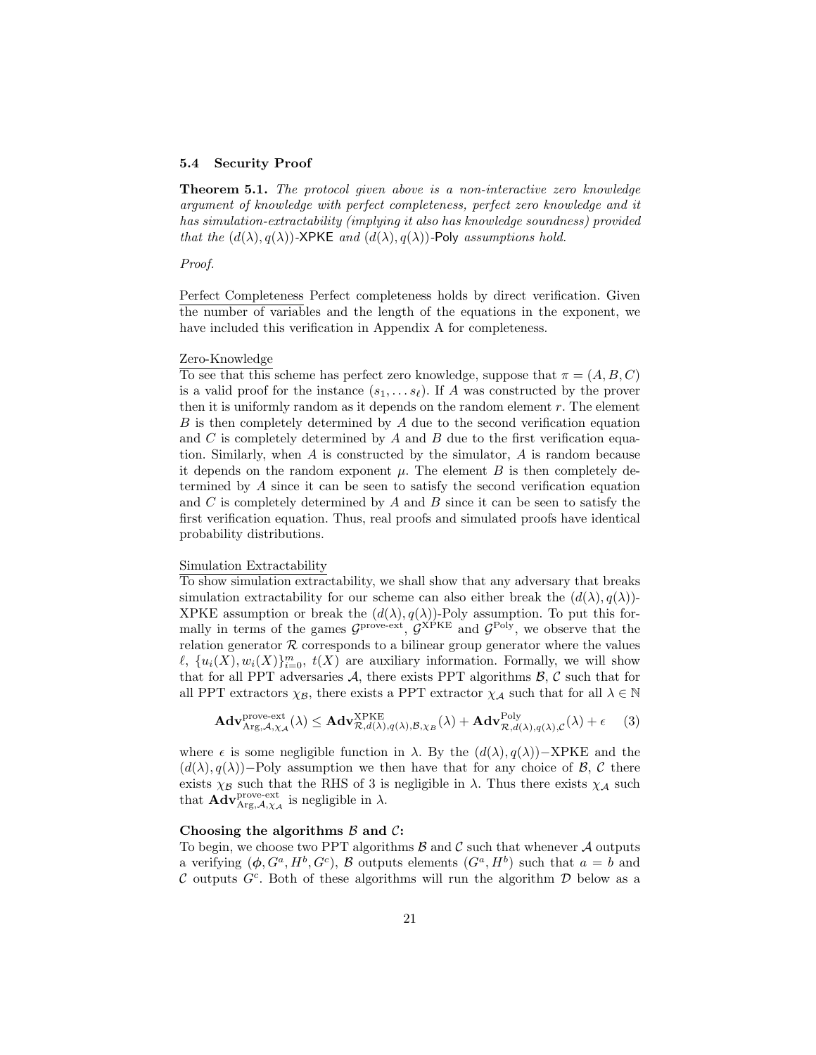### 5.4 Security Proof

**Theorem 5.1.** *The protocol given above is a non-interactive zero knowledge argument of knowledge with perfect completeness, perfect zero knowledge and it has simulation-extractability (implying it also has knowledge soundness) provided that the $(d(\lambda), q(\lambda))$-XPKE and $(d(\lambda), q(\lambda))$-Poly assumptions hold.*

*Proof.*

Perfect Completeness Perfect completeness holds by direct verification. Given the number of variables and the length of the equations in the exponent, we have included this verification in Appendix A for completeness.

Zero-Knowledge
To see that this scheme has perfect zero knowledge, suppose that $\pi = (A, B, C)$ is a valid proof for the instance $(s_1, \dots s_\ell)$. If $A$ was constructed by the prover then it is uniformly random as it depends on the random element $r$. The element $B$ is then completely determined by $A$ due to the second verification equation and $C$ is completely determined by $A$ and $B$ due to the first verification equation. Similarly, when $A$ is constructed by the simulator, $A$ is random because it depends on the random exponent $\mu$. The element $B$ is then completely determined by $A$ since it can be seen to satisfy the second verification equation and $C$ is completely determined by $A$ and $B$ since it can be seen to satisfy the first verification equation. Thus, real proofs and simulated proofs have identical probability distributions.

Simulation Extractability
To show simulation extractability, we shall show that any adversary that breaks simulation extractability for our scheme can also either break the $(d(\lambda), q(\lambda))$-XPKE assumption or break the $(d(\lambda), q(\lambda))$-Poly assumption. To put this formally in terms of the games $\mathcal{G}^{\text{prove-ext}}$, $\mathcal{G}^{\text{XPKE}}$ and $\mathcal{G}^{\text{Poly}}$, we observe that the relation generator $\mathcal{R}$ corresponds to a bilinear group generator where the values $\ell$, $\{u_i(X), w_i(X)\}_{i=0}^m$, $t(X)$ are auxiliary information. Formally, we will show that for all PPT adversaries $\mathcal{A}$, there exists PPT algorithms $\mathcal{B}, \mathcal{C}$ such that for all PPT extractors $\chi_\mathcal{B}$, there exists a PPT extractor $\chi_\mathcal{A}$ such that for all $\lambda \in \mathbb{N}$

$$\mathbf{Adv}^{\text{prove-ext}}_{\text{Arg},\mathcal{A},\chi_\mathcal{A}}(\lambda) \leq \mathbf{Adv}^{\text{XPKE}}_{\mathcal{R},d(\lambda),q(\lambda),\mathcal{B},\chi_\mathcal{B}}(\lambda) + \mathbf{Adv}^{\text{Poly}}_{\mathcal{R},d(\lambda),q(\lambda),\mathcal{C}}(\lambda) + \epsilon \tag{3}$$

where $\epsilon$ is some negligible function in $\lambda$. By the $(d(\lambda), q(\lambda))-$XPKE and the $(d(\lambda), q(\lambda))-$Poly assumption we then have that for any choice of $\mathcal{B}, \mathcal{C}$ there exists $\chi_\mathcal{B}$ such that the RHS of 3 is negligible in $\lambda$. Thus there exists $\chi_\mathcal{A}$ such that $\mathbf{Adv}^{\text{prove-ext}}_{\text{Arg},\mathcal{A},\chi_\mathcal{A}}$ is negligible in $\lambda$.

**Choosing the algorithms $\mathcal{B}$ and $\mathcal{C}$:**
To begin, we choose two PPT algorithms $\mathcal{B}$ and $\mathcal{C}$ such that whenever $\mathcal{A}$ outputs a verifying $(\boldsymbol{\phi}, G^a, H^b, G^c)$, $\mathcal{B}$ outputs elements $(G^a, H^b)$ such that $a = b$ and $\mathcal{C}$ outputs $G^c$. Both of these algorithms will run the algorithm $\mathcal{D}$ below as a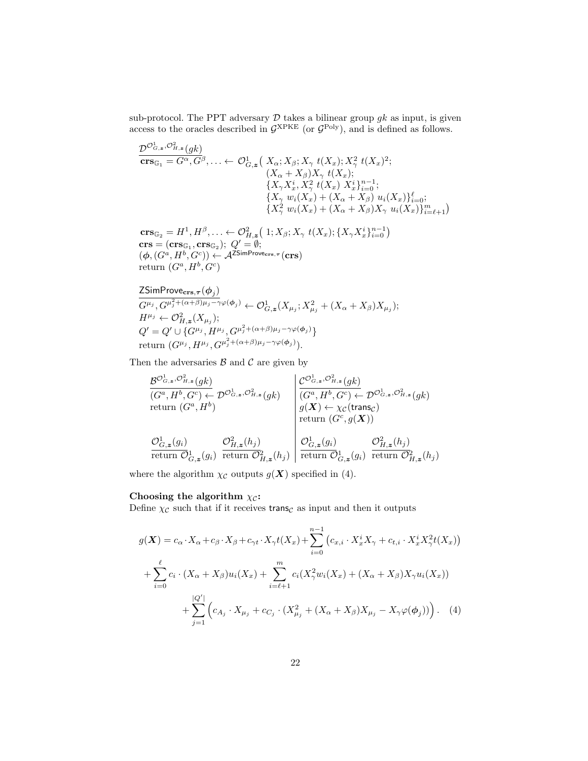sub-protocol. The PPT adversary $\mathcal{D}$ takes a bilinear group $gk$ as input, is given access to the oracles described in $\mathcal{G}^{\mathrm{XPKE}}$ (or $\mathcal{G}^{\mathrm{Poly}}$), and is defined as follows.

$$
\begin{array}{l}
\underline{\mathcal{D}^{\mathcal{O}^1_{G,\boldsymbol{z}},\mathcal{O}^2_{H,\boldsymbol{z}}}(gk)} \\
\mathbf{crs}_{\mathbb{G}_1} = G^{\alpha}, G^{\beta}, \ldots \leftarrow \mathcal{O}^1_{G,\boldsymbol{z}}\big(\, X_\alpha; X_\beta; X_\gamma\ t(X_x); X_\gamma^2\ t(X_x)^2; \\
\qquad\qquad (X_\alpha + X_\beta) X_\gamma\ t(X_x); \\
\qquad\qquad \{X_\gamma X_x^i, X_\gamma^2\ t(X_x)\ X_x^i\}_{i=0}^{n-1}; \\
\qquad\qquad \{X_\gamma\ w_i(X_x) + (X_\alpha + X_\beta)\ u_i(X_x)\}_{i=0}^{\ell}; \\
\qquad\qquad \{X_\gamma^2\ w_i(X_x) + (X_\alpha + X_\beta) X_\gamma\ u_i(X_x)\}_{i=\ell+1}^{m}\big) \\
\\
\mathbf{crs}_{\mathbb{G}_2} = H^1, H^{\beta}, \ldots \leftarrow \mathcal{O}^2_{H,\boldsymbol{z}}\big(\, 1; X_\beta; X_\gamma\ t(X_x); \{X_\gamma X_x^i\}_{i=0}^{n-1}\big) \\
\mathbf{crs} = (\mathbf{crs}_{\mathbb{G}_1}, \mathbf{crs}_{\mathbb{G}_2});\ Q' = \emptyset; \\
(\boldsymbol{\phi}, (G^a, H^b, G^c)) \leftarrow \mathcal{A}^{\mathsf{ZSimProve}_{\mathbf{crs},\boldsymbol{\tau}}}(\mathbf{crs}) \\
\text{return } (G^a, H^b, G^c)
\end{array}
$$

$$
\begin{array}{l}
\underline{\mathsf{ZSimProve}_{\mathbf{crs},\boldsymbol{\tau}}(\boldsymbol{\phi}_j)} \\
G^{\mu_j}, G^{\mu_j^2 + (\alpha+\beta)\mu_j - \gamma\varphi(\boldsymbol{\phi}_j)} \leftarrow \mathcal{O}^1_{G,\boldsymbol{z}}(X_{\mu_j}; X_{\mu_j}^2 + (X_\alpha + X_\beta) X_{\mu_j}); \\
H^{\mu_j} \leftarrow \mathcal{O}^2_{H,\boldsymbol{z}}(X_{\mu_j}); \\
Q' = Q' \cup \{G^{\mu_j}, H^{\mu_j}, G^{\mu_j^2 + (\alpha+\beta)\mu_j - \gamma\varphi(\boldsymbol{\phi}_j)}\} \\
\text{return } (G^{\mu_j}, H^{\mu_j}, G^{\mu_j^2 + (\alpha+\beta)\mu_j - \gamma\varphi(\boldsymbol{\phi}_j)}).
\end{array}
$$

Then the adversaries $\mathcal{B}$ and $\mathcal{C}$ are given by

$$
\begin{array}{l|l}
\underline{\mathcal{B}^{\mathcal{O}^1_{G,\boldsymbol{z}},\mathcal{O}^2_{H,\boldsymbol{z}}}(gk)} & \underline{\mathcal{C}^{\mathcal{O}^1_{G,\boldsymbol{z}},\mathcal{O}^2_{H,\boldsymbol{z}}}(gk)} \\
(G^a, H^b, G^c) \leftarrow \mathcal{D}^{\mathcal{O}^1_{G,\boldsymbol{z}},\mathcal{O}^2_{H,\boldsymbol{z}}}(gk) & (G^a, H^b, G^c) \leftarrow \mathcal{D}^{\mathcal{O}^1_{G,\boldsymbol{z}},\mathcal{O}^2_{H,\boldsymbol{z}}}(gk) \\
\text{return } (G^a, H^b) & g(\boldsymbol{X}) \leftarrow \chi_{\mathcal{C}}(\mathsf{trans}_{\mathcal{C}}) \\
 & \text{return } (G^c, g(\boldsymbol{X})) \\
 & \\
\underline{\mathcal{O}^1_{G,\boldsymbol{z}}(g_i)} \quad \underline{\mathcal{O}^2_{H,\boldsymbol{z}}(h_j)} & \underline{\mathcal{O}^1_{G,\boldsymbol{z}}(g_i)} \quad \underline{\mathcal{O}^2_{H,\boldsymbol{z}}(h_j)} \\
\text{return } \mathcal{O}^1_{G,\boldsymbol{z}}(g_i) \quad \text{return } \mathcal{O}^2_{H,\boldsymbol{z}}(h_j) & \text{return } \mathcal{O}^1_{G,\boldsymbol{z}}(g_i) \quad \text{return } \mathcal{O}^2_{H,\boldsymbol{z}}(h_j)
\end{array}
$$

where the algorithm $\chi_{\mathcal{C}}$ outputs $g(\boldsymbol{X})$ specified in (4).

**Choosing the algorithm $\chi_{\mathcal{C}}$:**
Define $\chi_{\mathcal{C}}$ such that if it receives $\mathsf{trans}_{\mathcal{C}}$ as input and then it outputs

$$
\begin{aligned}
g(\boldsymbol{X}) = c_\alpha \cdot X_\alpha + c_\beta \cdot X_\beta + c_{\gamma t} \cdot X_\gamma t(X_x) + \sum_{i=0}^{n-1} \left(c_{x,i} \cdot X_x^i X_\gamma + c_{t,i} \cdot X_x^i X_\gamma^2 t(X_x)\right) \\
+ \sum_{i=0}^{\ell} c_i \cdot (X_\alpha + X_\beta) u_i(X_x) + \sum_{i=\ell+1}^{m} c_i (X_\gamma^2 w_i(X_x) + (X_\alpha + X_\beta) X_\gamma u_i(X_x)) \\
+ \sum_{j=1}^{|Q'|} \left( c_{A_j} \cdot X_{\mu_j} + c_{C_j} \cdot (X_{\mu_j}^2 + (X_\alpha + X_\beta) X_{\mu_j} - X_\gamma \varphi(\boldsymbol{\phi}_j)) \right). \quad (4)
\end{aligned}
$$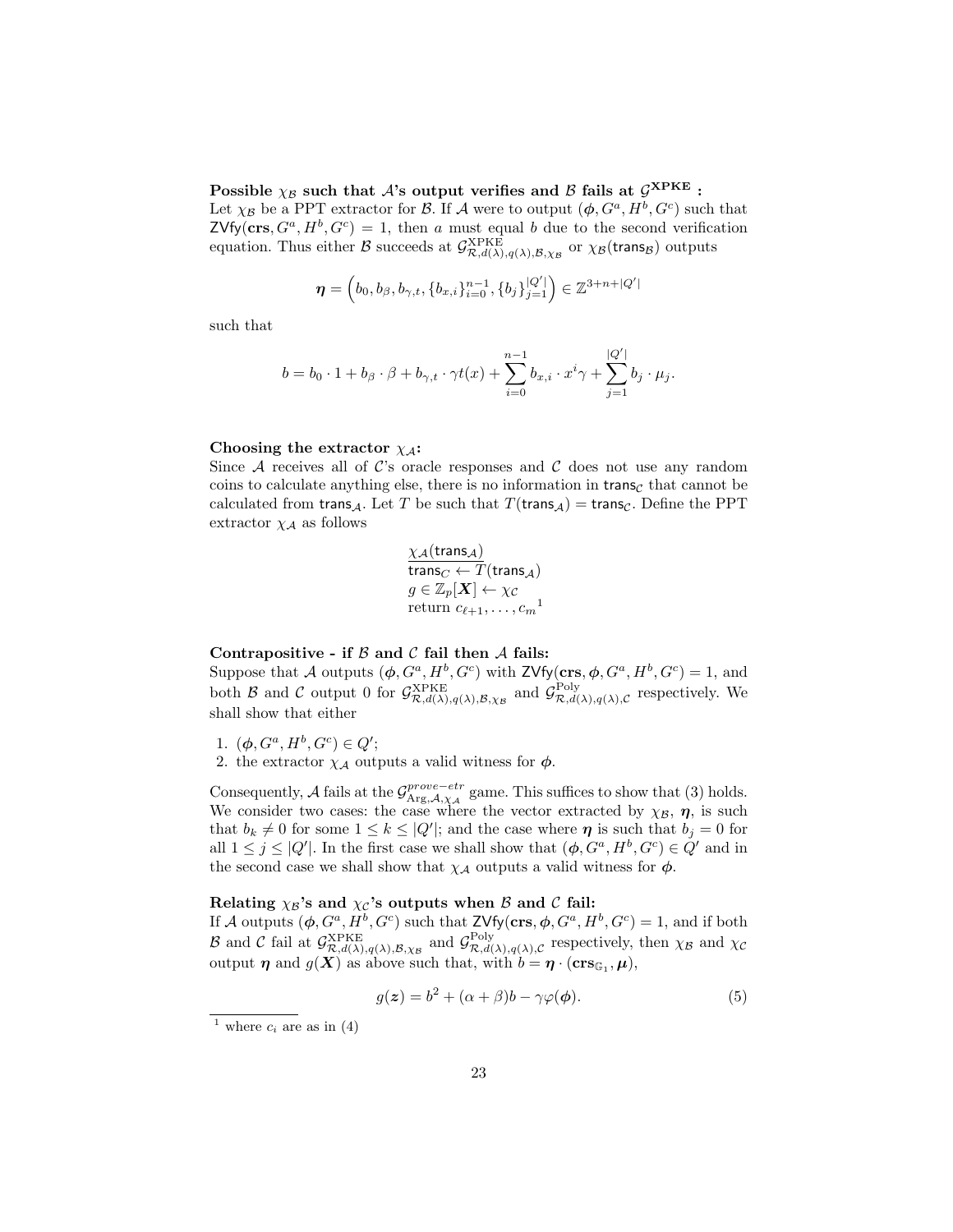**Possible $\chi_{\mathcal{B}}$ such that $\mathcal{A}$'s output verifies and $\mathcal{B}$ fails at $\mathcal{G}^{\mathbf{XPKE}}$ :**
Let $\chi_{\mathcal{B}}$ be a PPT extractor for $\mathcal{B}$. If $\mathcal{A}$ were to output $(\boldsymbol{\phi}, G^a, H^b, G^c)$ such that $\mathsf{ZVfy}(\mathbf{crs}, G^a, H^b, G^c) = 1$, then $a$ must equal $b$ due to the second verification equation. Thus either $\mathcal{B}$ succeeds at $\mathcal{G}^{\text{XPKE}}_{\mathcal{R},d(\lambda),q(\lambda),\mathcal{B},\chi_{\mathcal{B}}}$ or $\chi_{\mathcal{B}}(\mathsf{trans}_{\mathcal{B}})$ outputs

$$\boldsymbol{\eta} = \left(b_0, b_\beta, b_{\gamma,t}, \{b_{x,i}\}_{i=0}^{n-1}, \{b_j\}_{j=1}^{|Q'|}\right) \in \mathbb{Z}^{3+n+|Q'|}$$

such that

$$b = b_0 \cdot 1 + b_\beta \cdot \beta + b_{\gamma,t} \cdot \gamma t(x) + \sum_{i=0}^{n-1} b_{x,i} \cdot x^i \gamma + \sum_{j=1}^{|Q'|} b_j \cdot \mu_j.$$

**Choosing the extractor $\chi_{\mathcal{A}}$:**
Since $\mathcal{A}$ receives all of $\mathcal{C}$'s oracle responses and $\mathcal{C}$ does not use any random coins to calculate anything else, there is no information in $\mathsf{trans}_{\mathcal{C}}$ that cannot be calculated from $\mathsf{trans}_{\mathcal{A}}$. Let $T$ be such that $T(\mathsf{trans}_{\mathcal{A}}) = \mathsf{trans}_{\mathcal{C}}$. Define the PPT extractor $\chi_{\mathcal{A}}$ as follows

$\underline{\chi_{\mathcal{A}}(\mathsf{trans}_{\mathcal{A}})}$
$\mathsf{trans}_C \leftarrow T(\mathsf{trans}_{\mathcal{A}})$
$g \in \mathbb{Z}_p[\boldsymbol{X}] \leftarrow \chi_{\mathcal{C}}$
return $c_{\ell+1}, \ldots, c_m$[1]

**Contrapositive - if $\mathcal{B}$ and $\mathcal{C}$ fail then $\mathcal{A}$ fails:**
Suppose that $\mathcal{A}$ outputs $(\boldsymbol{\phi}, G^a, H^b, G^c)$ with $\mathsf{ZVfy}(\mathbf{crs}, \boldsymbol{\phi}, G^a, H^b, G^c) = 1$, and both $\mathcal{B}$ and $\mathcal{C}$ output 0 for $\mathcal{G}^{\text{XPKE}}_{\mathcal{R},d(\lambda),q(\lambda),\mathcal{B},\chi_{\mathcal{B}}}$ and $\mathcal{G}^{\text{Poly}}_{\mathcal{R},d(\lambda),q(\lambda),\mathcal{C}}$ respectively. We shall show that either

1. $(\boldsymbol{\phi}, G^a, H^b, G^c) \in Q'$;
2. the extractor $\chi_{\mathcal{A}}$ outputs a valid witness for $\boldsymbol{\phi}$.

Consequently, $\mathcal{A}$ fails at the $\mathcal{G}^{prove-etr}_{\text{Arg},\mathcal{A},\chi_{\mathcal{A}}}$ game. This suffices to show that (3) holds. We consider two cases: the case where the vector extracted by $\chi_{\mathcal{B}}$, $\boldsymbol{\eta}$, is such that $b_k \neq 0$ for some $1 \leq k \leq |Q'|$; and the case where $\boldsymbol{\eta}$ is such that $b_j = 0$ for all $1 \leq j \leq |Q'|$. In the first case we shall show that $(\boldsymbol{\phi}, G^a, H^b, G^c) \in Q'$ and in the second case we shall show that $\chi_{\mathcal{A}}$ outputs a valid witness for $\boldsymbol{\phi}$.

**Relating $\chi_{\mathcal{B}}$'s and $\chi_{\mathcal{C}}$'s outputs when $\mathcal{B}$ and $\mathcal{C}$ fail:**
If $\mathcal{A}$ outputs $(\boldsymbol{\phi}, G^a, H^b, G^c)$ such that $\mathsf{ZVfy}(\mathbf{crs}, \boldsymbol{\phi}, G^a, H^b, G^c) = 1$, and if both $\mathcal{B}$ and $\mathcal{C}$ fail at $\mathcal{G}^{\text{XPKE}}_{\mathcal{R},d(\lambda),q(\lambda),\mathcal{B},\chi_{\mathcal{B}}}$ and $\mathcal{G}^{\text{Poly}}_{\mathcal{R},d(\lambda),q(\lambda),\mathcal{C}}$ respectively, then $\chi_{\mathcal{B}}$ and $\chi_{\mathcal{C}}$ output $\boldsymbol{\eta}$ and $g(\boldsymbol{X})$ as above such that, with $b = \boldsymbol{\eta} \cdot (\mathbf{crs}_{\mathbb{G}_1}, \boldsymbol{\mu})$,

$$g(\boldsymbol{z}) = b^2 + (\alpha + \beta)b - \gamma\varphi(\boldsymbol{\phi}). \tag{5}$$

[1] where $c_i$ are as in (4)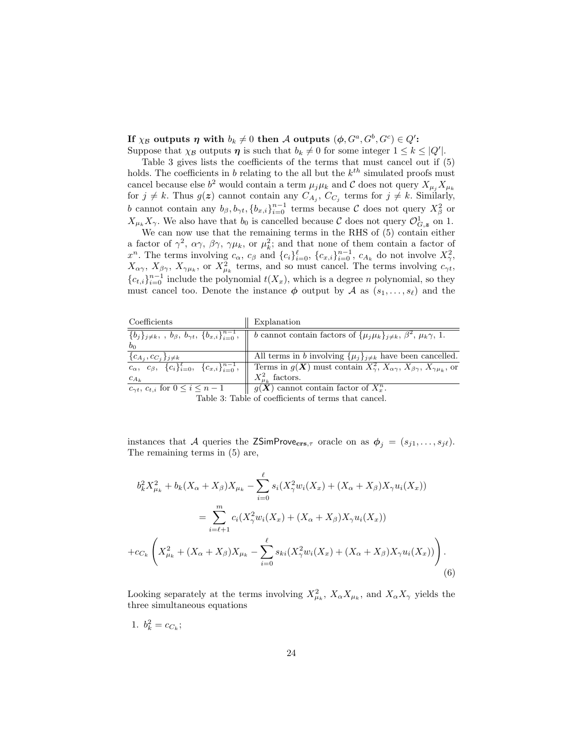**If $\chi_{\mathcal{B}}$ outputs $\boldsymbol{\eta}$ with $b_k \neq 0$ then $\mathcal{A}$ outputs $(\boldsymbol{\phi}, G^a, G^b, G^c) \in Q'$:**
Suppose that $\chi_{\mathcal{B}}$ outputs $\boldsymbol{\eta}$ is such that $b_k \neq 0$ for some integer $1 \leq k \leq |Q'|$.

Table 3 gives lists the coefficients of the terms that must cancel out if (5) holds. The coefficients in $b$ relating to the all but the $k^{th}$ simulated proofs must cancel because else $b^2$ would contain a term $\mu_j \mu_k$ and $\mathcal{C}$ does not query $X_{\mu_j} X_{\mu_k}$ for $j \neq k$. Thus $g(\boldsymbol{z})$ cannot contain any $C_{A_j}$, $C_{C_j}$ terms for $j \neq k$. Similarly, $b$ cannot contain any $b_\beta, b_{\gamma t}, \{b_{x,i}\}_{i=0}^{n-1}$ terms because $\mathcal{C}$ does not query $X_\beta^2$ or $X_{\mu_k} X_\gamma$. We also have that $b_0$ is cancelled because $\mathcal{C}$ does not query $\mathcal{O}^1_{G,\boldsymbol{z}}$ on 1.

We can now use that the remaining terms in the RHS of (5) contain either a factor of $\gamma^2$, $\alpha\gamma$, $\beta\gamma$, $\gamma\mu_k$, or $\mu_k^2$; and that none of them contain a factor of $x^n$. The terms involving $c_\alpha$, $c_\beta$ and $\{c_i\}_{i=0}^{\ell}$, $\{c_{x,i}\}_{i=0}^{n-1}$, $c_{A_k}$ do not involve $X_\gamma^2$, $X_{\alpha\gamma}$, $X_{\beta\gamma}$, $X_{\gamma\mu_k}$, or $X_{\mu_k}^2$ terms, and so must cancel. The terms involving $c_{\gamma t}$, $\{c_{t,i}\}_{i=0}^{n-1}$ include the polynomial $t(X_x)$, which is a degree $n$ polynomial, so they must cancel too. Denote the instance $\boldsymbol{\phi}$ output by $\mathcal{A}$ as $(s_1, \ldots, s_\ell)$ and the instances that $\mathcal{A}$ queries the $\mathsf{ZSimProve}_{\mathbf{crs},\tau}$ oracle on as $\boldsymbol{\phi}_j = (s_{j1}, \ldots, s_{j\ell})$. The remaining terms in (5) are,

| Coefficients | Explanation |
|---|---|
| $\{b_j\}_{j \neq k}$, , $b_\beta$, $b_{\gamma t}$, $\{b_{x,i}\}_{i=0}^{n-1}$, $b_0$ | $b$ cannot contain factors of $\{\mu_j \mu_k\}_{j \neq k}$, $\beta^2$, $\mu_k \gamma$, 1. |
| $\{c_{A_j}, c_{C_j}\}_{j \neq k}$ | All terms in $b$ involving $\{\mu_j\}_{j \neq k}$ have been cancelled. |
| $c_\alpha$, $c_\beta$, $\{c_i\}_{i=0}^{\ell}$, $\{c_{x,i}\}_{i=0}^{n-1}$, $c_{A_k}$ | Terms in $g(\boldsymbol{X})$ must contain $X_\gamma^2$, $X_{\alpha\gamma}$, $X_{\beta\gamma}$, $X_{\gamma\mu_k}$, or $X_{\mu_k}^2$ factors. |
| $c_{\gamma t}$, $c_{t,i}$ for $0 \leq i \leq n-1$ | $g(\boldsymbol{X})$ cannot contain factor of $X_x^n$. |

Table 3: Table of coefficients of terms that cancel.

$$
\begin{aligned}
b_k^2 X_{\mu_k}^2 + b_k (X_\alpha + X_\beta) X_{\mu_k} - \sum_{i=0}^{\ell} s_i (X_\gamma^2 w_i(X_x) + (X_\alpha + X_\beta) X_\gamma u_i(X_x)) \\
= \sum_{i=\ell+1}^{m} c_i (X_\gamma^2 w_i(X_x) + (X_\alpha + X_\beta) X_\gamma u_i(X_x)) \\
+ c_{C_k} \left( X_{\mu_k}^2 + (X_\alpha + X_\beta) X_{\mu_k} - \sum_{i=0}^{\ell} s_{ki} (X_\gamma^2 w_i(X_x) + (X_\alpha + X_\beta) X_\gamma u_i(X_x)) \right).
\end{aligned}
\tag{6}
$$

Looking separately at the terms involving $X_{\mu_k}^2$, $X_\alpha X_{\mu_k}$, and $X_\alpha X_\gamma$ yields the three simultaneous equations

1. $b_k^2 = c_{C_k}$;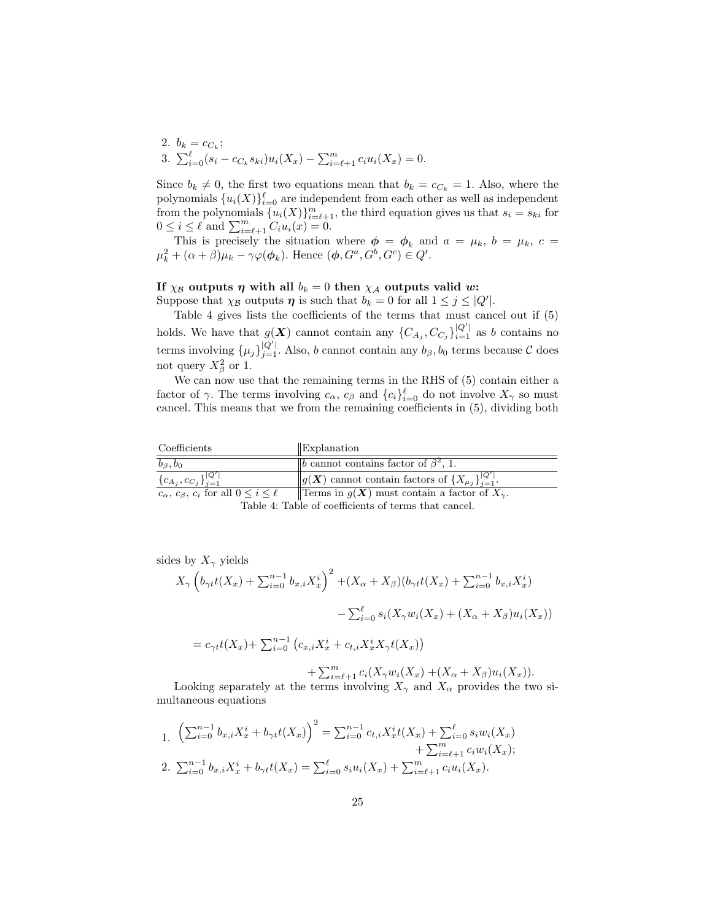2. $b_k = c_{C_k}$;
3. $\sum_{i=0}^{\ell}(s_i - c_{C_k} s_{ki}) u_i(X_x) - \sum_{i=\ell+1}^{m} c_i u_i(X_x) = 0$.

Since $b_k \neq 0$, the first two equations mean that $b_k = c_{C_k} = 1$. Also, where the polynomials $\{u_i(X)\}_{i=0}^{\ell}$ are independent from each other as well as independent from the polynomials $\{u_i(X)\}_{i=\ell+1}^{m}$, the third equation gives us that $s_i = s_{ki}$ for $0 \leq i \leq \ell$ and $\sum_{i=\ell+1}^{m} C_i u_i(x) = 0$.

This is precisely the situation where $\boldsymbol{\phi} = \boldsymbol{\phi}_k$ and $a = \mu_k$, $b = \mu_k$, $c = \mu_k^2 + (\alpha+\beta)\mu_k - \gamma\varphi(\boldsymbol{\phi}_k)$. Hence $(\boldsymbol{\phi}, G^a, G^b, G^c) \in Q'$.

**If $\chi_{\mathcal{B}}$ outputs $\boldsymbol{\eta}$ with all $b_k = 0$ then $\chi_{\mathcal{A}}$ outputs valid $\boldsymbol{w}$:**
Suppose that $\chi_{\mathcal{B}}$ outputs $\boldsymbol{\eta}$ is such that $b_k = 0$ for all $1 \leq j \leq |Q'|$.

Table 4 gives lists the coefficients of the terms that must cancel out if (5) holds. We have that $g(\boldsymbol{X})$ cannot contain any $\{C_{A_j}, C_{C_j}\}_{i=1}^{|Q'|}$ as $b$ contains no terms involving $\{\mu_j\}_{j=1}^{|Q'|}$. Also, $b$ cannot contain any $b_\beta, b_0$ terms because $\mathcal{C}$ does not query $X_\beta^2$ or 1.

We can now use that the remaining terms in the RHS of (5) contain either a factor of $\gamma$. The terms involving $c_\alpha$, $c_\beta$ and $\{c_i\}_{i=0}^{\ell}$ do not involve $X_\gamma$ so must cancel. This means that we from the remaining coefficients in (5), dividing both

| Coefficients | Explanation |
|---|---|
| $b_\beta, b_0$ | $b$ cannot contains factor of $\beta^2$, 1. |
| $\{c_{A_j}, c_{C_j}\}_{j=1}^{\vert Q'\vert}$ | $g(\boldsymbol{X})$ cannot contain factors of $\{X_{\mu_j}\}_{j=1}^{\vert Q'\vert}$. |
| $c_\alpha$, $c_\beta$, $c_i$ for all $0 \leq i \leq \ell$ | Terms in $g(\boldsymbol{X})$ must contain a factor of $X_\gamma$. |

Table 4: Table of coefficients of terms that cancel.

sides by $X_\gamma$ yields

$$
\begin{aligned}
X_\gamma \Big(b_{\gamma t} t(X_x) + \textstyle\sum_{i=0}^{n-1} b_{x,i} X_x^i\Big)^2 &+ (X_\alpha + X_\beta)(b_{\gamma t} t(X_x) + \textstyle\sum_{i=0}^{n-1} b_{x,i} X_x^i) \\
&- \textstyle\sum_{i=0}^{\ell} s_i (X_\gamma w_i(X_x) + (X_\alpha + X_\beta) u_i(X_x)) \\
= c_{\gamma t} t(X_x) &+ \textstyle\sum_{i=0}^{n-1} \big(c_{x,i} X_x^i + c_{t,i} X_x^i X_\gamma t(X_x)\big) \\
&+ \textstyle\sum_{i=\ell+1}^{m} c_i (X_\gamma w_i(X_x) + (X_\alpha + X_\beta) u_i(X_x)).
\end{aligned}
$$

Looking separately at the terms involving $X_\gamma$ and $X_\alpha$ provides the two simultaneous equations

1. $\left(\sum_{i=0}^{n-1} b_{x,i} X_x^i + b_{\gamma t} t(X_x)\right)^2 = \sum_{i=0}^{n-1} c_{t,i} X_x^i t(X_x) + \sum_{i=0}^{\ell} s_i w_i(X_x) + \sum_{i=\ell+1}^{m} c_i w_i(X_x)$;
2. $\sum_{i=0}^{n-1} b_{x,i} X_x^i + b_{\gamma t} t(X_x) = \sum_{i=0}^{\ell} s_i u_i(X_x) + \sum_{i=\ell+1}^{m} c_i u_i(X_x)$.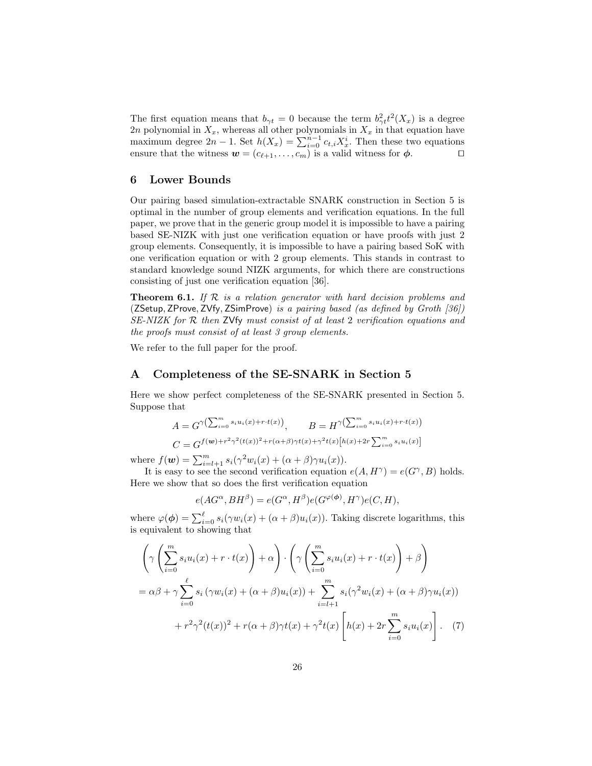The first equation means that $b_{\gamma t} = 0$ because the term $b_{\gamma t}^2 t^2(X_x)$ is a degree $2n$ polynomial in $X_x$, whereas all other polynomials in $X_x$ in that equation have maximum degree $2n-1$. Set $h(X_x) = \sum_{i=0}^{n-1} c_{t,i} X_x^i$. Then these two equations ensure that the witness $\boldsymbol{w} = (c_{\ell+1}, \ldots, c_m)$ is a valid witness for $\boldsymbol{\phi}$. □

## 6 Lower Bounds

Our pairing based simulation-extractable SNARK construction in Section 5 is optimal in the number of group elements and verification equations. In the full paper, we prove that in the generic group model it is impossible to have a pairing based SE-NIZK with just one verification equation or have proofs with just 2 group elements. Consequently, it is impossible to have a pairing based SoK with one verification equation or with 2 group elements. This stands in contrast to standard knowledge sound NIZK arguments, for which there are constructions consisting of just one verification equation [36].

**Theorem 6.1.** *If $\mathcal{R}$ is a relation generator with hard decision problems and* (ZSetup, ZProve, ZVfy, ZSimProve) *is a pairing based (as defined by Groth [36]) SE-NIZK for $\mathcal{R}$ then* ZVfy *must consist of at least* 2 *verification equations and the proofs must consist of at least 3 group elements.*

We refer to the full paper for the proof.

## A Completeness of the SE-SNARK in Section 5

Here we show perfect completeness of the SE-SNARK presented in Section 5. Suppose that

$$A = G^{\gamma\left(\sum_{i=0}^m s_i u_i(x) + r\cdot t(x)\right)}, \qquad B = H^{\gamma\left(\sum_{i=0}^m s_i u_i(x) + r\cdot t(x)\right)}$$

$$C = G^{f(\boldsymbol{w}) + r^2\gamma^2(t(x))^2 + r(\alpha+\beta)\gamma t(x) + \gamma^2 t(x)\left[h(x) + 2r\sum_{i=0}^m s_i u_i(x)\right]}$$

where $f(\boldsymbol{w}) = \sum_{i=l+1}^m s_i(\gamma^2 w_i(x) + (\alpha+\beta)\gamma u_i(x))$.

It is easy to see the second verification equation $e(A, H^\gamma) = e(G^\gamma, B)$ holds. Here we show that so does the first verification equation

$$e(AG^\alpha, BH^\beta) = e(G^\alpha, H^\beta) e(G^{\varphi(\boldsymbol{\phi})}, H^\gamma) e(C, H),$$

where $\varphi(\boldsymbol{\phi}) = \sum_{i=0}^{\ell} s_i(\gamma w_i(x) + (\alpha+\beta)u_i(x))$. Taking discrete logarithms, this is equivalent to showing that

$$\begin{aligned}
&\left(\gamma\left(\sum_{i=0}^m s_i u_i(x) + r\cdot t(x)\right) + \alpha\right)\cdot\left(\gamma\left(\sum_{i=0}^m s_i u_i(x) + r\cdot t(x)\right) + \beta\right) \\
&= \alpha\beta + \gamma\sum_{i=0}^{\ell} s_i\left(\gamma w_i(x) + (\alpha+\beta)u_i(x)\right) + \sum_{i=l+1}^m s_i(\gamma^2 w_i(x) + (\alpha+\beta)\gamma u_i(x)) \\
&\qquad + r^2\gamma^2(t(x))^2 + r(\alpha+\beta)\gamma t(x) + \gamma^2 t(x)\left[h(x) + 2r\sum_{i=0}^m s_i u_i(x)\right]. \quad (7)
\end{aligned}$$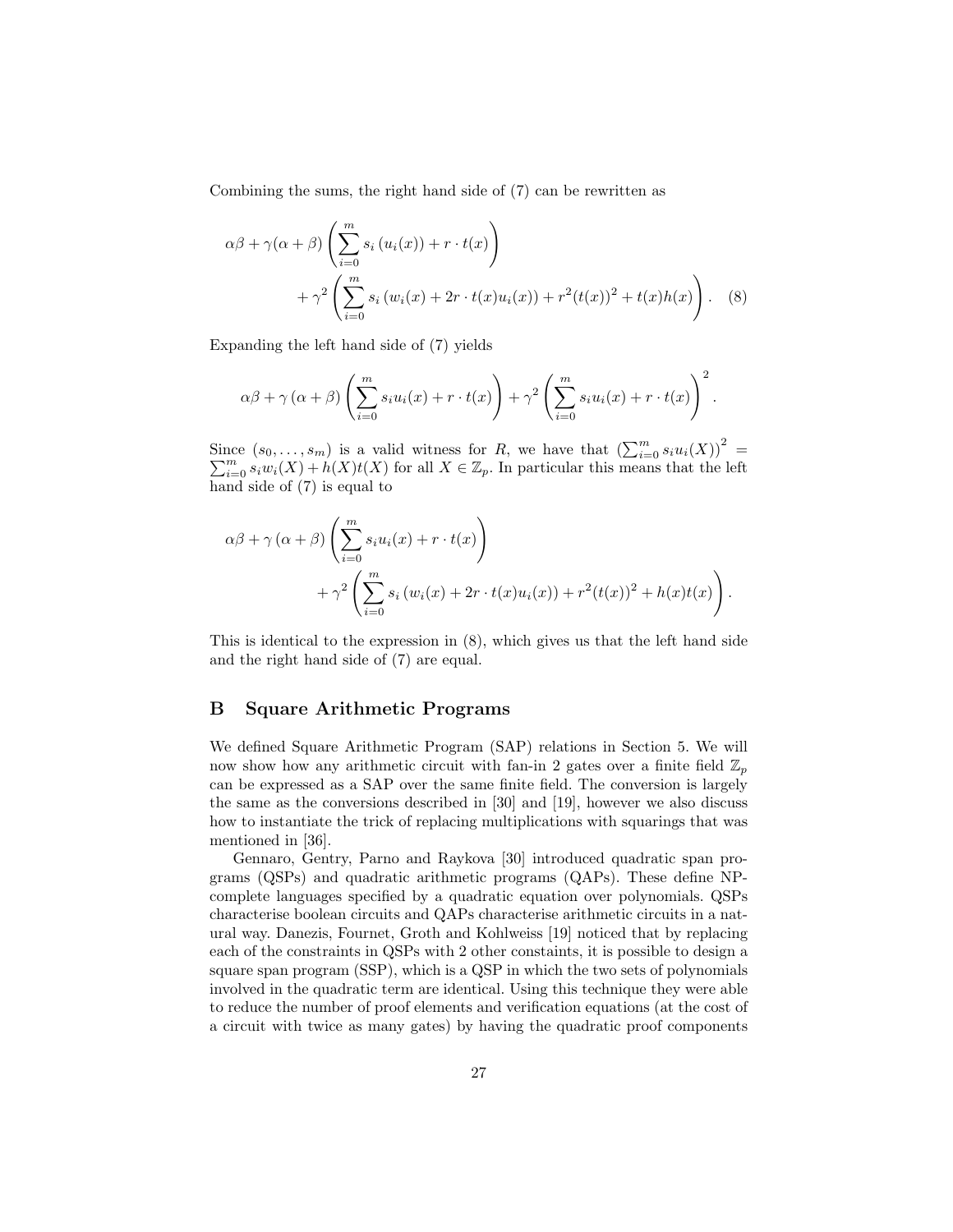Combining the sums, the right hand side of (7) can be rewritten as

$$\alpha\beta + \gamma(\alpha+\beta)\left(\sum_{i=0}^{m} s_i\left(u_i(x)\right) + r\cdot t(x)\right) + \gamma^2\left(\sum_{i=0}^{m} s_i\left(w_i(x) + 2r\cdot t(x)u_i(x)\right) + r^2(t(x))^2 + t(x)h(x)\right). \quad (8)$$

Expanding the left hand side of (7) yields

$$\alpha\beta + \gamma\left(\alpha+\beta\right)\left(\sum_{i=0}^{m} s_i u_i(x) + r\cdot t(x)\right) + \gamma^2\left(\sum_{i=0}^{m} s_i u_i(x) + r\cdot t(x)\right)^2.$$

Since $(s_0, \ldots, s_m)$ is a valid witness for $R$, we have that $\left(\sum_{i=0}^{m} s_i u_i(X)\right)^2 = \sum_{i=0}^{m} s_i w_i(X) + h(X)t(X)$ for all $X \in \mathbb{Z}_p$. In particular this means that the left hand side of (7) is equal to

$$\alpha\beta + \gamma\left(\alpha+\beta\right)\left(\sum_{i=0}^{m} s_i u_i(x) + r\cdot t(x)\right) + \gamma^2\left(\sum_{i=0}^{m} s_i\left(w_i(x) + 2r\cdot t(x)u_i(x)\right) + r^2(t(x))^2 + h(x)t(x)\right).$$

This is identical to the expression in (8), which gives us that the left hand side and the right hand side of (7) are equal.

## B Square Arithmetic Programs

We defined Square Arithmetic Program (SAP) relations in Section 5. We will now show how any arithmetic circuit with fan-in 2 gates over a finite field $\mathbb{Z}_p$ can be expressed as a SAP over the same finite field. The conversion is largely the same as the conversions described in [30] and [19], however we also discuss how to instantiate the trick of replacing multiplications with squarings that was mentioned in [36].

Gennaro, Gentry, Parno and Raykova [30] introduced quadratic span programs (QSPs) and quadratic arithmetic programs (QAPs). These define NP-complete languages specified by a quadratic equation over polynomials. QSPs characterise boolean circuits and QAPs characterise arithmetic circuits in a natural way. Danezis, Fournet, Groth and Kohlweiss [19] noticed that by replacing each of the constraints in QSPs with 2 other constaints, it is possible to design a square span program (SSP), which is a QSP in which the two sets of polynomials involved in the quadratic term are identical. Using this technique they were able to reduce the number of proof elements and verification equations (at the cost of a circuit with twice as many gates) by having the quadratic proof components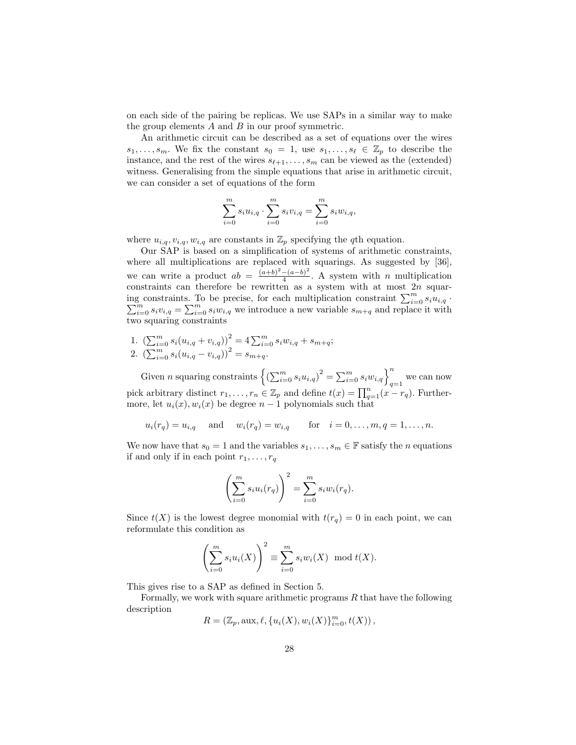on each side of the pairing be replicas. We use SAPs in a similar way to make the group elements $A$ and $B$ in our proof symmetric.

An arithmetic circuit can be described as a set of equations over the wires $s_1, \ldots, s_m$. We fix the constant $s_0 = 1$, use $s_1, \ldots, s_\ell \in \mathbb{Z}_p$ to describe the instance, and the rest of the wires $s_{\ell+1}, \ldots, s_m$ can be viewed as the (extended) witness. Generalising from the simple equations that arise in arithmetic circuit, we can consider a set of equations of the form

$$\sum_{i=0}^{m} s_i u_{i,q} \cdot \sum_{i=0}^{m} s_i v_{i,q} = \sum_{i=0}^{m} s_i w_{i,q},$$

where $u_{i,q}, v_{i,q}, w_{i,q}$ are constants in $\mathbb{Z}_p$ specifying the $q$th equation.

Our SAP is based on a simplification of systems of arithmetic constraints, where all multiplications are replaced with squarings. As suggested by [36], we can write a product $ab = \frac{(a+b)^2 - (a-b)^2}{4}$. A system with $n$ multiplication constraints can therefore be rewritten as a system with at most $2n$ squaring constraints. To be precise, for each multiplication constraint $\sum_{i=0}^{m} s_i u_{i,q} \cdot \sum_{i=0}^{m} s_i v_{i,q} = \sum_{i=0}^{m} s_i w_{i,q}$ we introduce a new variable $s_{m+q}$ and replace it with two squaring constraints

1. $\left(\sum_{i=0}^{m} s_i (u_{i,q} + v_{i,q})\right)^2 = 4 \sum_{i=0}^{m} s_i w_{i,q} + s_{m+q}$;
2. $\left(\sum_{i=0}^{m} s_i (u_{i,q} - v_{i,q})\right)^2 = s_{m+q}$.

Given $n$ squaring constraints $\left\{\left(\sum_{i=0}^{m} s_i u_{i,q}\right)^2 = \sum_{i=0}^{m} s_i w_{i,q}\right\}_{q=1}^{n}$ we can now pick arbitrary distinct $r_1, \ldots, r_n \in \mathbb{Z}_p$ and define $t(x) = \prod_{q=1}^{n}(x - r_q)$. Furthermore, let $u_i(x), w_i(x)$ be degree $n-1$ polynomials such that

$$u_i(r_q) = u_{i,q} \quad \text{ and } \quad w_i(r_q) = w_{i,q} \qquad \text{for} \quad i = 0, \ldots, m, q = 1, \ldots, n.$$

We now have that $s_0 = 1$ and the variables $s_1, \ldots, s_m \in \mathbb{F}$ satisfy the $n$ equations if and only if in each point $r_1, \ldots, r_q$

$$\left(\sum_{i=0}^{m} s_i u_i(r_q)\right)^2 = \sum_{i=0}^{m} s_i w_i(r_q).$$

Since $t(X)$ is the lowest degree monomial with $t(r_q) = 0$ in each point, we can reformulate this condition as

$$\left(\sum_{i=0}^{m} s_i u_i(X)\right)^2 \equiv \sum_{i=0}^{m} s_i w_i(X) \mod t(X).$$

This gives rise to a SAP as defined in Section 5.

Formally, we work with square arithmetic programs $R$ that have the following description

$$R = \left(\mathbb{Z}_p, \text{aux}, \ell, \{u_i(X), w_i(X)\}_{i=0}^{m}, t(X)\right),$$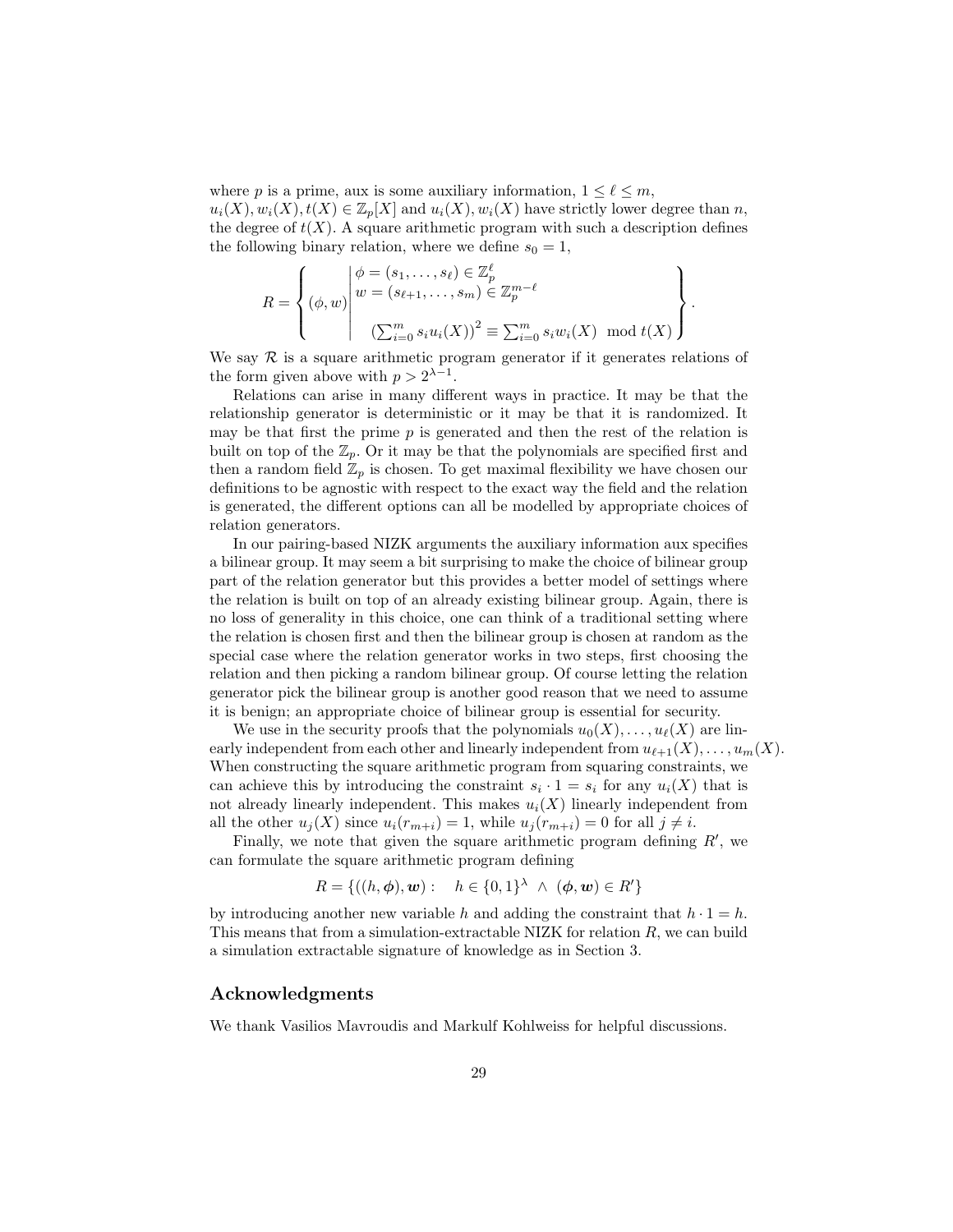where $p$ is a prime, aux is some auxiliary information, $1 \leq \ell \leq m$, $u_i(X), w_i(X), t(X) \in \mathbb{Z}_p[X]$ and $u_i(X), w_i(X)$ have strictly lower degree than $n$, the degree of $t(X)$. A square arithmetic program with such a description defines the following binary relation, where we define $s_0 = 1$,

$$R = \left\{ (\phi, w) \middle| \begin{array}{l} \phi = (s_1, \ldots, s_\ell) \in \mathbb{Z}_p^\ell \\ w = (s_{\ell+1}, \ldots, s_m) \in \mathbb{Z}_p^{m-\ell} \\ \\ \left(\sum_{i=0}^m s_i u_i(X)\right)^2 \equiv \sum_{i=0}^m s_i w_i(X) \mod t(X) \end{array} \right\}.$$

We say $\mathcal{R}$ is a square arithmetic program generator if it generates relations of the form given above with $p > 2^{\lambda-1}$.

Relations can arise in many different ways in practice. It may be that the relationship generator is deterministic or it may be that it is randomized. It may be that first the prime $p$ is generated and then the rest of the relation is built on top of the $\mathbb{Z}_p$. Or it may be that the polynomials are specified first and then a random field $\mathbb{Z}_p$ is chosen. To get maximal flexibility we have chosen our definitions to be agnostic with respect to the exact way the field and the relation is generated, the different options can all be modelled by appropriate choices of relation generators.

In our pairing-based NIZK arguments the auxiliary information aux specifies a bilinear group. It may seem a bit surprising to make the choice of bilinear group part of the relation generator but this provides a better model of settings where the relation is built on top of an already existing bilinear group. Again, there is no loss of generality in this choice, one can think of a traditional setting where the relation is chosen first and then the bilinear group is chosen at random as the special case where the relation generator works in two steps, first choosing the relation and then picking a random bilinear group. Of course letting the relation generator pick the bilinear group is another good reason that we need to assume it is benign; an appropriate choice of bilinear group is essential for security.

We use in the security proofs that the polynomials $u_0(X), \ldots, u_\ell(X)$ are linearly independent from each other and linearly independent from $u_{\ell+1}(X), \ldots, u_m(X)$. When constructing the square arithmetic program from squaring constraints, we can achieve this by introducing the constraint $s_i \cdot 1 = s_i$ for any $u_i(X)$ that is not already linearly independent. This makes $u_i(X)$ linearly independent from all the other $u_j(X)$ since $u_i(r_{m+i}) = 1$, while $u_j(r_{m+i}) = 0$ for all $j \neq i$.

Finally, we note that given the square arithmetic program defining $R'$, we can formulate the square arithmetic program defining

$$R = \{((h, \boldsymbol{\phi}), \boldsymbol{w}) : \quad h \in \{0,1\}^\lambda \ \wedge \ (\boldsymbol{\phi}, \boldsymbol{w}) \in R'\}$$

by introducing another new variable $h$ and adding the constraint that $h \cdot 1 = h$. This means that from a simulation-extractable NIZK for relation $R$, we can build a simulation extractable signature of knowledge as in Section 3.

## Acknowledgments

We thank Vasilios Mavroudis and Markulf Kohlweiss for helpful discussions.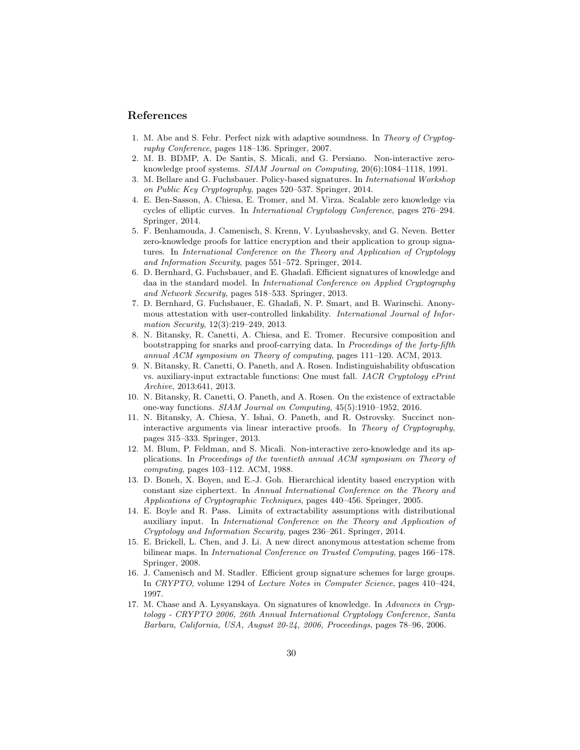## References

1. M. Abe and S. Fehr. Perfect nizk with adaptive soundness. In *Theory of Cryptography Conference*, pages 118–136. Springer, 2007.
2. M. B. BDMP, A. De Santis, S. Micali, and G. Persiano. Non-interactive zero-knowledge proof systems. *SIAM Journal on Computing*, 20(6):1084–1118, 1991.
3. M. Bellare and G. Fuchsbauer. Policy-based signatures. In *International Workshop on Public Key Cryptography*, pages 520–537. Springer, 2014.
4. E. Ben-Sasson, A. Chiesa, E. Tromer, and M. Virza. Scalable zero knowledge via cycles of elliptic curves. In *International Cryptology Conference*, pages 276–294. Springer, 2014.
5. F. Benhamouda, J. Camenisch, S. Krenn, V. Lyubashevsky, and G. Neven. Better zero-knowledge proofs for lattice encryption and their application to group signatures. In *International Conference on the Theory and Application of Cryptology and Information Security*, pages 551–572. Springer, 2014.
6. D. Bernhard, G. Fuchsbauer, and E. Ghadafi. Efficient signatures of knowledge and daa in the standard model. In *International Conference on Applied Cryptography and Network Security*, pages 518–533. Springer, 2013.
7. D. Bernhard, G. Fuchsbauer, E. Ghadafi, N. P. Smart, and B. Warinschi. Anonymous attestation with user-controlled linkability. *International Journal of Information Security*, 12(3):219–249, 2013.
8. N. Bitansky, R. Canetti, A. Chiesa, and E. Tromer. Recursive composition and bootstrapping for snarks and proof-carrying data. In *Proceedings of the forty-fifth annual ACM symposium on Theory of computing*, pages 111–120. ACM, 2013.
9. N. Bitansky, R. Canetti, O. Paneth, and A. Rosen. Indistinguishability obfuscation vs. auxiliary-input extractable functions: One must fall. *IACR Cryptology ePrint Archive*, 2013:641, 2013.
10. N. Bitansky, R. Canetti, O. Paneth, and A. Rosen. On the existence of extractable one-way functions. *SIAM Journal on Computing*, 45(5):1910–1952, 2016.
11. N. Bitansky, A. Chiesa, Y. Ishai, O. Paneth, and R. Ostrovsky. Succinct non-interactive arguments via linear interactive proofs. In *Theory of Cryptography*, pages 315–333. Springer, 2013.
12. M. Blum, P. Feldman, and S. Micali. Non-interactive zero-knowledge and its applications. In *Proceedings of the twentieth annual ACM symposium on Theory of computing*, pages 103–112. ACM, 1988.
13. D. Boneh, X. Boyen, and E.-J. Goh. Hierarchical identity based encryption with constant size ciphertext. In *Annual International Conference on the Theory and Applications of Cryptographic Techniques*, pages 440–456. Springer, 2005.
14. E. Boyle and R. Pass. Limits of extractability assumptions with distributional auxiliary input. In *International Conference on the Theory and Application of Cryptology and Information Security*, pages 236–261. Springer, 2014.
15. E. Brickell, L. Chen, and J. Li. A new direct anonymous attestation scheme from bilinear maps. In *International Conference on Trusted Computing*, pages 166–178. Springer, 2008.
16. J. Camenisch and M. Stadler. Efficient group signature schemes for large groups. In *CRYPTO*, volume 1294 of *Lecture Notes in Computer Science*, pages 410–424, 1997.
17. M. Chase and A. Lysyanskaya. On signatures of knowledge. In *Advances in Cryptology - CRYPTO 2006, 26th Annual International Cryptology Conference, Santa Barbara, California, USA, August 20-24, 2006, Proceedings*, pages 78–96, 2006.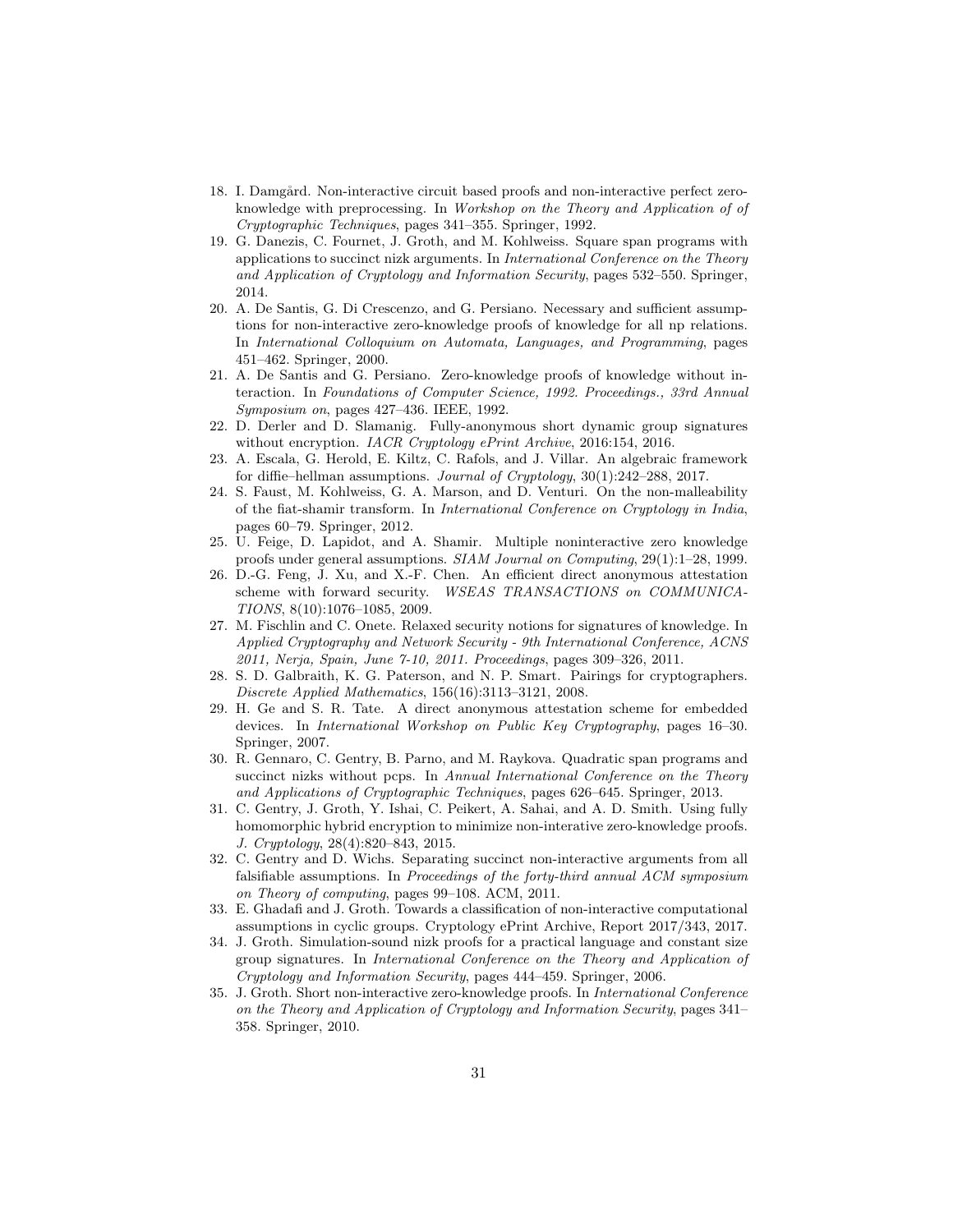18. I. Damgård. Non-interactive circuit based proofs and non-interactive perfect zero-knowledge with preprocessing. In *Workshop on the Theory and Application of of Cryptographic Techniques*, pages 341–355. Springer, 1992.
19. G. Danezis, C. Fournet, J. Groth, and M. Kohlweiss. Square span programs with applications to succinct nizk arguments. In *International Conference on the Theory and Application of Cryptology and Information Security*, pages 532–550. Springer, 2014.
20. A. De Santis, G. Di Crescenzo, and G. Persiano. Necessary and sufficient assumptions for non-interactive zero-knowledge proofs of knowledge for all np relations. In *International Colloquium on Automata, Languages, and Programming*, pages 451–462. Springer, 2000.
21. A. De Santis and G. Persiano. Zero-knowledge proofs of knowledge without interaction. In *Foundations of Computer Science, 1992. Proceedings., 33rd Annual Symposium on*, pages 427–436. IEEE, 1992.
22. D. Derler and D. Slamanig. Fully-anonymous short dynamic group signatures without encryption. *IACR Cryptology ePrint Archive*, 2016:154, 2016.
23. A. Escala, G. Herold, E. Kiltz, C. Rafols, and J. Villar. An algebraic framework for diffie–hellman assumptions. *Journal of Cryptology*, 30(1):242–288, 2017.
24. S. Faust, M. Kohlweiss, G. A. Marson, and D. Venturi. On the non-malleability of the fiat-shamir transform. In *International Conference on Cryptology in India*, pages 60–79. Springer, 2012.
25. U. Feige, D. Lapidot, and A. Shamir. Multiple noninteractive zero knowledge proofs under general assumptions. *SIAM Journal on Computing*, 29(1):1–28, 1999.
26. D.-G. Feng, J. Xu, and X.-F. Chen. An efficient direct anonymous attestation scheme with forward security. *WSEAS TRANSACTIONS on COMMUNICATIONS*, 8(10):1076–1085, 2009.
27. M. Fischlin and C. Onete. Relaxed security notions for signatures of knowledge. In *Applied Cryptography and Network Security - 9th International Conference, ACNS 2011, Nerja, Spain, June 7-10, 2011. Proceedings*, pages 309–326, 2011.
28. S. D. Galbraith, K. G. Paterson, and N. P. Smart. Pairings for cryptographers. *Discrete Applied Mathematics*, 156(16):3113–3121, 2008.
29. H. Ge and S. R. Tate. A direct anonymous attestation scheme for embedded devices. In *International Workshop on Public Key Cryptography*, pages 16–30. Springer, 2007.
30. R. Gennaro, C. Gentry, B. Parno, and M. Raykova. Quadratic span programs and succinct nizks without pcps. In *Annual International Conference on the Theory and Applications of Cryptographic Techniques*, pages 626–645. Springer, 2013.
31. C. Gentry, J. Groth, Y. Ishai, C. Peikert, A. Sahai, and A. D. Smith. Using fully homomorphic hybrid encryption to minimize non-interative zero-knowledge proofs. *J. Cryptology*, 28(4):820–843, 2015.
32. C. Gentry and D. Wichs. Separating succinct non-interactive arguments from all falsifiable assumptions. In *Proceedings of the forty-third annual ACM symposium on Theory of computing*, pages 99–108. ACM, 2011.
33. E. Ghadafi and J. Groth. Towards a classification of non-interactive computational assumptions in cyclic groups. Cryptology ePrint Archive, Report 2017/343, 2017.
34. J. Groth. Simulation-sound nizk proofs for a practical language and constant size group signatures. In *International Conference on the Theory and Application of Cryptology and Information Security*, pages 444–459. Springer, 2006.
35. J. Groth. Short non-interactive zero-knowledge proofs. In *International Conference on the Theory and Application of Cryptology and Information Security*, pages 341–358. Springer, 2010.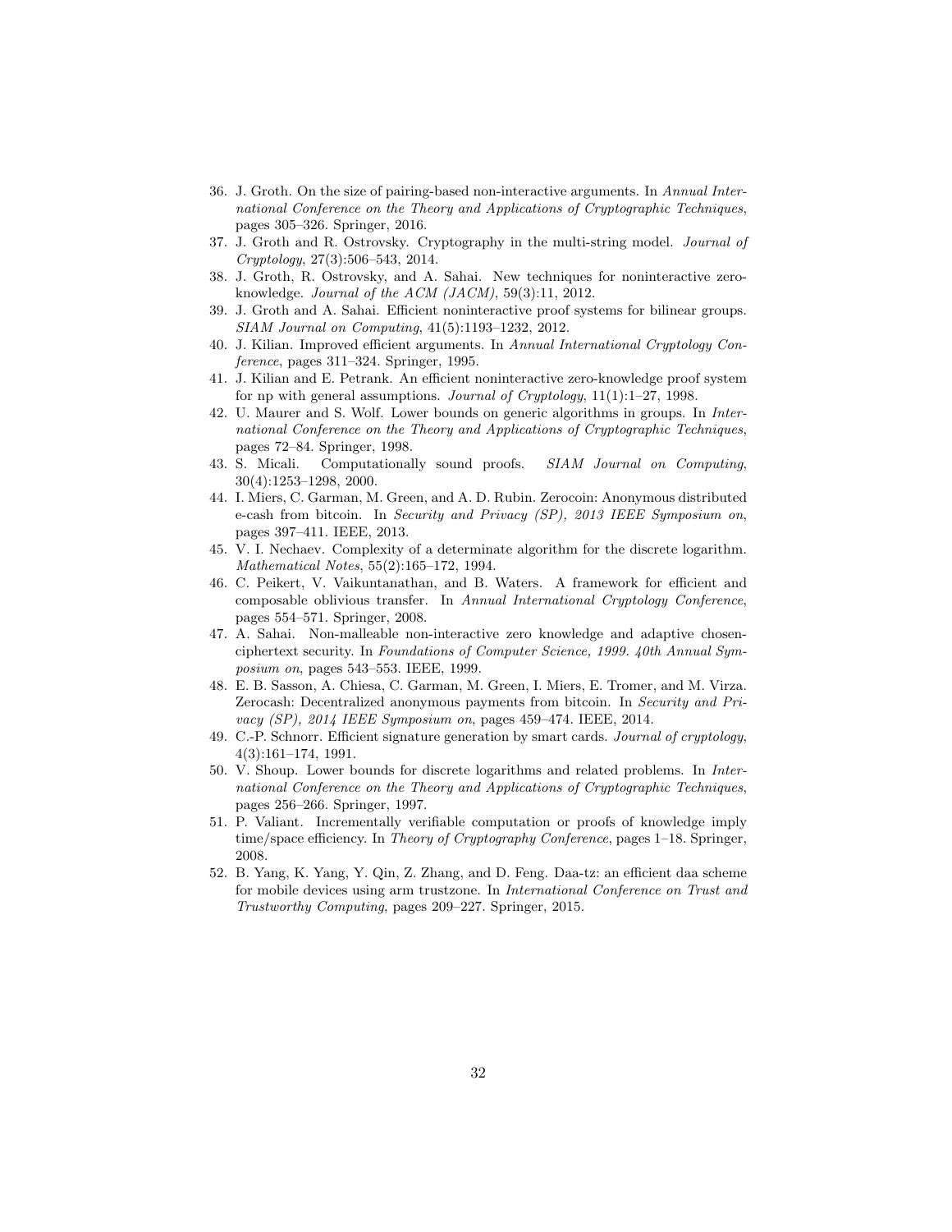36. J. Groth. On the size of pairing-based non-interactive arguments. In *Annual International Conference on the Theory and Applications of Cryptographic Techniques*, pages 305–326. Springer, 2016.
37. J. Groth and R. Ostrovsky. Cryptography in the multi-string model. *Journal of Cryptology*, 27(3):506–543, 2014.
38. J. Groth, R. Ostrovsky, and A. Sahai. New techniques for noninteractive zero-knowledge. *Journal of the ACM (JACM)*, 59(3):11, 2012.
39. J. Groth and A. Sahai. Efficient noninteractive proof systems for bilinear groups. *SIAM Journal on Computing*, 41(5):1193–1232, 2012.
40. J. Kilian. Improved efficient arguments. In *Annual International Cryptology Conference*, pages 311–324. Springer, 1995.
41. J. Kilian and E. Petrank. An efficient noninteractive zero-knowledge proof system for np with general assumptions. *Journal of Cryptology*, 11(1):1–27, 1998.
42. U. Maurer and S. Wolf. Lower bounds on generic algorithms in groups. In *International Conference on the Theory and Applications of Cryptographic Techniques*, pages 72–84. Springer, 1998.
43. S. Micali. Computationally sound proofs. *SIAM Journal on Computing*, 30(4):1253–1298, 2000.
44. I. Miers, C. Garman, M. Green, and A. D. Rubin. Zerocoin: Anonymous distributed e-cash from bitcoin. In *Security and Privacy (SP), 2013 IEEE Symposium on*, pages 397–411. IEEE, 2013.
45. V. I. Nechaev. Complexity of a determinate algorithm for the discrete logarithm. *Mathematical Notes*, 55(2):165–172, 1994.
46. C. Peikert, V. Vaikuntanathan, and B. Waters. A framework for efficient and composable oblivious transfer. In *Annual International Cryptology Conference*, pages 554–571. Springer, 2008.
47. A. Sahai. Non-malleable non-interactive zero knowledge and adaptive chosen-ciphertext security. In *Foundations of Computer Science, 1999. 40th Annual Symposium on*, pages 543–553. IEEE, 1999.
48. E. B. Sasson, A. Chiesa, C. Garman, M. Green, I. Miers, E. Tromer, and M. Virza. Zerocash: Decentralized anonymous payments from bitcoin. In *Security and Privacy (SP), 2014 IEEE Symposium on*, pages 459–474. IEEE, 2014.
49. C.-P. Schnorr. Efficient signature generation by smart cards. *Journal of cryptology*, 4(3):161–174, 1991.
50. V. Shoup. Lower bounds for discrete logarithms and related problems. In *International Conference on the Theory and Applications of Cryptographic Techniques*, pages 256–266. Springer, 1997.
51. P. Valiant. Incrementally verifiable computation or proofs of knowledge imply time/space efficiency. In *Theory of Cryptography Conference*, pages 1–18. Springer, 2008.
52. B. Yang, K. Yang, Y. Qin, Z. Zhang, and D. Feng. Daa-tz: an efficient daa scheme for mobile devices using arm trustzone. In *International Conference on Trust and Trustworthy Computing*, pages 209–227. Springer, 2015.